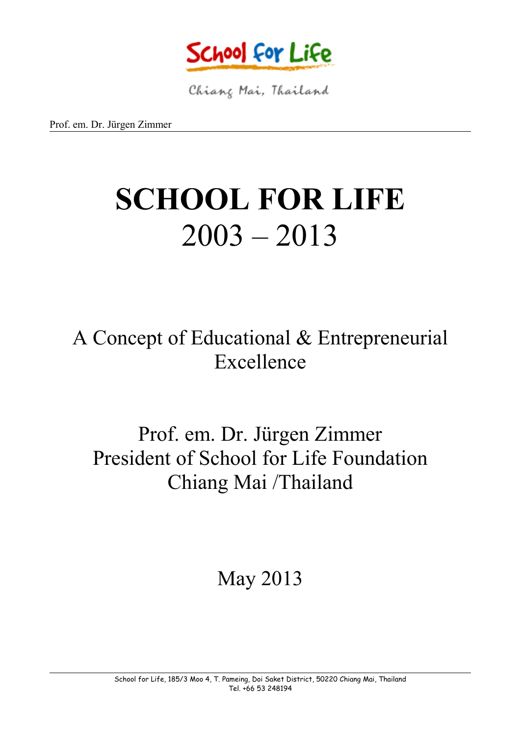School for Life

Chiang Mai, Thailand

Prof. em. Dr. Jürgen Zimmer

# SCHOOL FOR LIFE
# 2003 – 2013

## A Concept of Educational & Entrepreneurial Excellence

Prof. em. Dr. Jürgen Zimmer
President of School for Life Foundation
Chiang Mai /Thailand

May 2013

School for Life, 185/3 Moo 4, T. Pameing, Doi Saket District, 50220 Chiang Mai, Thailand
Tel. +66 53 248194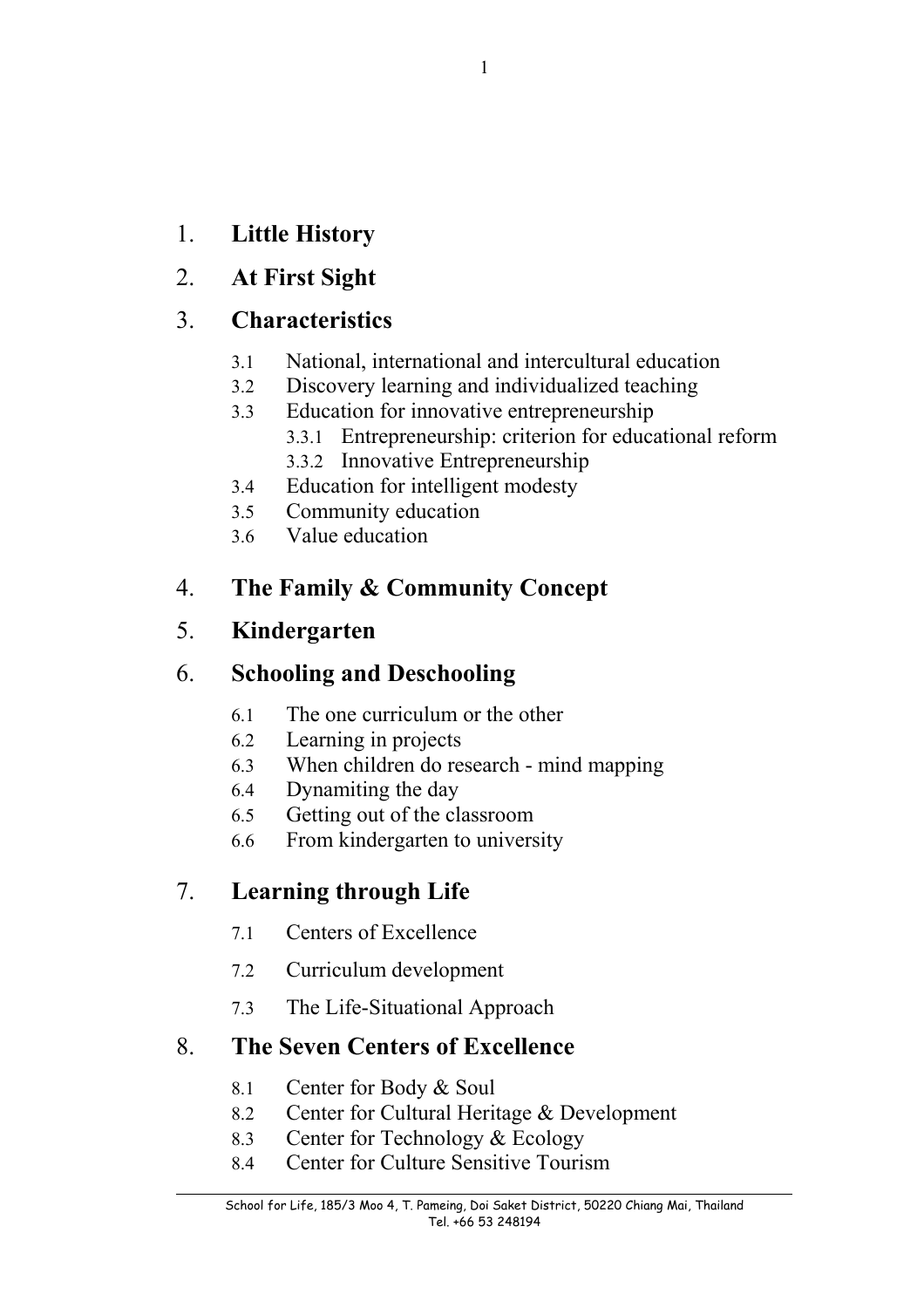1. **Little History**
2. **At First Sight**
3. **Characteristics**
   - 3.1 National, international and intercultural education
   - 3.2 Discovery learning and individualized teaching
   - 3.3 Education for innovative entrepreneurship
     - 3.3.1 Entrepreneurship: criterion for educational reform
     - 3.3.2 Innovative Entrepreneurship
   - 3.4 Education for intelligent modesty
   - 3.5 Community education
   - 3.6 Value education
4. **The Family & Community Concept**
5. **Kindergarten**
6. **Schooling and Deschooling**
   - 6.1 The one curriculum or the other
   - 6.2 Learning in projects
   - 6.3 When children do research - mind mapping
   - 6.4 Dynamiting the day
   - 6.5 Getting out of the classroom
   - 6.6 From kindergarten to university
7. **Learning through Life**
   - 7.1 Centers of Excellence
   - 7.2 Curriculum development
   - 7.3 The Life-Situational Approach
8. **The Seven Centers of Excellence**
   - 8.1 Center for Body & Soul
   - 8.2 Center for Cultural Heritage & Development
   - 8.3 Center for Technology & Ecology
   - 8.4 Center for Culture Sensitive Tourism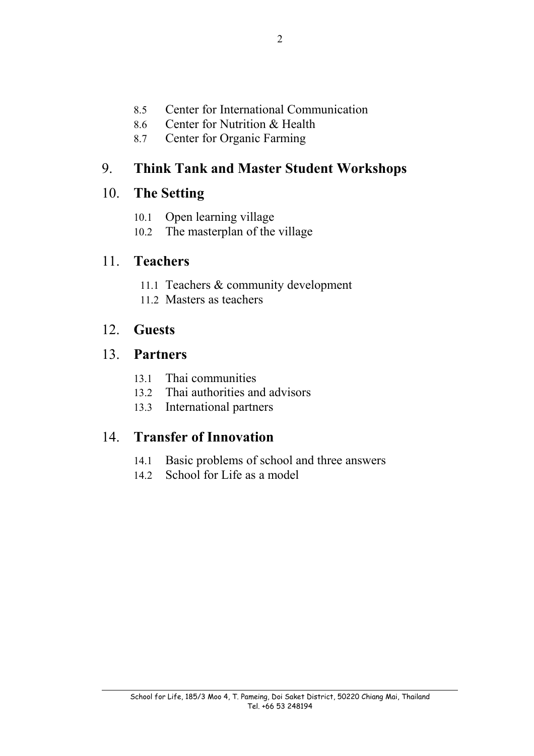8.5 Center for International Communication
8.6 Center for Nutrition & Health
8.7 Center for Organic Farming

## 9. Think Tank and Master Student Workshops

## 10. The Setting

10.1 Open learning village
10.2 The masterplan of the village

## 11. Teachers

11.1 Teachers & community development
11.2 Masters as teachers

## 12. Guests

## 13. Partners

13.1 Thai communities
13.2 Thai authorities and advisors
13.3 International partners

## 14. Transfer of Innovation

14.1 Basic problems of school and three answers
14.2 School for Life as a model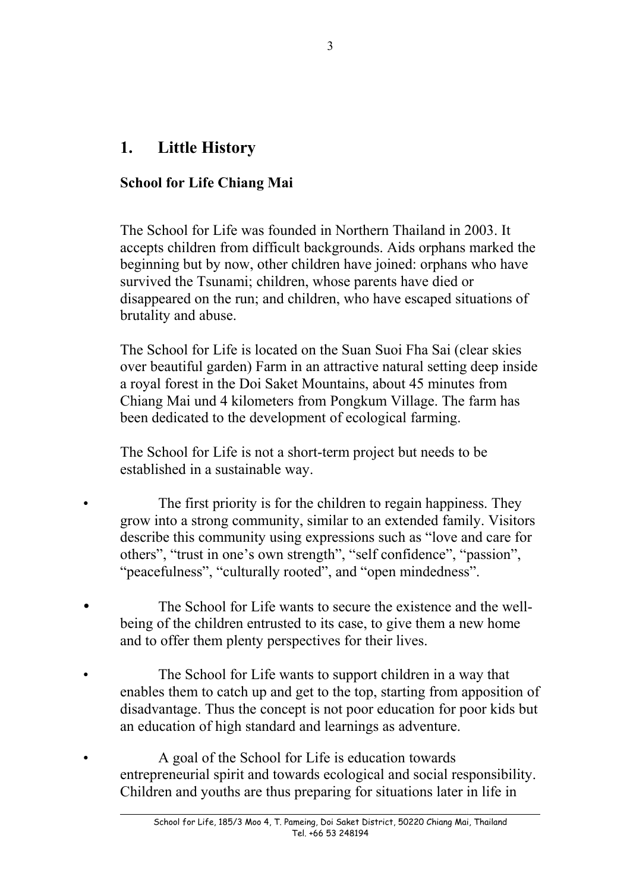# 1. Little History

## School for Life Chiang Mai

The School for Life was founded in Northern Thailand in 2003. It accepts children from difficult backgrounds. Aids orphans marked the beginning but by now, other children have joined: orphans who have survived the Tsunami; children, whose parents have died or disappeared on the run; and children, who have escaped situations of brutality and abuse.

The School for Life is located on the Suan Suoi Fha Sai (clear skies over beautiful garden) Farm in an attractive natural setting deep inside a royal forest in the Doi Saket Mountains, about 45 minutes from Chiang Mai und 4 kilometers from Pongkum Village. The farm has been dedicated to the development of ecological farming.

The School for Life is not a short-term project but needs to be established in a sustainable way.

- The first priority is for the children to regain happiness. They grow into a strong community, similar to an extended family. Visitors describe this community using expressions such as "love and care for others", "trust in one's own strength", "self confidence", "passion", "peacefulness", "culturally rooted", and "open mindedness".
- The School for Life wants to secure the existence and the well-being of the children entrusted to its case, to give them a new home and to offer them plenty perspectives for their lives.
- The School for Life wants to support children in a way that enables them to catch up and get to the top, starting from apposition of disadvantage. Thus the concept is not poor education for poor kids but an education of high standard and learnings as adventure.
- A goal of the School for Life is education towards entrepreneurial spirit and towards ecological and social responsibility. Children and youths are thus preparing for situations later in life in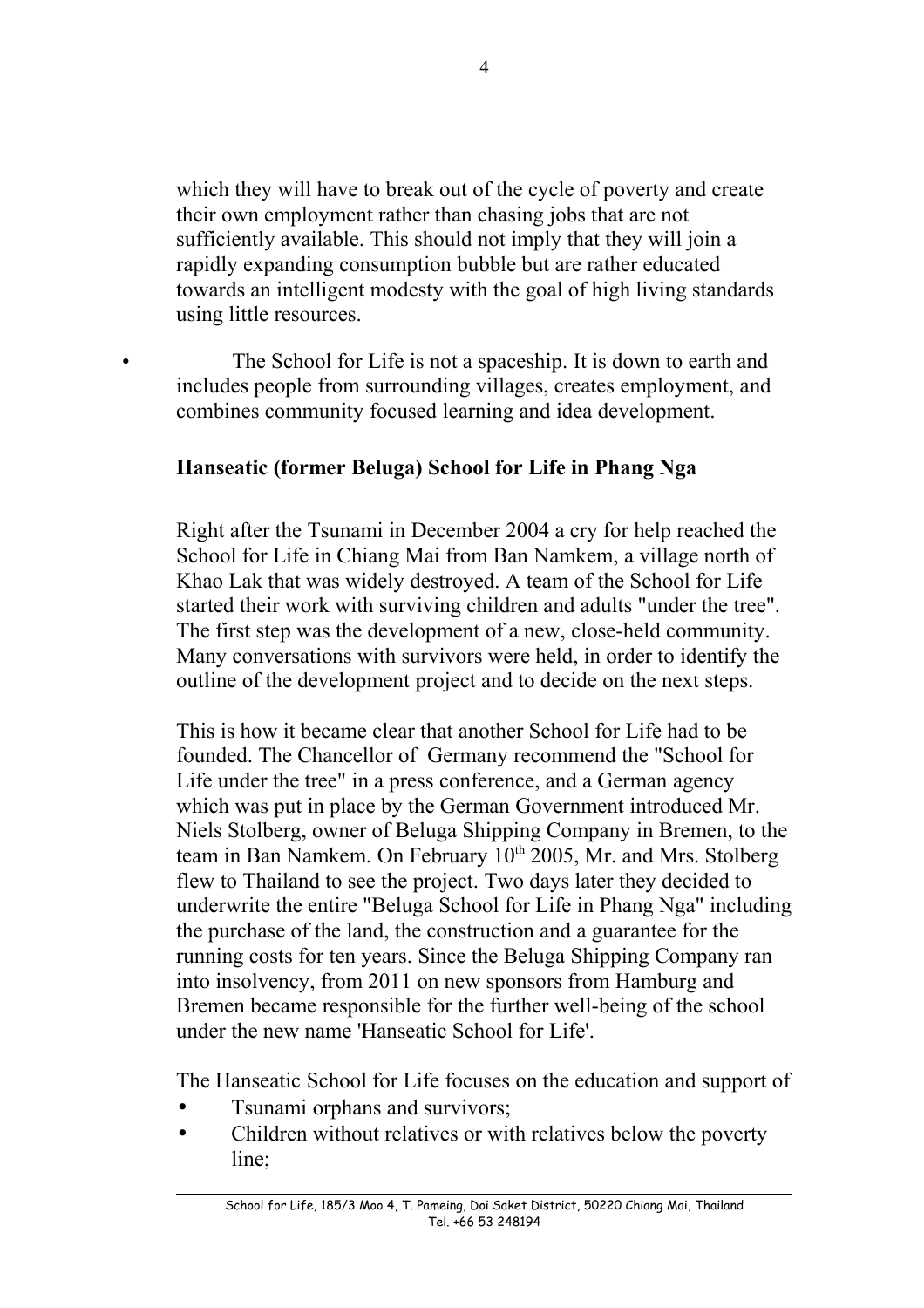which they will have to break out of the cycle of poverty and create their own employment rather than chasing jobs that are not sufficiently available. This should not imply that they will join a rapidly expanding consumption bubble but are rather educated towards an intelligent modesty with the goal of high living standards using little resources.

- The School for Life is not a spaceship. It is down to earth and includes people from surrounding villages, creates employment, and combines community focused learning and idea development.

**Hanseatic (former Beluga) School for Life in Phang Nga**

Right after the Tsunami in December 2004 a cry for help reached the School for Life in Chiang Mai from Ban Namkem, a village north of Khao Lak that was widely destroyed. A team of the School for Life started their work with surviving children and adults "under the tree". The first step was the development of a new, close-held community. Many conversations with survivors were held, in order to identify the outline of the development project and to decide on the next steps.

This is how it became clear that another School for Life had to be founded. The Chancellor of Germany recommend the "School for Life under the tree" in a press conference, and a German agency which was put in place by the German Government introduced Mr. Niels Stolberg, owner of Beluga Shipping Company in Bremen, to the team in Ban Namkem. On February 10th 2005, Mr. and Mrs. Stolberg flew to Thailand to see the project. Two days later they decided to underwrite the entire "Beluga School for Life in Phang Nga" including the purchase of the land, the construction and a guarantee for the running costs for ten years. Since the Beluga Shipping Company ran into insolvency, from 2011 on new sponsors from Hamburg and Bremen became responsible for the further well-being of the school under the new name 'Hanseatic School for Life'.

The Hanseatic School for Life focuses on the education and support of

- Tsunami orphans and survivors;
- Children without relatives or with relatives below the poverty line;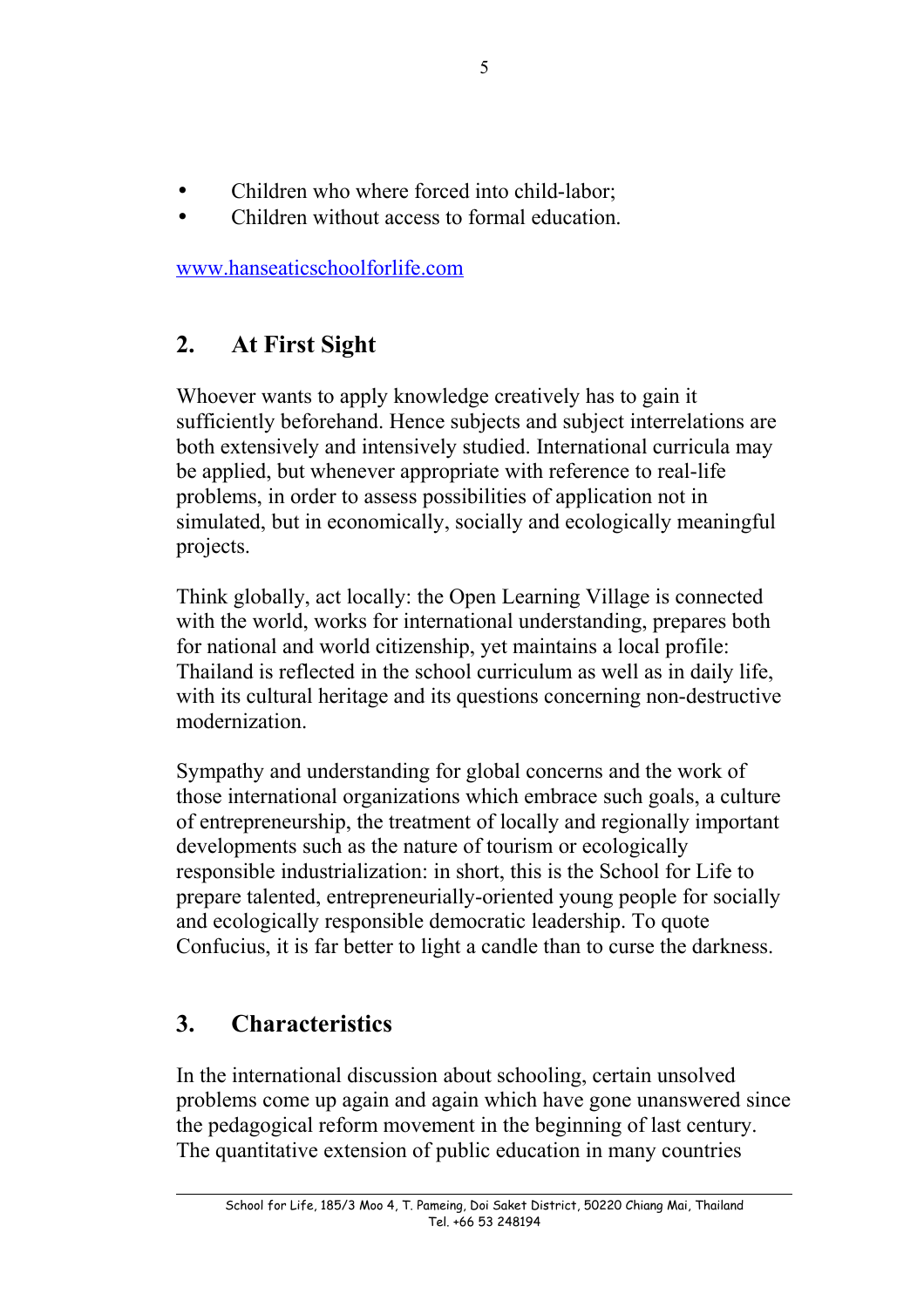- Children who where forced into child-labor;
- Children without access to formal education.

www.hanseaticschoolforlife.com

## 2. At First Sight

Whoever wants to apply knowledge creatively has to gain it sufficiently beforehand. Hence subjects and subject interrelations are both extensively and intensively studied. International curricula may be applied, but whenever appropriate with reference to real-life problems, in order to assess possibilities of application not in simulated, but in economically, socially and ecologically meaningful projects.

Think globally, act locally: the Open Learning Village is connected with the world, works for international understanding, prepares both for national and world citizenship, yet maintains a local profile: Thailand is reflected in the school curriculum as well as in daily life, with its cultural heritage and its questions concerning non-destructive modernization.

Sympathy and understanding for global concerns and the work of those international organizations which embrace such goals, a culture of entrepreneurship, the treatment of locally and regionally important developments such as the nature of tourism or ecologically responsible industrialization: in short, this is the School for Life to prepare talented, entrepreneurially-oriented young people for socially and ecologically responsible democratic leadership. To quote Confucius, it is far better to light a candle than to curse the darkness.

## 3. Characteristics

In the international discussion about schooling, certain unsolved problems come up again and again which have gone unanswered since the pedagogical reform movement in the beginning of last century. The quantitative extension of public education in many countries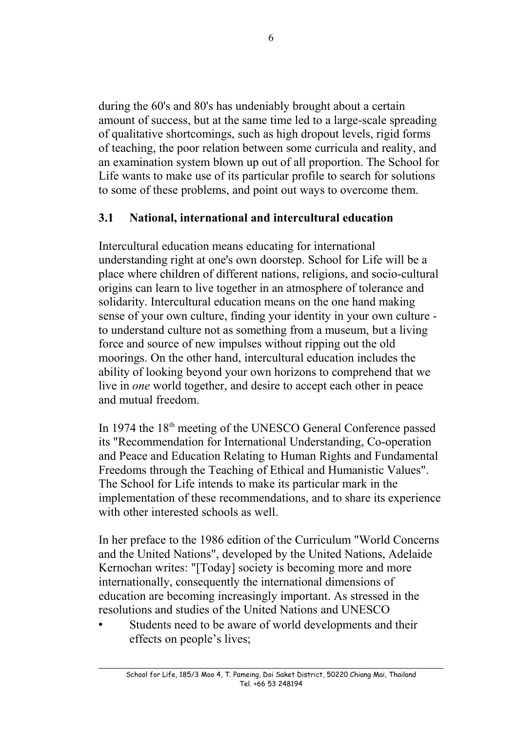during the 60's and 80's has undeniably brought about a certain amount of success, but at the same time led to a large-scale spreading of qualitative shortcomings, such as high dropout levels, rigid forms of teaching, the poor relation between some curricula and reality, and an examination system blown up out of all proportion. The School for Life wants to make use of its particular profile to search for solutions to some of these problems, and point out ways to overcome them.

### 3.1 National, international and intercultural education

Intercultural education means educating for international understanding right at one's own doorstep. School for Life will be a place where children of different nations, religions, and socio-cultural origins can learn to live together in an atmosphere of tolerance and solidarity. Intercultural education means on the one hand making sense of your own culture, finding your identity in your own culture - to understand culture not as something from a museum, but a living force and source of new impulses without ripping out the old moorings. On the other hand, intercultural education includes the ability of looking beyond your own horizons to comprehend that we live in *one* world together, and desire to accept each other in peace and mutual freedom.

In 1974 the 18th meeting of the UNESCO General Conference passed its "Recommendation for International Understanding, Co-operation and Peace and Education Relating to Human Rights and Fundamental Freedoms through the Teaching of Ethical and Humanistic Values". The School for Life intends to make its particular mark in the implementation of these recommendations, and to share its experience with other interested schools as well.

In her preface to the 1986 edition of the Curriculum "World Concerns and the United Nations", developed by the United Nations, Adelaide Kernochan writes: "[Today] society is becoming more and more internationally, consequently the international dimensions of education are becoming increasingly important. As stressed in the resolutions and studies of the United Nations and UNESCO

- Students need to be aware of world developments and their effects on people’s lives;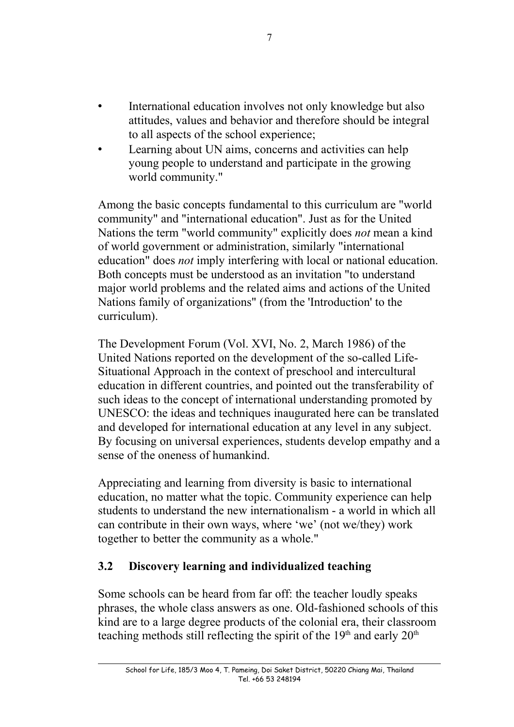- International education involves not only knowledge but also attitudes, values and behavior and therefore should be integral to all aspects of the school experience;
- Learning about UN aims, concerns and activities can help young people to understand and participate in the growing world community."

Among the basic concepts fundamental to this curriculum are "world community" and "international education". Just as for the United Nations the term "world community" explicitly does *not* mean a kind of world government or administration, similarly "international education" does *not* imply interfering with local or national education. Both concepts must be understood as an invitation "to understand major world problems and the related aims and actions of the United Nations family of organizations" (from the 'Introduction' to the curriculum).

The Development Forum (Vol. XVI, No. 2, March 1986) of the United Nations reported on the development of the so-called Life-Situational Approach in the context of preschool and intercultural education in different countries, and pointed out the transferability of such ideas to the concept of international understanding promoted by UNESCO: the ideas and techniques inaugurated here can be translated and developed for international education at any level in any subject. By focusing on universal experiences, students develop empathy and a sense of the oneness of humankind.

Appreciating and learning from diversity is basic to international education, no matter what the topic. Community experience can help students to understand the new internationalism - a world in which all can contribute in their own ways, where 'we' (not we/they) work together to better the community as a whole."

## 3.2 Discovery learning and individualized teaching

Some schools can be heard from far off: the teacher loudly speaks phrases, the whole class answers as one. Old-fashioned schools of this kind are to a large degree products of the colonial era, their classroom teaching methods still reflecting the spirit of the 19th and early 20th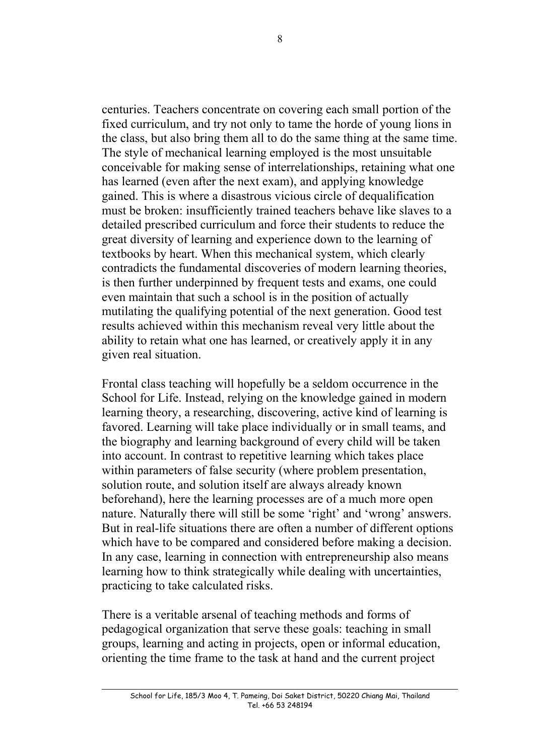centuries. Teachers concentrate on covering each small portion of the fixed curriculum, and try not only to tame the horde of young lions in the class, but also bring them all to do the same thing at the same time. The style of mechanical learning employed is the most unsuitable conceivable for making sense of interrelationships, retaining what one has learned (even after the next exam), and applying knowledge gained. This is where a disastrous vicious circle of dequalification must be broken: insufficiently trained teachers behave like slaves to a detailed prescribed curriculum and force their students to reduce the great diversity of learning and experience down to the learning of textbooks by heart. When this mechanical system, which clearly contradicts the fundamental discoveries of modern learning theories, is then further underpinned by frequent tests and exams, one could even maintain that such a school is in the position of actually mutilating the qualifying potential of the next generation. Good test results achieved within this mechanism reveal very little about the ability to retain what one has learned, or creatively apply it in any given real situation.

Frontal class teaching will hopefully be a seldom occurrence in the School for Life. Instead, relying on the knowledge gained in modern learning theory, a researching, discovering, active kind of learning is favored. Learning will take place individually or in small teams, and the biography and learning background of every child will be taken into account. In contrast to repetitive learning which takes place within parameters of false security (where problem presentation, solution route, and solution itself are always already known beforehand), here the learning processes are of a much more open nature. Naturally there will still be some 'right' and 'wrong' answers. But in real-life situations there are often a number of different options which have to be compared and considered before making a decision. In any case, learning in connection with entrepreneurship also means learning how to think strategically while dealing with uncertainties, practicing to take calculated risks.

There is a veritable arsenal of teaching methods and forms of pedagogical organization that serve these goals: teaching in small groups, learning and acting in projects, open or informal education, orienting the time frame to the task at hand and the current project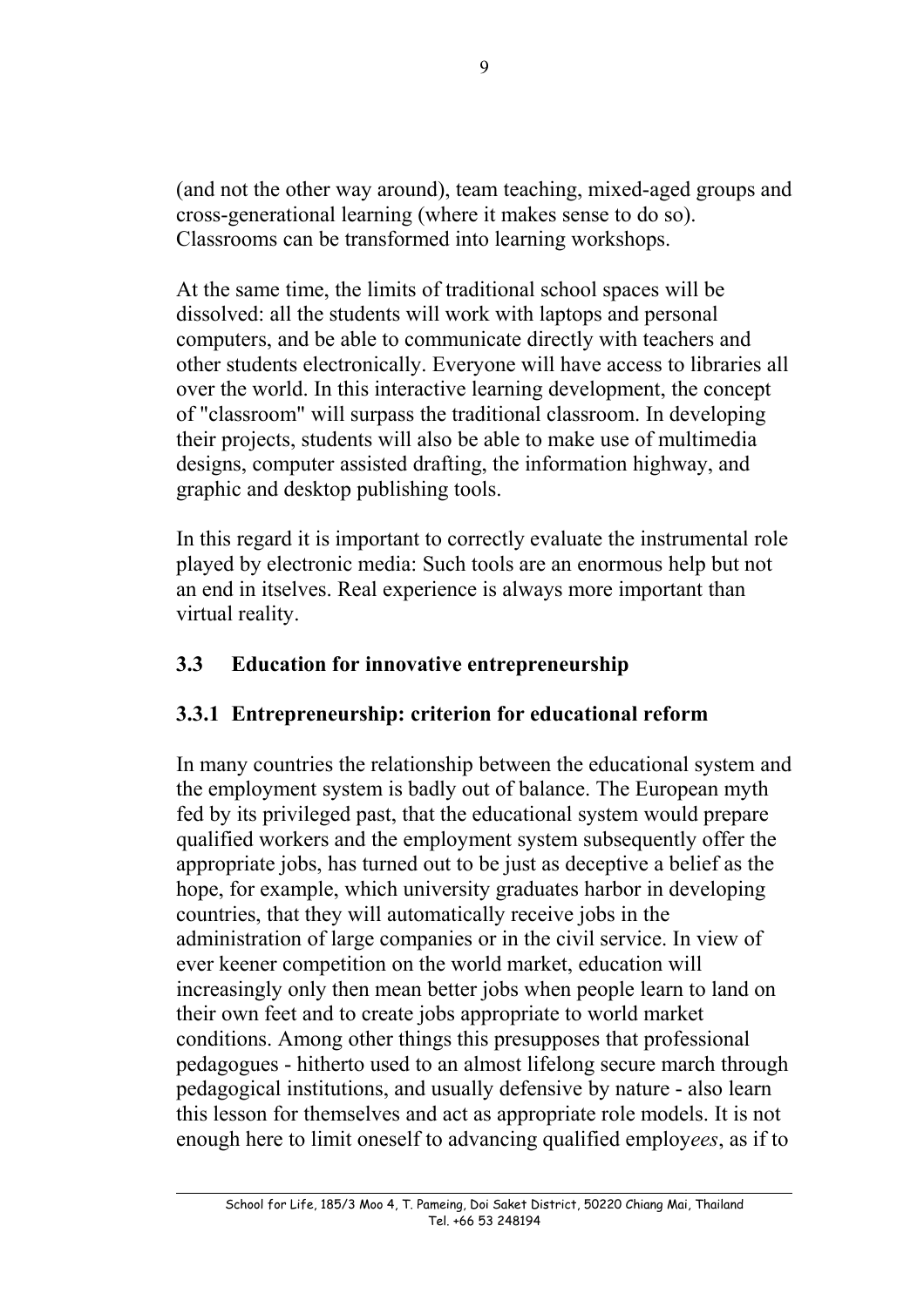(and not the other way around), team teaching, mixed-aged groups and cross-generational learning (where it makes sense to do so). Classrooms can be transformed into learning workshops.

At the same time, the limits of traditional school spaces will be dissolved: all the students will work with laptops and personal computers, and be able to communicate directly with teachers and other students electronically. Everyone will have access to libraries all over the world. In this interactive learning development, the concept of "classroom" will surpass the traditional classroom. In developing their projects, students will also be able to make use of multimedia designs, computer assisted drafting, the information highway, and graphic and desktop publishing tools.

In this regard it is important to correctly evaluate the instrumental role played by electronic media: Such tools are an enormous help but not an end in itselves. Real experience is always more important than virtual reality.

### 3.3 Education for innovative entrepreneurship

#### 3.3.1 Entrepreneurship: criterion for educational reform

In many countries the relationship between the educational system and the employment system is badly out of balance. The European myth fed by its privileged past, that the educational system would prepare qualified workers and the employment system subsequently offer the appropriate jobs, has turned out to be just as deceptive a belief as the hope, for example, which university graduates harbor in developing countries, that they will automatically receive jobs in the administration of large companies or in the civil service. In view of ever keener competition on the world market, education will increasingly only then mean better jobs when people learn to land on their own feet and to create jobs appropriate to world market conditions. Among other things this presupposes that professional pedagogues - hitherto used to an almost lifelong secure march through pedagogical institutions, and usually defensive by nature - also learn this lesson for themselves and act as appropriate role models. It is not enough here to limit oneself to advancing qualified employ*ees*, as if to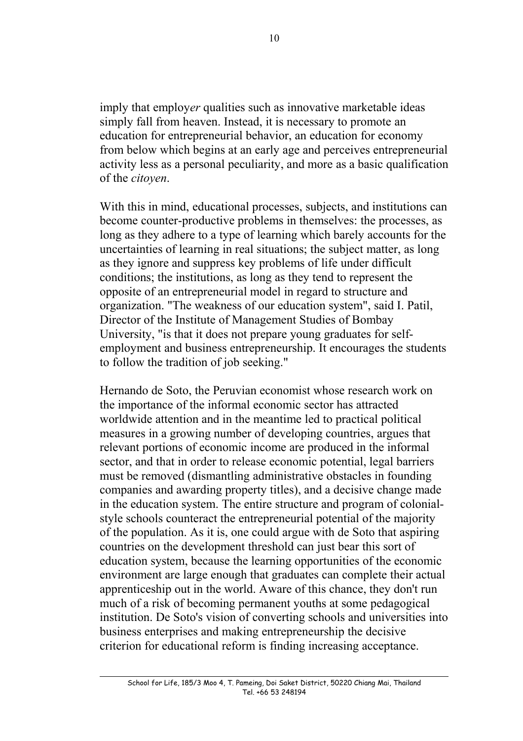imply that employ*er* qualities such as innovative marketable ideas simply fall from heaven. Instead, it is necessary to promote an education for entrepreneurial behavior, an education for economy from below which begins at an early age and perceives entrepreneurial activity less as a personal peculiarity, and more as a basic qualification of the *citoyen*.

With this in mind, educational processes, subjects, and institutions can become counter-productive problems in themselves: the processes, as long as they adhere to a type of learning which barely accounts for the uncertainties of learning in real situations; the subject matter, as long as they ignore and suppress key problems of life under difficult conditions; the institutions, as long as they tend to represent the opposite of an entrepreneurial model in regard to structure and organization. "The weakness of our education system", said I. Patil, Director of the Institute of Management Studies of Bombay University, "is that it does not prepare young graduates for self-employment and business entrepreneurship. It encourages the students to follow the tradition of job seeking."

Hernando de Soto, the Peruvian economist whose research work on the importance of the informal economic sector has attracted worldwide attention and in the meantime led to practical political measures in a growing number of developing countries, argues that relevant portions of economic income are produced in the informal sector, and that in order to release economic potential, legal barriers must be removed (dismantling administrative obstacles in founding companies and awarding property titles), and a decisive change made in the education system. The entire structure and program of colonial-style schools counteract the entrepreneurial potential of the majority of the population. As it is, one could argue with de Soto that aspiring countries on the development threshold can just bear this sort of education system, because the learning opportunities of the economic environment are large enough that graduates can complete their actual apprenticeship out in the world. Aware of this chance, they don't run much of a risk of becoming permanent youths at some pedagogical institution. De Soto's vision of converting schools and universities into business enterprises and making entrepreneurship the decisive criterion for educational reform is finding increasing acceptance.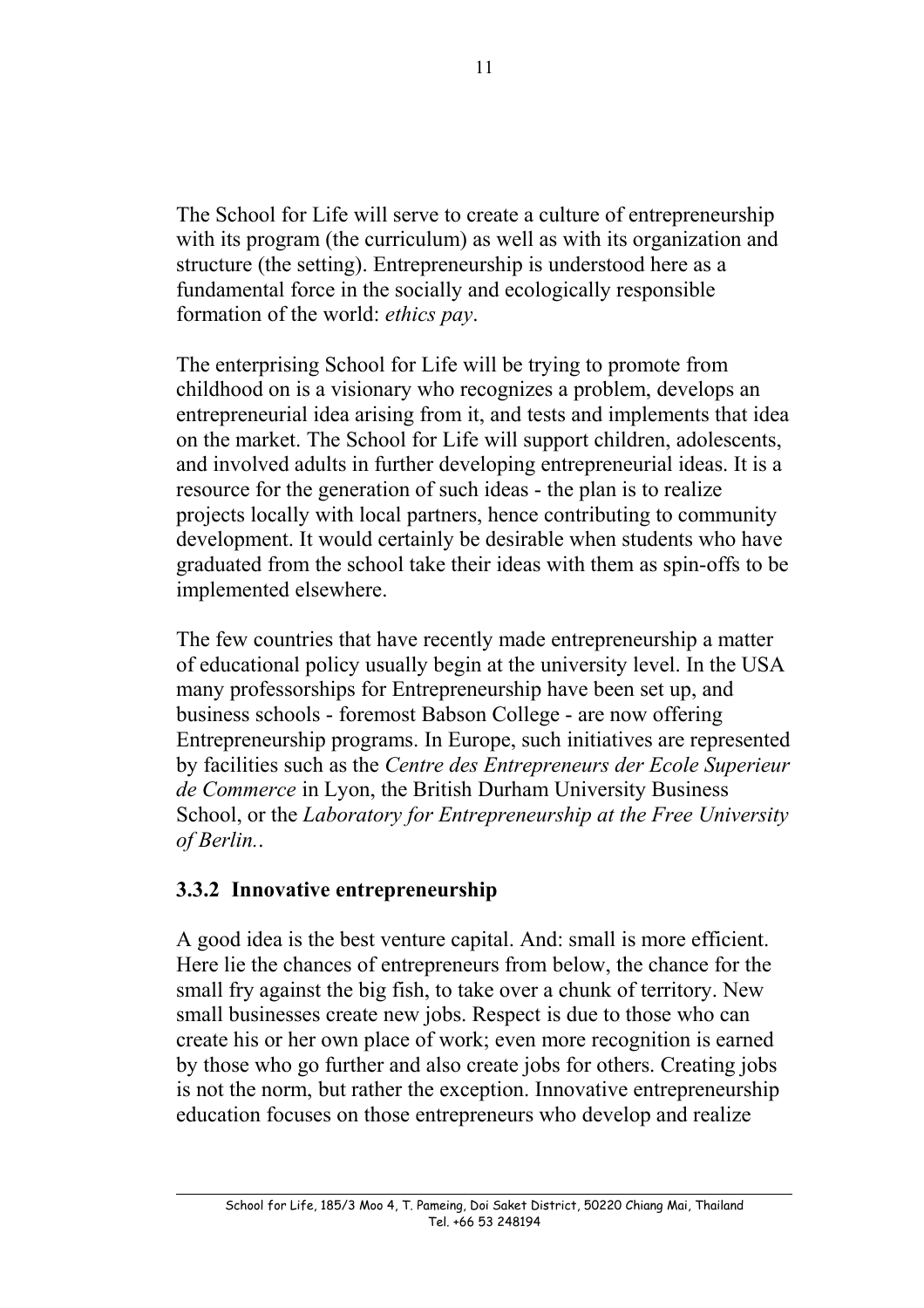The School for Life will serve to create a culture of entrepreneurship with its program (the curriculum) as well as with its organization and structure (the setting). Entrepreneurship is understood here as a fundamental force in the socially and ecologically responsible formation of the world: *ethics pay*.

The enterprising School for Life will be trying to promote from childhood on is a visionary who recognizes a problem, develops an entrepreneurial idea arising from it, and tests and implements that idea on the market. The School for Life will support children, adolescents, and involved adults in further developing entrepreneurial ideas. It is a resource for the generation of such ideas - the plan is to realize projects locally with local partners, hence contributing to community development. It would certainly be desirable when students who have graduated from the school take their ideas with them as spin-offs to be implemented elsewhere.

The few countries that have recently made entrepreneurship a matter of educational policy usually begin at the university level. In the USA many professorships for Entrepreneurship have been set up, and business schools - foremost Babson College - are now offering Entrepreneurship programs. In Europe, such initiatives are represented by facilities such as the *Centre des Entrepreneurs der Ecole Superieur de Commerce* in Lyon, the British Durham University Business School, or the *Laboratory for Entrepreneurship at the Free University of Berlin.*.

### 3.3.2 Innovative entrepreneurship

A good idea is the best venture capital. And: small is more efficient. Here lie the chances of entrepreneurs from below, the chance for the small fry against the big fish, to take over a chunk of territory. New small businesses create new jobs. Respect is due to those who can create his or her own place of work; even more recognition is earned by those who go further and also create jobs for others. Creating jobs is not the norm, but rather the exception. Innovative entrepreneurship education focuses on those entrepreneurs who develop and realize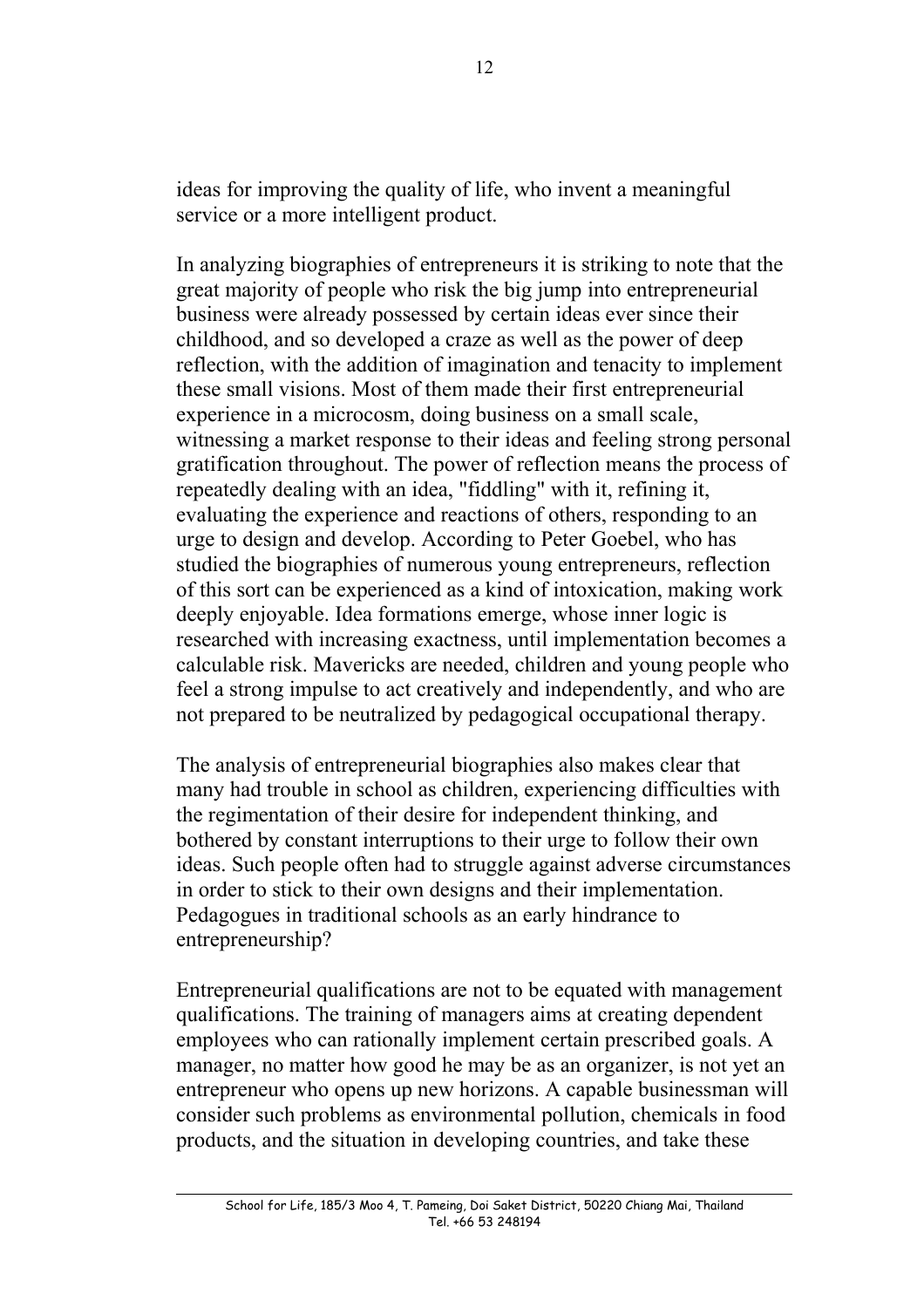ideas for improving the quality of life, who invent a meaningful service or a more intelligent product.

In analyzing biographies of entrepreneurs it is striking to note that the great majority of people who risk the big jump into entrepreneurial business were already possessed by certain ideas ever since their childhood, and so developed a craze as well as the power of deep reflection, with the addition of imagination and tenacity to implement these small visions. Most of them made their first entrepreneurial experience in a microcosm, doing business on a small scale, witnessing a market response to their ideas and feeling strong personal gratification throughout. The power of reflection means the process of repeatedly dealing with an idea, "fiddling" with it, refining it, evaluating the experience and reactions of others, responding to an urge to design and develop. According to Peter Goebel, who has studied the biographies of numerous young entrepreneurs, reflection of this sort can be experienced as a kind of intoxication, making work deeply enjoyable. Idea formations emerge, whose inner logic is researched with increasing exactness, until implementation becomes a calculable risk. Mavericks are needed, children and young people who feel a strong impulse to act creatively and independently, and who are not prepared to be neutralized by pedagogical occupational therapy.

The analysis of entrepreneurial biographies also makes clear that many had trouble in school as children, experiencing difficulties with the regimentation of their desire for independent thinking, and bothered by constant interruptions to their urge to follow their own ideas. Such people often had to struggle against adverse circumstances in order to stick to their own designs and their implementation. Pedagogues in traditional schools as an early hindrance to entrepreneurship?

Entrepreneurial qualifications are not to be equated with management qualifications. The training of managers aims at creating dependent employees who can rationally implement certain prescribed goals. A manager, no matter how good he may be as an organizer, is not yet an entrepreneur who opens up new horizons. A capable businessman will consider such problems as environmental pollution, chemicals in food products, and the situation in developing countries, and take these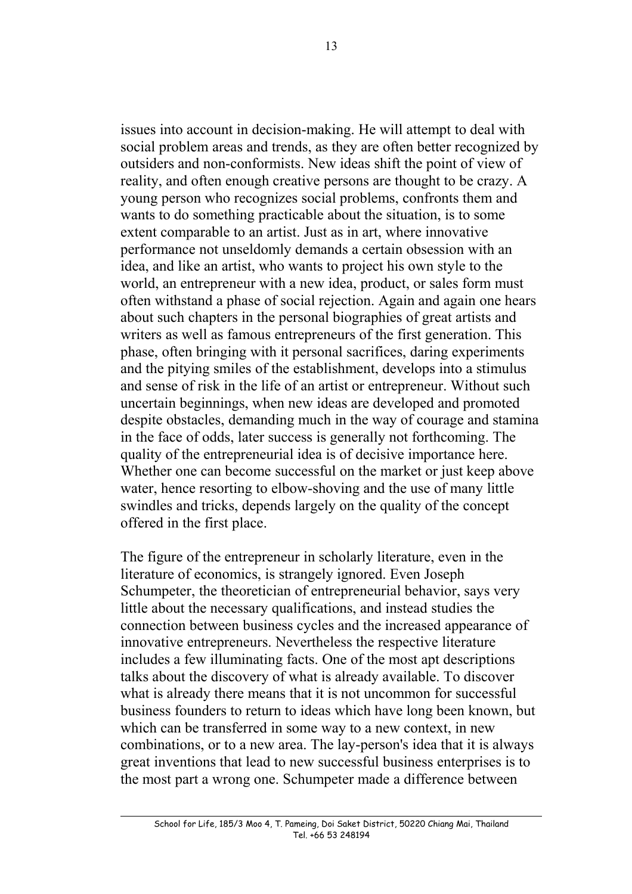issues into account in decision-making. He will attempt to deal with social problem areas and trends, as they are often better recognized by outsiders and non-conformists. New ideas shift the point of view of reality, and often enough creative persons are thought to be crazy. A young person who recognizes social problems, confronts them and wants to do something practicable about the situation, is to some extent comparable to an artist. Just as in art, where innovative performance not unseldomly demands a certain obsession with an idea, and like an artist, who wants to project his own style to the world, an entrepreneur with a new idea, product, or sales form must often withstand a phase of social rejection. Again and again one hears about such chapters in the personal biographies of great artists and writers as well as famous entrepreneurs of the first generation. This phase, often bringing with it personal sacrifices, daring experiments and the pitying smiles of the establishment, develops into a stimulus and sense of risk in the life of an artist or entrepreneur. Without such uncertain beginnings, when new ideas are developed and promoted despite obstacles, demanding much in the way of courage and stamina in the face of odds, later success is generally not forthcoming. The quality of the entrepreneurial idea is of decisive importance here. Whether one can become successful on the market or just keep above water, hence resorting to elbow-shoving and the use of many little swindles and tricks, depends largely on the quality of the concept offered in the first place.

The figure of the entrepreneur in scholarly literature, even in the literature of economics, is strangely ignored. Even Joseph Schumpeter, the theoretician of entrepreneurial behavior, says very little about the necessary qualifications, and instead studies the connection between business cycles and the increased appearance of innovative entrepreneurs. Nevertheless the respective literature includes a few illuminating facts. One of the most apt descriptions talks about the discovery of what is already available. To discover what is already there means that it is not uncommon for successful business founders to return to ideas which have long been known, but which can be transferred in some way to a new context, in new combinations, or to a new area. The lay-person's idea that it is always great inventions that lead to new successful business enterprises is to the most part a wrong one. Schumpeter made a difference between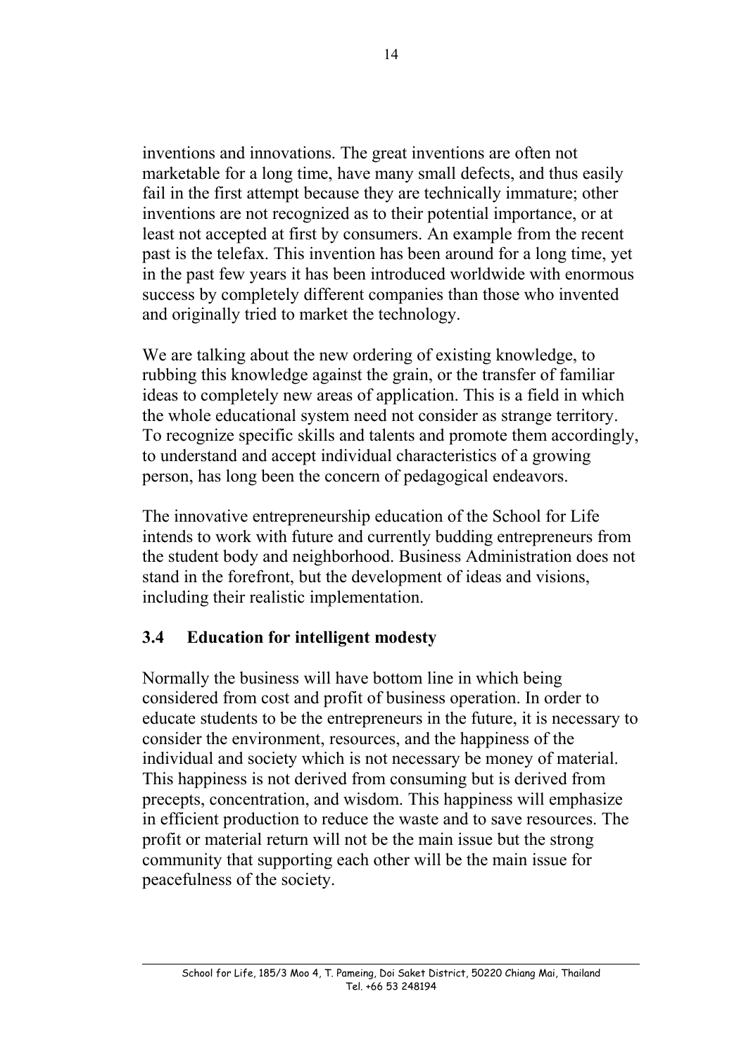inventions and innovations. The great inventions are often not marketable for a long time, have many small defects, and thus easily fail in the first attempt because they are technically immature; other inventions are not recognized as to their potential importance, or at least not accepted at first by consumers. An example from the recent past is the telefax. This invention has been around for a long time, yet in the past few years it has been introduced worldwide with enormous success by completely different companies than those who invented and originally tried to market the technology.

We are talking about the new ordering of existing knowledge, to rubbing this knowledge against the grain, or the transfer of familiar ideas to completely new areas of application. This is a field in which the whole educational system need not consider as strange territory. To recognize specific skills and talents and promote them accordingly, to understand and accept individual characteristics of a growing person, has long been the concern of pedagogical endeavors.

The innovative entrepreneurship education of the School for Life intends to work with future and currently budding entrepreneurs from the student body and neighborhood. Business Administration does not stand in the forefront, but the development of ideas and visions, including their realistic implementation.

### 3.4 Education for intelligent modesty

Normally the business will have bottom line in which being considered from cost and profit of business operation. In order to educate students to be the entrepreneurs in the future, it is necessary to consider the environment, resources, and the happiness of the individual and society which is not necessary be money of material. This happiness is not derived from consuming but is derived from precepts, concentration, and wisdom. This happiness will emphasize in efficient production to reduce the waste and to save resources. The profit or material return will not be the main issue but the strong community that supporting each other will be the main issue for peacefulness of the society.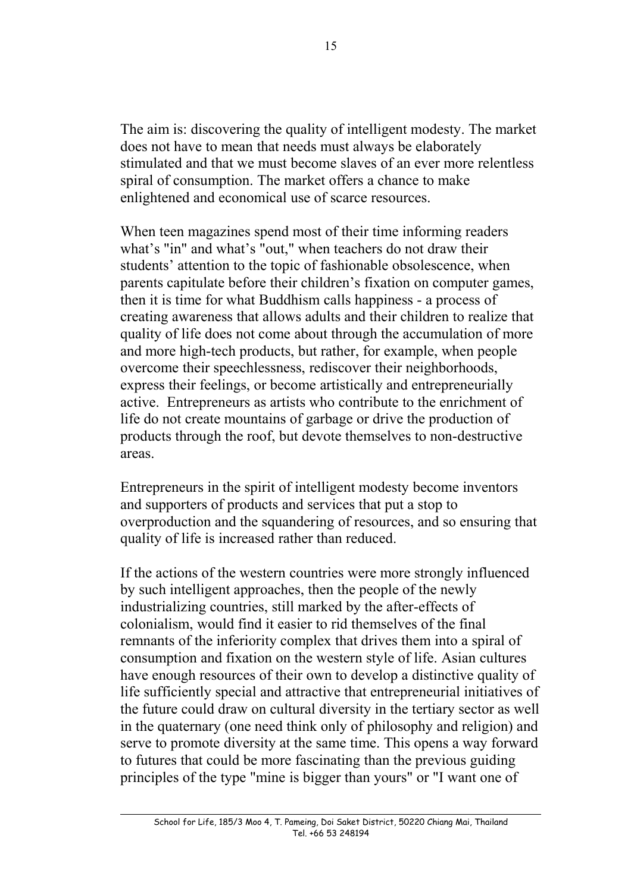The aim is: discovering the quality of intelligent modesty. The market does not have to mean that needs must always be elaborately stimulated and that we must become slaves of an ever more relentless spiral of consumption. The market offers a chance to make enlightened and economical use of scarce resources.

When teen magazines spend most of their time informing readers what's "in" and what's "out," when teachers do not draw their students' attention to the topic of fashionable obsolescence, when parents capitulate before their children's fixation on computer games, then it is time for what Buddhism calls happiness - a process of creating awareness that allows adults and their children to realize that quality of life does not come about through the accumulation of more and more high-tech products, but rather, for example, when people overcome their speechlessness, rediscover their neighborhoods, express their feelings, or become artistically and entrepreneurially active. Entrepreneurs as artists who contribute to the enrichment of life do not create mountains of garbage or drive the production of products through the roof, but devote themselves to non-destructive areas.

Entrepreneurs in the spirit of intelligent modesty become inventors and supporters of products and services that put a stop to overproduction and the squandering of resources, and so ensuring that quality of life is increased rather than reduced.

If the actions of the western countries were more strongly influenced by such intelligent approaches, then the people of the newly industrializing countries, still marked by the after-effects of colonialism, would find it easier to rid themselves of the final remnants of the inferiority complex that drives them into a spiral of consumption and fixation on the western style of life. Asian cultures have enough resources of their own to develop a distinctive quality of life sufficiently special and attractive that entrepreneurial initiatives of the future could draw on cultural diversity in the tertiary sector as well in the quaternary (one need think only of philosophy and religion) and serve to promote diversity at the same time. This opens a way forward to futures that could be more fascinating than the previous guiding principles of the type "mine is bigger than yours" or "I want one of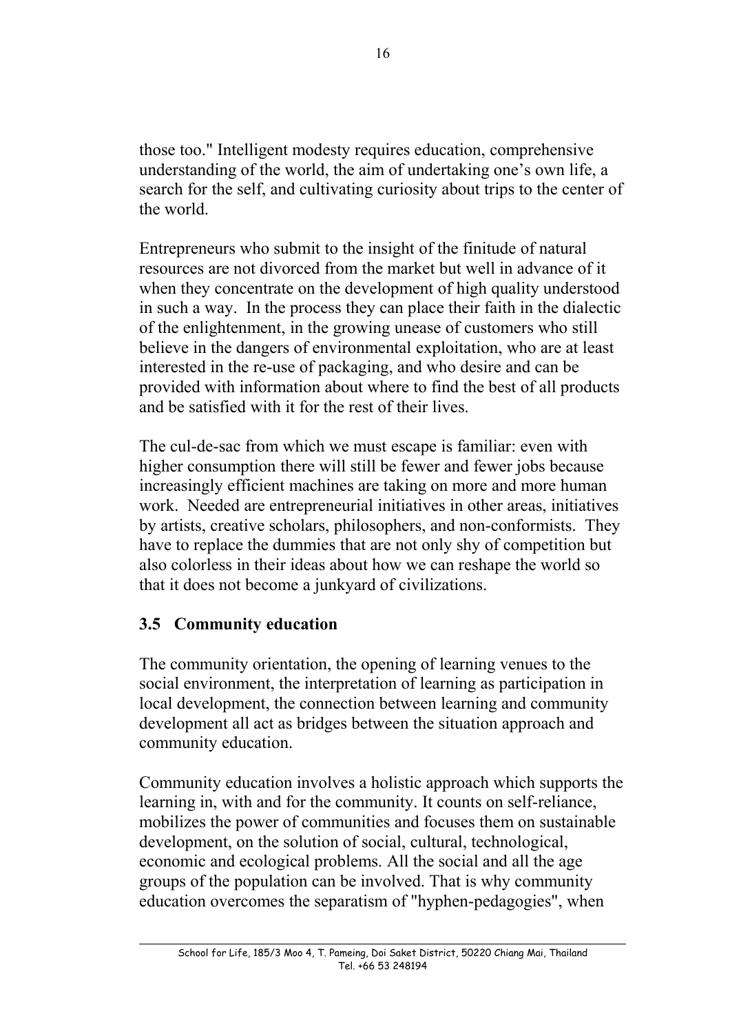those too." Intelligent modesty requires education, comprehensive understanding of the world, the aim of undertaking one's own life, a search for the self, and cultivating curiosity about trips to the center of the world.

Entrepreneurs who submit to the insight of the finitude of natural resources are not divorced from the market but well in advance of it when they concentrate on the development of high quality understood in such a way. In the process they can place their faith in the dialectic of the enlightenment, in the growing unease of customers who still believe in the dangers of environmental exploitation, who are at least interested in the re-use of packaging, and who desire and can be provided with information about where to find the best of all products and be satisfied with it for the rest of their lives.

The cul-de-sac from which we must escape is familiar: even with higher consumption there will still be fewer and fewer jobs because increasingly efficient machines are taking on more and more human work. Needed are entrepreneurial initiatives in other areas, initiatives by artists, creative scholars, philosophers, and non-conformists. They have to replace the dummies that are not only shy of competition but also colorless in their ideas about how we can reshape the world so that it does not become a junkyard of civilizations.

### 3.5 Community education

The community orientation, the opening of learning venues to the social environment, the interpretation of learning as participation in local development, the connection between learning and community development all act as bridges between the situation approach and community education.

Community education involves a holistic approach which supports the learning in, with and for the community. It counts on self-reliance, mobilizes the power of communities and focuses them on sustainable development, on the solution of social, cultural, technological, economic and ecological problems. All the social and all the age groups of the population can be involved. That is why community education overcomes the separatism of "hyphen-pedagogies", when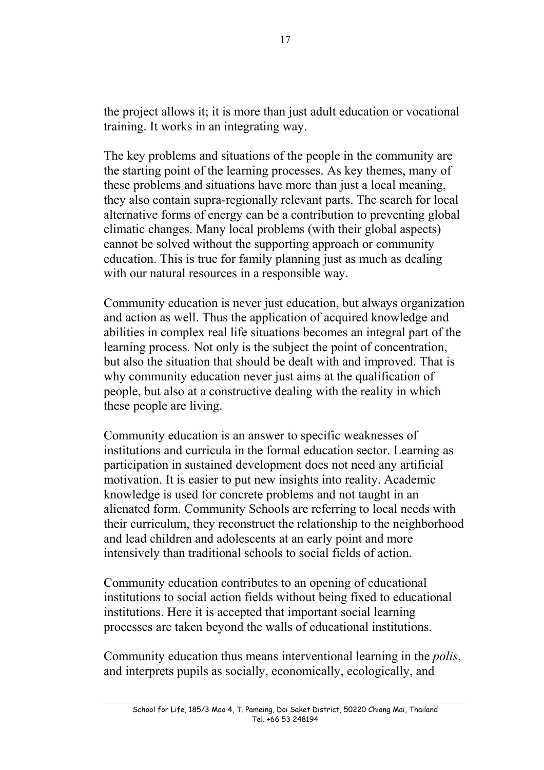the project allows it; it is more than just adult education or vocational training. It works in an integrating way.

The key problems and situations of the people in the community are the starting point of the learning processes. As key themes, many of these problems and situations have more than just a local meaning, they also contain supra-regionally relevant parts. The search for local alternative forms of energy can be a contribution to preventing global climatic changes. Many local problems (with their global aspects) cannot be solved without the supporting approach or community education. This is true for family planning just as much as dealing with our natural resources in a responsible way.

Community education is never just education, but always organization and action as well. Thus the application of acquired knowledge and abilities in complex real life situations becomes an integral part of the learning process. Not only is the subject the point of concentration, but also the situation that should be dealt with and improved. That is why community education never just aims at the qualification of people, but also at a constructive dealing with the reality in which these people are living.

Community education is an answer to specific weaknesses of institutions and curricula in the formal education sector. Learning as participation in sustained development does not need any artificial motivation. It is easier to put new insights into reality. Academic knowledge is used for concrete problems and not taught in an alienated form. Community Schools are referring to local needs with their curriculum, they reconstruct the relationship to the neighborhood and lead children and adolescents at an early point and more intensively than traditional schools to social fields of action.

Community education contributes to an opening of educational institutions to social action fields without being fixed to educational institutions. Here it is accepted that important social learning processes are taken beyond the walls of educational institutions.

Community education thus means interventional learning in the *polis*, and interprets pupils as socially, economically, ecologically, and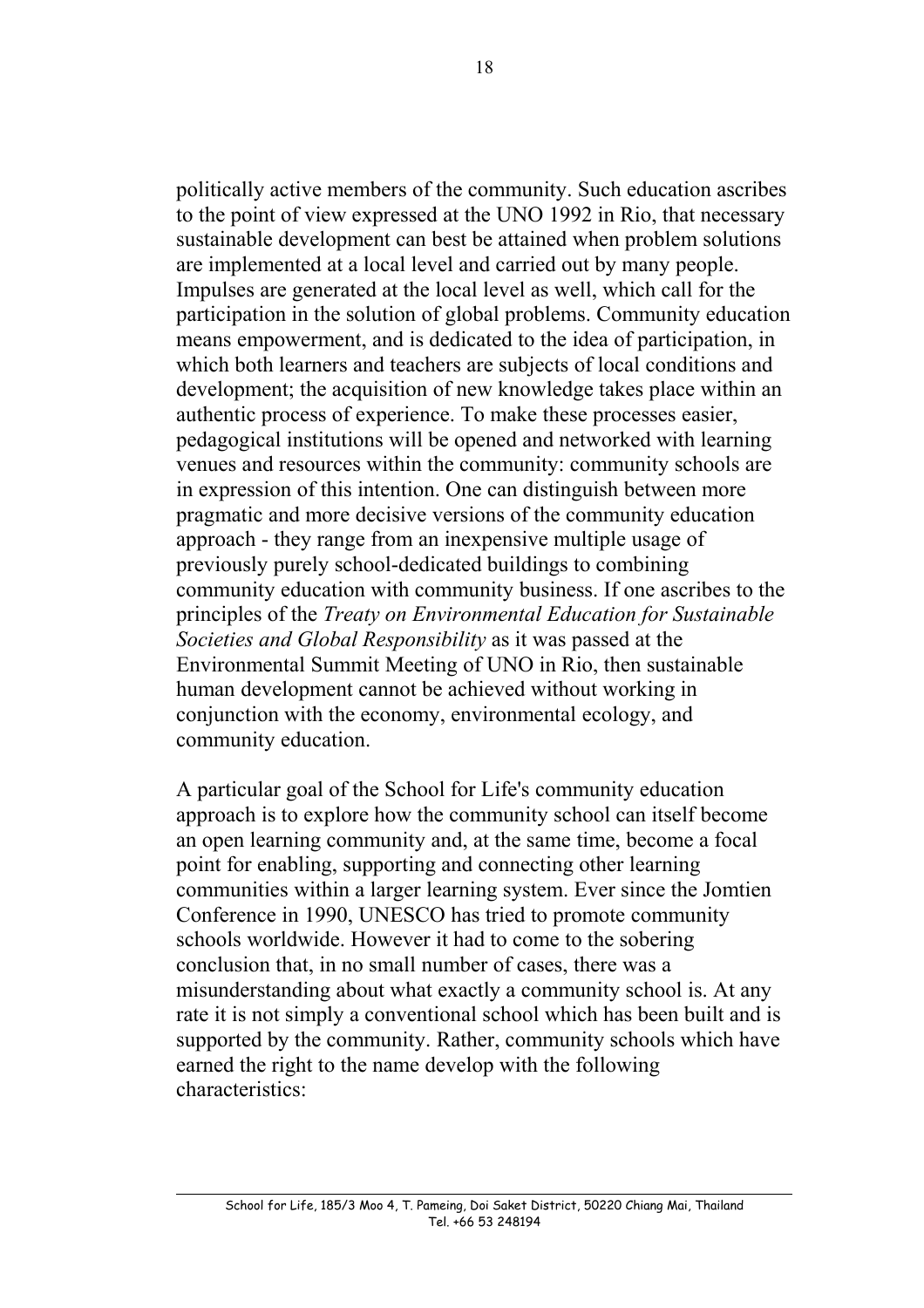politically active members of the community. Such education ascribes to the point of view expressed at the UNO 1992 in Rio, that necessary sustainable development can best be attained when problem solutions are implemented at a local level and carried out by many people. Impulses are generated at the local level as well, which call for the participation in the solution of global problems. Community education means empowerment, and is dedicated to the idea of participation, in which both learners and teachers are subjects of local conditions and development; the acquisition of new knowledge takes place within an authentic process of experience. To make these processes easier, pedagogical institutions will be opened and networked with learning venues and resources within the community: community schools are in expression of this intention. One can distinguish between more pragmatic and more decisive versions of the community education approach - they range from an inexpensive multiple usage of previously purely school-dedicated buildings to combining community education with community business. If one ascribes to the principles of the *Treaty on Environmental Education for Sustainable Societies and Global Responsibility* as it was passed at the Environmental Summit Meeting of UNO in Rio, then sustainable human development cannot be achieved without working in conjunction with the economy, environmental ecology, and community education.

A particular goal of the School for Life's community education approach is to explore how the community school can itself become an open learning community and, at the same time, become a focal point for enabling, supporting and connecting other learning communities within a larger learning system. Ever since the Jomtien Conference in 1990, UNESCO has tried to promote community schools worldwide. However it had to come to the sobering conclusion that, in no small number of cases, there was a misunderstanding about what exactly a community school is. At any rate it is not simply a conventional school which has been built and is supported by the community. Rather, community schools which have earned the right to the name develop with the following characteristics: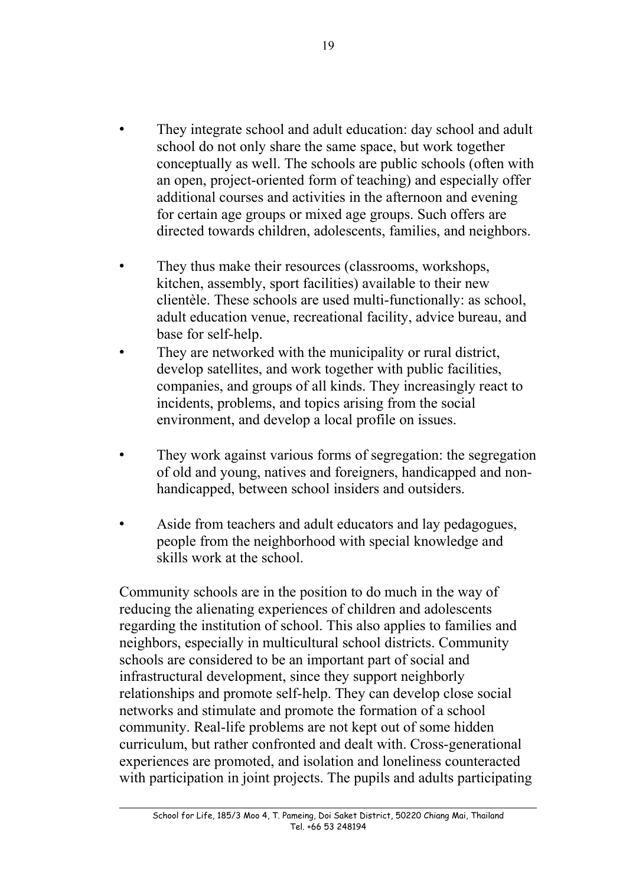- They integrate school and adult education: day school and adult school do not only share the same space, but work together conceptually as well. The schools are public schools (often with an open, project-oriented form of teaching) and especially offer additional courses and activities in the afternoon and evening for certain age groups or mixed age groups. Such offers are directed towards children, adolescents, families, and neighbors.

- They thus make their resources (classrooms, workshops, kitchen, assembly, sport facilities) available to their new clientèle. These schools are used multi-functionally: as school, adult education venue, recreational facility, advice bureau, and base for self-help.
- They are networked with the municipality or rural district, develop satellites, and work together with public facilities, companies, and groups of all kinds. They increasingly react to incidents, problems, and topics arising from the social environment, and develop a local profile on issues.

- They work against various forms of segregation: the segregation of old and young, natives and foreigners, handicapped and non-handicapped, between school insiders and outsiders.

- Aside from teachers and adult educators and lay pedagogues, people from the neighborhood with special knowledge and skills work at the school.

Community schools are in the position to do much in the way of reducing the alienating experiences of children and adolescents regarding the institution of school. This also applies to families and neighbors, especially in multicultural school districts. Community schools are considered to be an important part of social and infrastructural development, since they support neighborly relationships and promote self-help. They can develop close social networks and stimulate and promote the formation of a school community. Real-life problems are not kept out of some hidden curriculum, but rather confronted and dealt with. Cross-generational experiences are promoted, and isolation and loneliness counteracted with participation in joint projects. The pupils and adults participating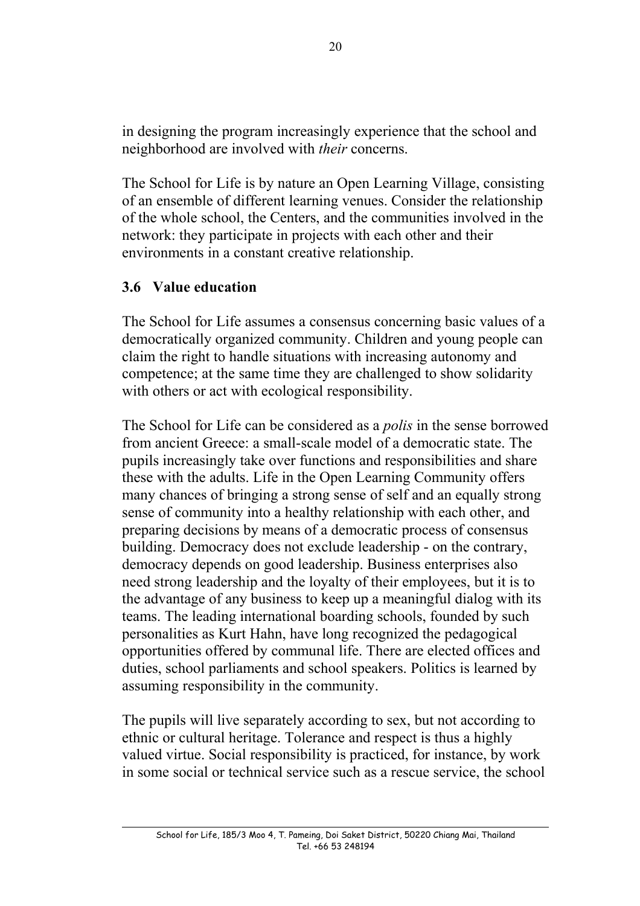in designing the program increasingly experience that the school and neighborhood are involved with *their* concerns.

The School for Life is by nature an Open Learning Village, consisting of an ensemble of different learning venues. Consider the relationship of the whole school, the Centers, and the communities involved in the network: they participate in projects with each other and their environments in a constant creative relationship.

### 3.6 Value education

The School for Life assumes a consensus concerning basic values of a democratically organized community. Children and young people can claim the right to handle situations with increasing autonomy and competence; at the same time they are challenged to show solidarity with others or act with ecological responsibility.

The School for Life can be considered as a *polis* in the sense borrowed from ancient Greece: a small-scale model of a democratic state. The pupils increasingly take over functions and responsibilities and share these with the adults. Life in the Open Learning Community offers many chances of bringing a strong sense of self and an equally strong sense of community into a healthy relationship with each other, and preparing decisions by means of a democratic process of consensus building. Democracy does not exclude leadership - on the contrary, democracy depends on good leadership. Business enterprises also need strong leadership and the loyalty of their employees, but it is to the advantage of any business to keep up a meaningful dialog with its teams. The leading international boarding schools, founded by such personalities as Kurt Hahn, have long recognized the pedagogical opportunities offered by communal life. There are elected offices and duties, school parliaments and school speakers. Politics is learned by assuming responsibility in the community.

The pupils will live separately according to sex, but not according to ethnic or cultural heritage. Tolerance and respect is thus a highly valued virtue. Social responsibility is practiced, for instance, by work in some social or technical service such as a rescue service, the school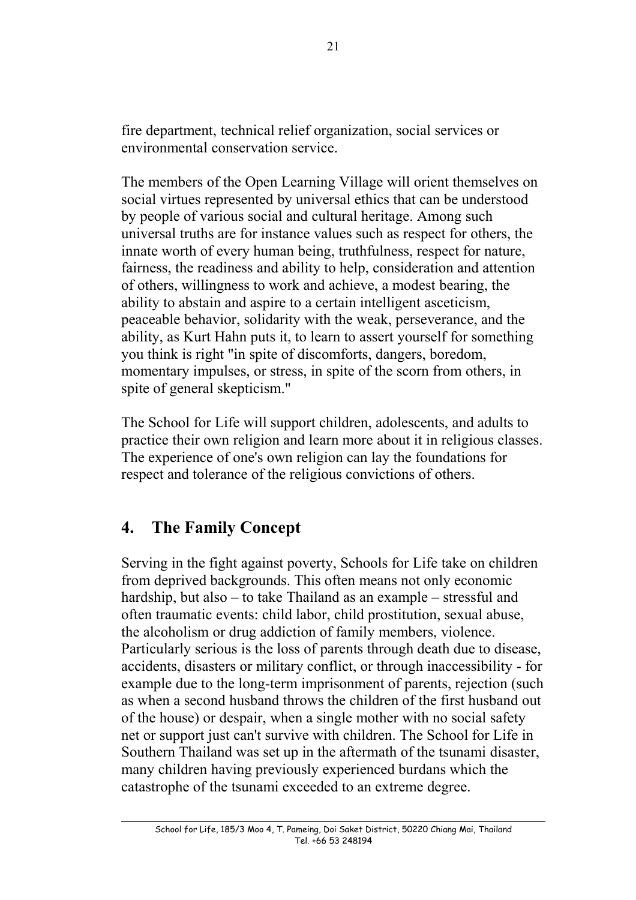fire department, technical relief organization, social services or environmental conservation service.

The members of the Open Learning Village will orient themselves on social virtues represented by universal ethics that can be understood by people of various social and cultural heritage. Among such universal truths are for instance values such as respect for others, the innate worth of every human being, truthfulness, respect for nature, fairness, the readiness and ability to help, consideration and attention of others, willingness to work and achieve, a modest bearing, the ability to abstain and aspire to a certain intelligent asceticism, peaceable behavior, solidarity with the weak, perseverance, and the ability, as Kurt Hahn puts it, to learn to assert yourself for something you think is right "in spite of discomforts, dangers, boredom, momentary impulses, or stress, in spite of the scorn from others, in spite of general skepticism."

The School for Life will support children, adolescents, and adults to practice their own religion and learn more about it in religious classes. The experience of one's own religion can lay the foundations for respect and tolerance of the religious convictions of others.

## 4. The Family Concept

Serving in the fight against poverty, Schools for Life take on children from deprived backgrounds. This often means not only economic hardship, but also – to take Thailand as an example – stressful and often traumatic events: child labor, child prostitution, sexual abuse, the alcoholism or drug addiction of family members, violence. Particularly serious is the loss of parents through death due to disease, accidents, disasters or military conflict, or through inaccessibility - for example due to the long-term imprisonment of parents, rejection (such as when a second husband throws the children of the first husband out of the house) or despair, when a single mother with no social safety net or support just can't survive with children. The School for Life in Southern Thailand was set up in the aftermath of the tsunami disaster, many children having previously experienced burdans which the catastrophe of the tsunami exceeded to an extreme degree.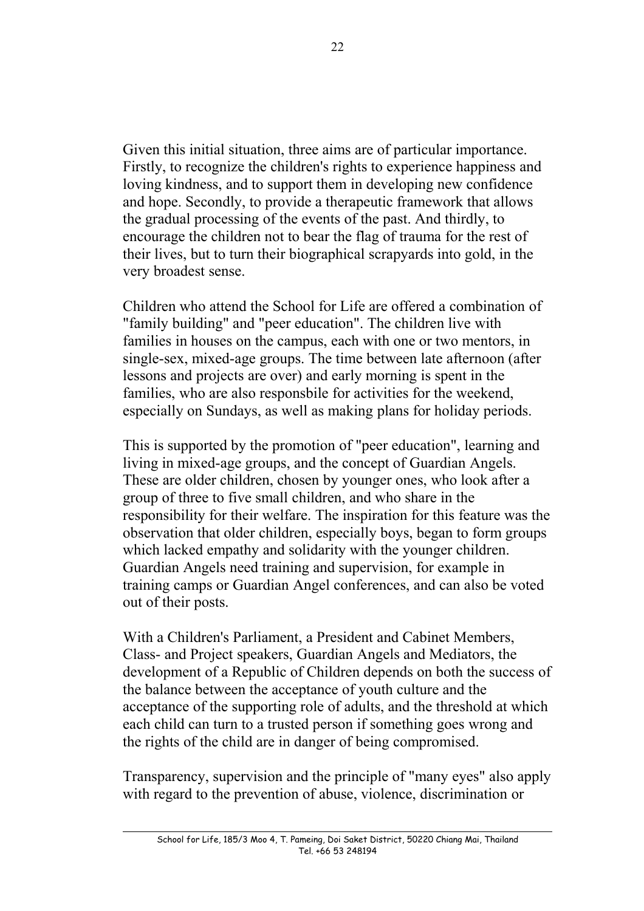Given this initial situation, three aims are of particular importance. Firstly, to recognize the children's rights to experience happiness and loving kindness, and to support them in developing new confidence and hope. Secondly, to provide a therapeutic framework that allows the gradual processing of the events of the past. And thirdly, to encourage the children not to bear the flag of trauma for the rest of their lives, but to turn their biographical scrapyards into gold, in the very broadest sense.

Children who attend the School for Life are offered a combination of "family building" and "peer education". The children live with families in houses on the campus, each with one or two mentors, in single-sex, mixed-age groups. The time between late afternoon (after lessons and projects are over) and early morning is spent in the families, who are also responsbile for activities for the weekend, especially on Sundays, as well as making plans for holiday periods.

This is supported by the promotion of "peer education", learning and living in mixed-age groups, and the concept of Guardian Angels. These are older children, chosen by younger ones, who look after a group of three to five small children, and who share in the responsibility for their welfare. The inspiration for this feature was the observation that older children, especially boys, began to form groups which lacked empathy and solidarity with the younger children. Guardian Angels need training and supervision, for example in training camps or Guardian Angel conferences, and can also be voted out of their posts.

With a Children's Parliament, a President and Cabinet Members, Class- and Project speakers, Guardian Angels and Mediators, the development of a Republic of Children depends on both the success of the balance between the acceptance of youth culture and the acceptance of the supporting role of adults, and the threshold at which each child can turn to a trusted person if something goes wrong and the rights of the child are in danger of being compromised.

Transparency, supervision and the principle of "many eyes" also apply with regard to the prevention of abuse, violence, discrimination or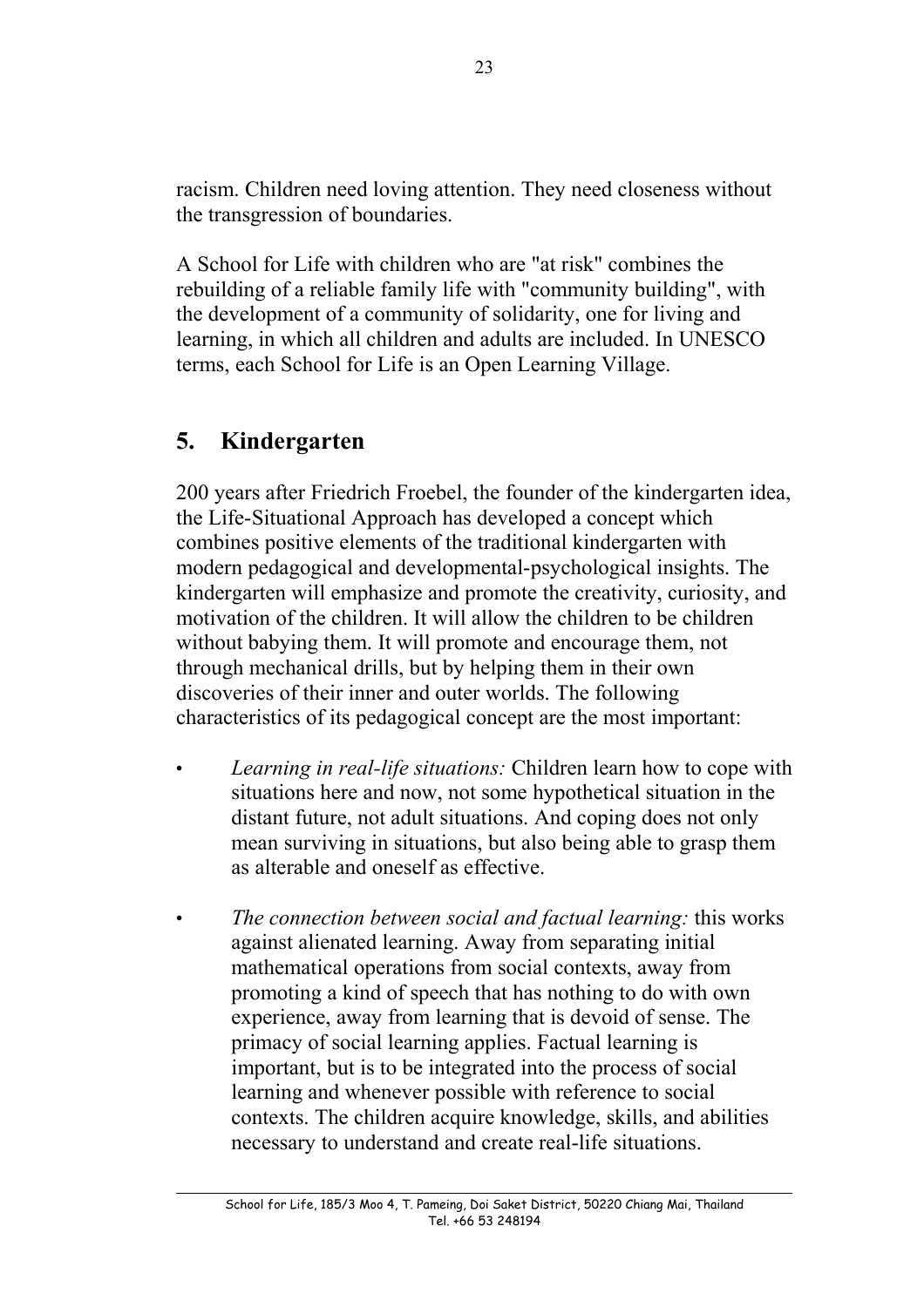racism. Children need loving attention. They need closeness without the transgression of boundaries.

A School for Life with children who are "at risk" combines the rebuilding of a reliable family life with "community building", with the development of a community of solidarity, one for living and learning, in which all children and adults are included. In UNESCO terms, each School for Life is an Open Learning Village.

## 5. Kindergarten

200 years after Friedrich Froebel, the founder of the kindergarten idea, the Life-Situational Approach has developed a concept which combines positive elements of the traditional kindergarten with modern pedagogical and developmental-psychological insights. The kindergarten will emphasize and promote the creativity, curiosity, and motivation of the children. It will allow the children to be children without babying them. It will promote and encourage them, not through mechanical drills, but by helping them in their own discoveries of their inner and outer worlds. The following characteristics of its pedagogical concept are the most important:

- *Learning in real-life situations:* Children learn how to cope with situations here and now, not some hypothetical situation in the distant future, not adult situations. And coping does not only mean surviving in situations, but also being able to grasp them as alterable and oneself as effective.
- *The connection between social and factual learning:* this works against alienated learning. Away from separating initial mathematical operations from social contexts, away from promoting a kind of speech that has nothing to do with own experience, away from learning that is devoid of sense. The primacy of social learning applies. Factual learning is important, but is to be integrated into the process of social learning and whenever possible with reference to social contexts. The children acquire knowledge, skills, and abilities necessary to understand and create real-life situations.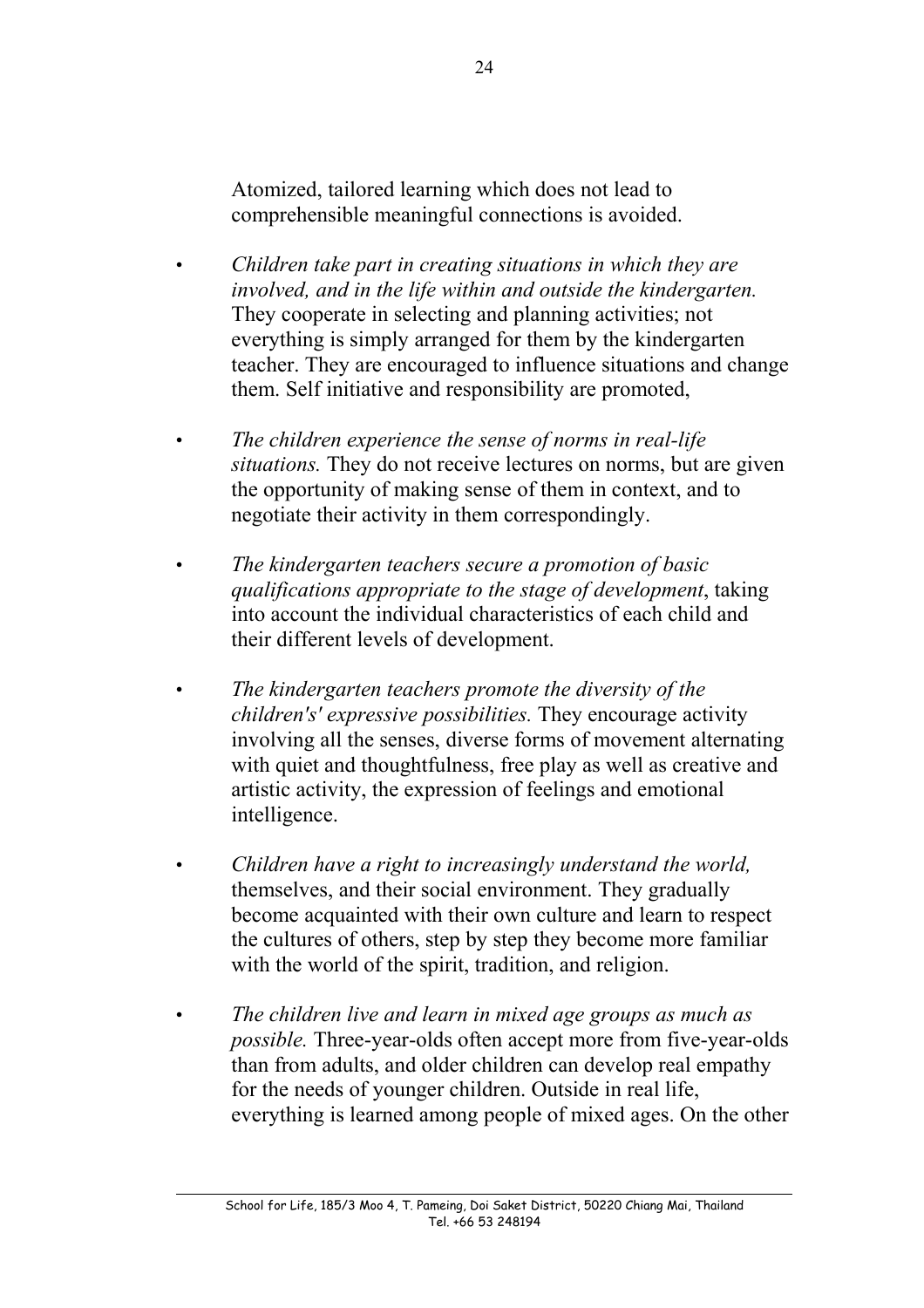Atomized, tailored learning which does not lead to comprehensible meaningful connections is avoided.

- *Children take part in creating situations in which they are involved, and in the life within and outside the kindergarten.* They cooperate in selecting and planning activities; not everything is simply arranged for them by the kindergarten teacher. They are encouraged to influence situations and change them. Self initiative and responsibility are promoted,

- *The children experience the sense of norms in real-life situations.* They do not receive lectures on norms, but are given the opportunity of making sense of them in context, and to negotiate their activity in them correspondingly.

- *The kindergarten teachers secure a promotion of basic qualifications appropriate to the stage of development*, taking into account the individual characteristics of each child and their different levels of development.

- *The kindergarten teachers promote the diversity of the children's' expressive possibilities.* They encourage activity involving all the senses, diverse forms of movement alternating with quiet and thoughtfulness, free play as well as creative and artistic activity, the expression of feelings and emotional intelligence.

- *Children have a right to increasingly understand the world,* themselves, and their social environment. They gradually become acquainted with their own culture and learn to respect the cultures of others, step by step they become more familiar with the world of the spirit, tradition, and religion.

- *The children live and learn in mixed age groups as much as possible.* Three-year-olds often accept more from five-year-olds than from adults, and older children can develop real empathy for the needs of younger children. Outside in real life, everything is learned among people of mixed ages. On the other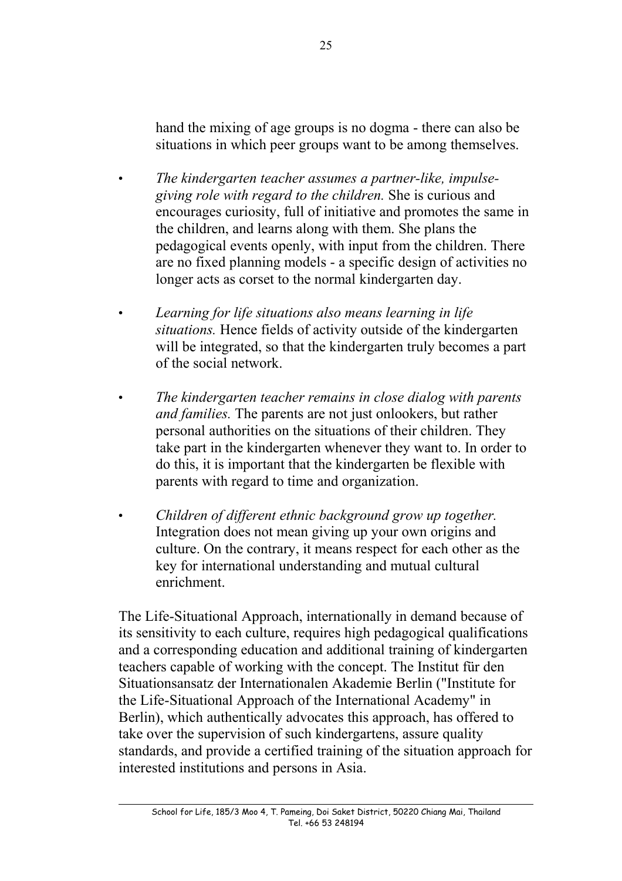hand the mixing of age groups is no dogma - there can also be situations in which peer groups want to be among themselves.

- *The kindergarten teacher assumes a partner-like, impulse-giving role with regard to the children.* She is curious and encourages curiosity, full of initiative and promotes the same in the children, and learns along with them. She plans the pedagogical events openly, with input from the children. There are no fixed planning models - a specific design of activities no longer acts as corset to the normal kindergarten day.

- *Learning for life situations also means learning in life situations.* Hence fields of activity outside of the kindergarten will be integrated, so that the kindergarten truly becomes a part of the social network.

- *The kindergarten teacher remains in close dialog with parents and families.* The parents are not just onlookers, but rather personal authorities on the situations of their children. They take part in the kindergarten whenever they want to. In order to do this, it is important that the kindergarten be flexible with parents with regard to time and organization.

- *Children of different ethnic background grow up together.* Integration does not mean giving up your own origins and culture. On the contrary, it means respect for each other as the key for international understanding and mutual cultural enrichment.

The Life-Situational Approach, internationally in demand because of its sensitivity to each culture, requires high pedagogical qualifications and a corresponding education and additional training of kindergarten teachers capable of working with the concept. The Institut für den Situationsansatz der Internationalen Akademie Berlin ("Institute for the Life-Situational Approach of the International Academy" in Berlin), which authentically advocates this approach, has offered to take over the supervision of such kindergartens, assure quality standards, and provide a certified training of the situation approach for interested institutions and persons in Asia.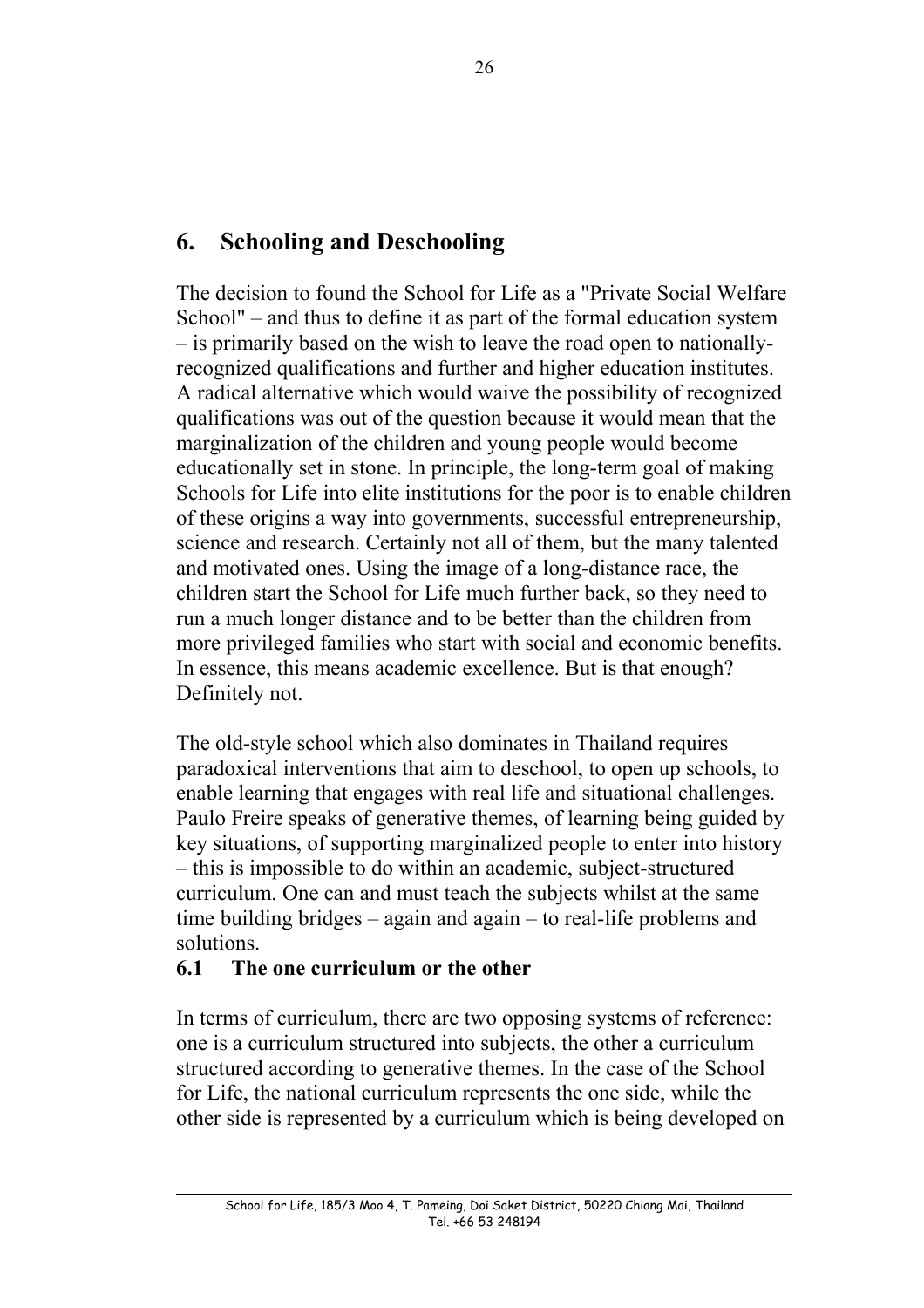## 6. Schooling and Deschooling

The decision to found the School for Life as a "Private Social Welfare School" – and thus to define it as part of the formal education system – is primarily based on the wish to leave the road open to nationally-recognized qualifications and further and higher education institutes. A radical alternative which would waive the possibility of recognized qualifications was out of the question because it would mean that the marginalization of the children and young people would become educationally set in stone. In principle, the long-term goal of making Schools for Life into elite institutions for the poor is to enable children of these origins a way into governments, successful entrepreneurship, science and research. Certainly not all of them, but the many talented and motivated ones. Using the image of a long-distance race, the children start the School for Life much further back, so they need to run a much longer distance and to be better than the children from more privileged families who start with social and economic benefits. In essence, this means academic excellence. But is that enough? Definitely not.

The old-style school which also dominates in Thailand requires paradoxical interventions that aim to deschool, to open up schools, to enable learning that engages with real life and situational challenges. Paulo Freire speaks of generative themes, of learning being guided by key situations, of supporting marginalized people to enter into history – this is impossible to do within an academic, subject-structured curriculum. One can and must teach the subjects whilst at the same time building bridges – again and again – to real-life problems and solutions.

### 6.1 The one curriculum or the other

In terms of curriculum, there are two opposing systems of reference: one is a curriculum structured into subjects, the other a curriculum structured according to generative themes. In the case of the School for Life, the national curriculum represents the one side, while the other side is represented by a curriculum which is being developed on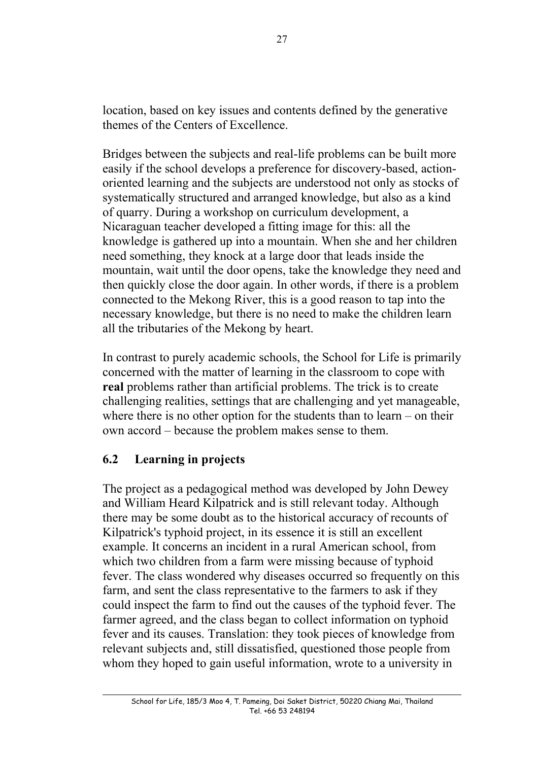location, based on key issues and contents defined by the generative themes of the Centers of Excellence.

Bridges between the subjects and real-life problems can be built more easily if the school develops a preference for discovery-based, action-oriented learning and the subjects are understood not only as stocks of systematically structured and arranged knowledge, but also as a kind of quarry. During a workshop on curriculum development, a Nicaraguan teacher developed a fitting image for this: all the knowledge is gathered up into a mountain. When she and her children need something, they knock at a large door that leads inside the mountain, wait until the door opens, take the knowledge they need and then quickly close the door again. In other words, if there is a problem connected to the Mekong River, this is a good reason to tap into the necessary knowledge, but there is no need to make the children learn all the tributaries of the Mekong by heart.

In contrast to purely academic schools, the School for Life is primarily concerned with the matter of learning in the classroom to cope with **real** problems rather than artificial problems. The trick is to create challenging realities, settings that are challenging and yet manageable, where there is no other option for the students than to learn – on their own accord – because the problem makes sense to them.

## 6.2 Learning in projects

The project as a pedagogical method was developed by John Dewey and William Heard Kilpatrick and is still relevant today. Although there may be some doubt as to the historical accuracy of recounts of Kilpatrick's typhoid project, in its essence it is still an excellent example. It concerns an incident in a rural American school, from which two children from a farm were missing because of typhoid fever. The class wondered why diseases occurred so frequently on this farm, and sent the class representative to the farmers to ask if they could inspect the farm to find out the causes of the typhoid fever. The farmer agreed, and the class began to collect information on typhoid fever and its causes. Translation: they took pieces of knowledge from relevant subjects and, still dissatisfied, questioned those people from whom they hoped to gain useful information, wrote to a university in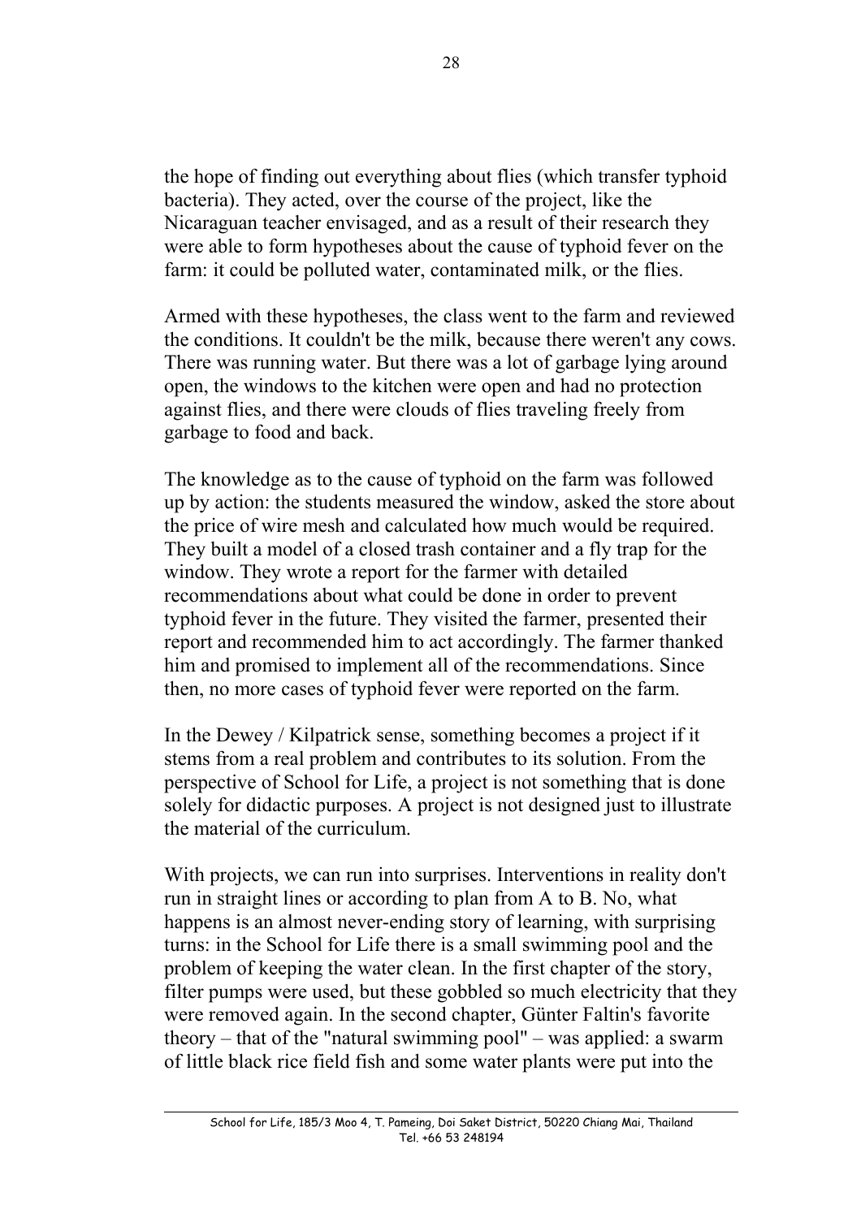the hope of finding out everything about flies (which transfer typhoid bacteria). They acted, over the course of the project, like the Nicaraguan teacher envisaged, and as a result of their research they were able to form hypotheses about the cause of typhoid fever on the farm: it could be polluted water, contaminated milk, or the flies.

Armed with these hypotheses, the class went to the farm and reviewed the conditions. It couldn't be the milk, because there weren't any cows. There was running water. But there was a lot of garbage lying around open, the windows to the kitchen were open and had no protection against flies, and there were clouds of flies traveling freely from garbage to food and back.

The knowledge as to the cause of typhoid on the farm was followed up by action: the students measured the window, asked the store about the price of wire mesh and calculated how much would be required. They built a model of a closed trash container and a fly trap for the window. They wrote a report for the farmer with detailed recommendations about what could be done in order to prevent typhoid fever in the future. They visited the farmer, presented their report and recommended him to act accordingly. The farmer thanked him and promised to implement all of the recommendations. Since then, no more cases of typhoid fever were reported on the farm.

In the Dewey / Kilpatrick sense, something becomes a project if it stems from a real problem and contributes to its solution. From the perspective of School for Life, a project is not something that is done solely for didactic purposes. A project is not designed just to illustrate the material of the curriculum.

With projects, we can run into surprises. Interventions in reality don't run in straight lines or according to plan from A to B. No, what happens is an almost never-ending story of learning, with surprising turns: in the School for Life there is a small swimming pool and the problem of keeping the water clean. In the first chapter of the story, filter pumps were used, but these gobbled so much electricity that they were removed again. In the second chapter, Günter Faltin's favorite theory – that of the "natural swimming pool" – was applied: a swarm of little black rice field fish and some water plants were put into the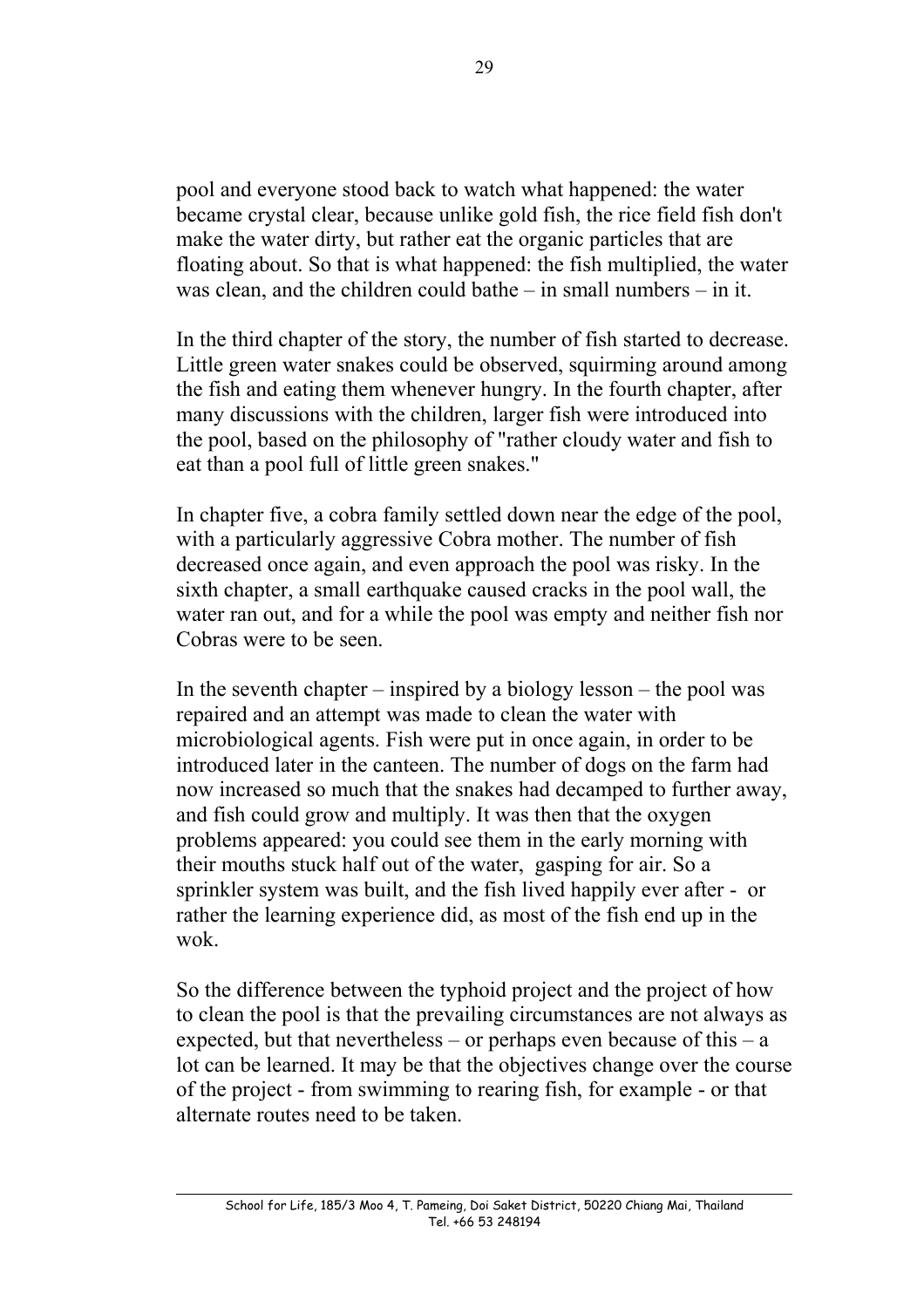pool and everyone stood back to watch what happened: the water became crystal clear, because unlike gold fish, the rice field fish don't make the water dirty, but rather eat the organic particles that are floating about. So that is what happened: the fish multiplied, the water was clean, and the children could bathe – in small numbers – in it.

In the third chapter of the story, the number of fish started to decrease. Little green water snakes could be observed, squirming around among the fish and eating them whenever hungry. In the fourth chapter, after many discussions with the children, larger fish were introduced into the pool, based on the philosophy of "rather cloudy water and fish to eat than a pool full of little green snakes."

In chapter five, a cobra family settled down near the edge of the pool, with a particularly aggressive Cobra mother. The number of fish decreased once again, and even approach the pool was risky. In the sixth chapter, a small earthquake caused cracks in the pool wall, the water ran out, and for a while the pool was empty and neither fish nor Cobras were to be seen.

In the seventh chapter – inspired by a biology lesson – the pool was repaired and an attempt was made to clean the water with microbiological agents. Fish were put in once again, in order to be introduced later in the canteen. The number of dogs on the farm had now increased so much that the snakes had decamped to further away, and fish could grow and multiply. It was then that the oxygen problems appeared: you could see them in the early morning with their mouths stuck half out of the water, gasping for air. So a sprinkler system was built, and the fish lived happily ever after - or rather the learning experience did, as most of the fish end up in the wok.

So the difference between the typhoid project and the project of how to clean the pool is that the prevailing circumstances are not always as expected, but that nevertheless – or perhaps even because of this – a lot can be learned. It may be that the objectives change over the course of the project - from swimming to rearing fish, for example - or that alternate routes need to be taken.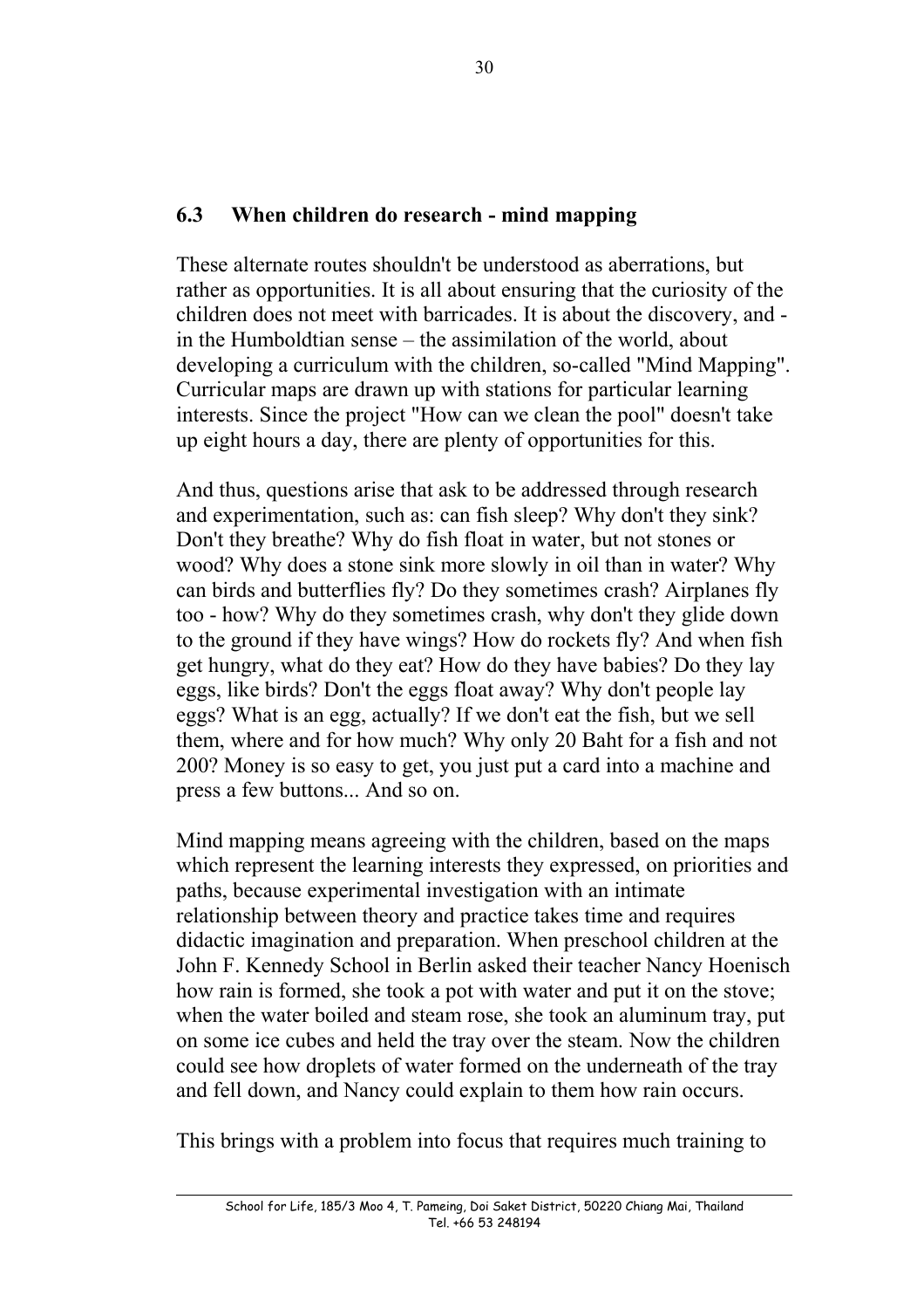## 6.3 When children do research - mind mapping

These alternate routes shouldn't be understood as aberrations, but rather as opportunities. It is all about ensuring that the curiosity of the children does not meet with barricades. It is about the discovery, and - in the Humboldtian sense – the assimilation of the world, about developing a curriculum with the children, so-called "Mind Mapping". Curricular maps are drawn up with stations for particular learning interests. Since the project "How can we clean the pool" doesn't take up eight hours a day, there are plenty of opportunities for this.

And thus, questions arise that ask to be addressed through research and experimentation, such as: can fish sleep? Why don't they sink? Don't they breathe? Why do fish float in water, but not stones or wood? Why does a stone sink more slowly in oil than in water? Why can birds and butterflies fly? Do they sometimes crash? Airplanes fly too - how? Why do they sometimes crash, why don't they glide down to the ground if they have wings? How do rockets fly? And when fish get hungry, what do they eat? How do they have babies? Do they lay eggs, like birds? Don't the eggs float away? Why don't people lay eggs? What is an egg, actually? If we don't eat the fish, but we sell them, where and for how much? Why only 20 Baht for a fish and not 200? Money is so easy to get, you just put a card into a machine and press a few buttons... And so on.

Mind mapping means agreeing with the children, based on the maps which represent the learning interests they expressed, on priorities and paths, because experimental investigation with an intimate relationship between theory and practice takes time and requires didactic imagination and preparation. When preschool children at the John F. Kennedy School in Berlin asked their teacher Nancy Hoenisch how rain is formed, she took a pot with water and put it on the stove; when the water boiled and steam rose, she took an aluminum tray, put on some ice cubes and held the tray over the steam. Now the children could see how droplets of water formed on the underneath of the tray and fell down, and Nancy could explain to them how rain occurs.

This brings with a problem into focus that requires much training to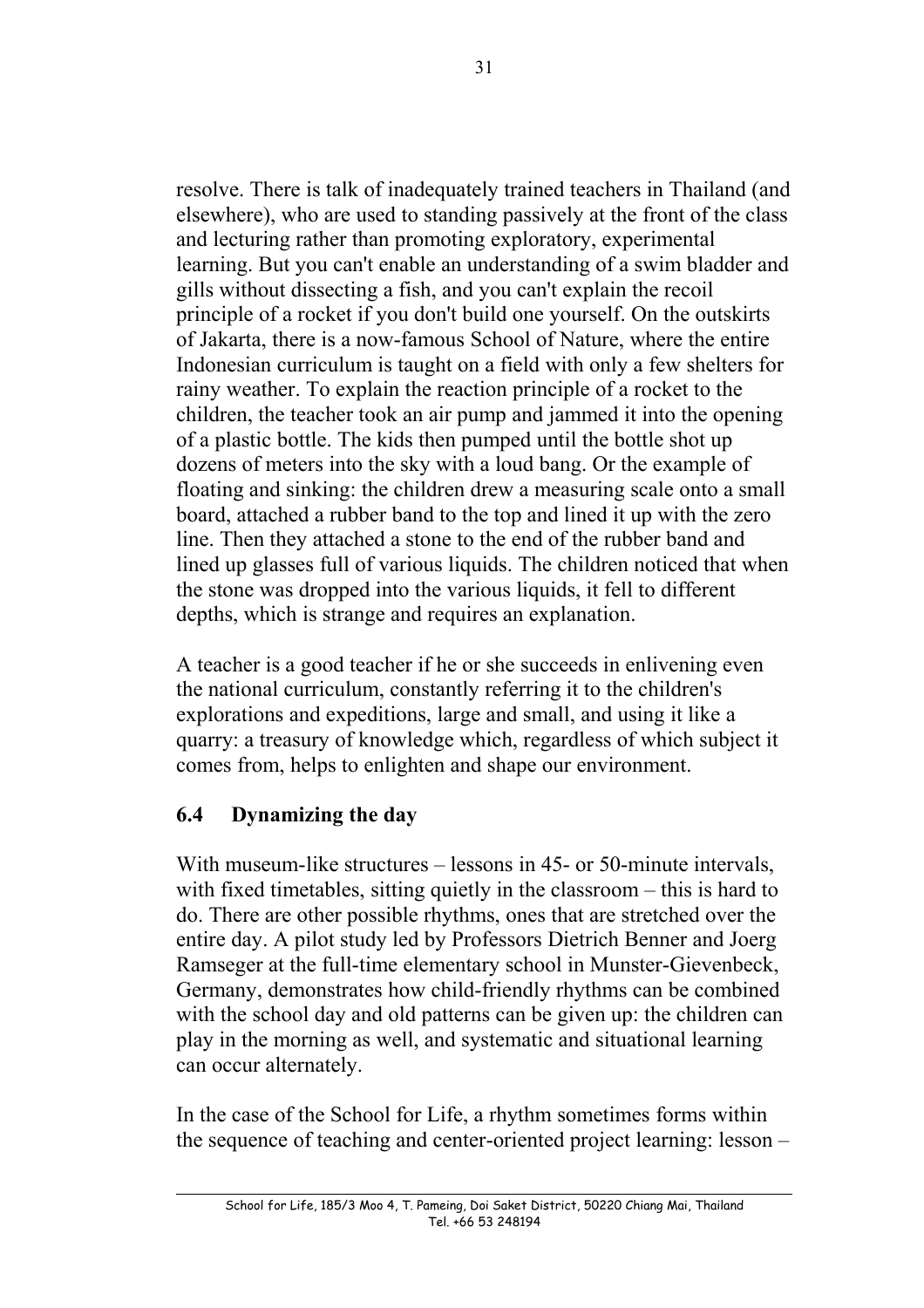resolve. There is talk of inadequately trained teachers in Thailand (and elsewhere), who are used to standing passively at the front of the class and lecturing rather than promoting exploratory, experimental learning. But you can't enable an understanding of a swim bladder and gills without dissecting a fish, and you can't explain the recoil principle of a rocket if you don't build one yourself. On the outskirts of Jakarta, there is a now-famous School of Nature, where the entire Indonesian curriculum is taught on a field with only a few shelters for rainy weather. To explain the reaction principle of a rocket to the children, the teacher took an air pump and jammed it into the opening of a plastic bottle. The kids then pumped until the bottle shot up dozens of meters into the sky with a loud bang. Or the example of floating and sinking: the children drew a measuring scale onto a small board, attached a rubber band to the top and lined it up with the zero line. Then they attached a stone to the end of the rubber band and lined up glasses full of various liquids. The children noticed that when the stone was dropped into the various liquids, it fell to different depths, which is strange and requires an explanation.

A teacher is a good teacher if he or she succeeds in enlivening even the national curriculum, constantly referring it to the children's explorations and expeditions, large and small, and using it like a quarry: a treasury of knowledge which, regardless of which subject it comes from, helps to enlighten and shape our environment.

### 6.4 Dynamizing the day

With museum-like structures – lessons in 45- or 50-minute intervals, with fixed timetables, sitting quietly in the classroom – this is hard to do. There are other possible rhythms, ones that are stretched over the entire day. A pilot study led by Professors Dietrich Benner and Joerg Ramseger at the full-time elementary school in Munster-Gievenbeck, Germany, demonstrates how child-friendly rhythms can be combined with the school day and old patterns can be given up: the children can play in the morning as well, and systematic and situational learning can occur alternately.

In the case of the School for Life, a rhythm sometimes forms within the sequence of teaching and center-oriented project learning: lesson –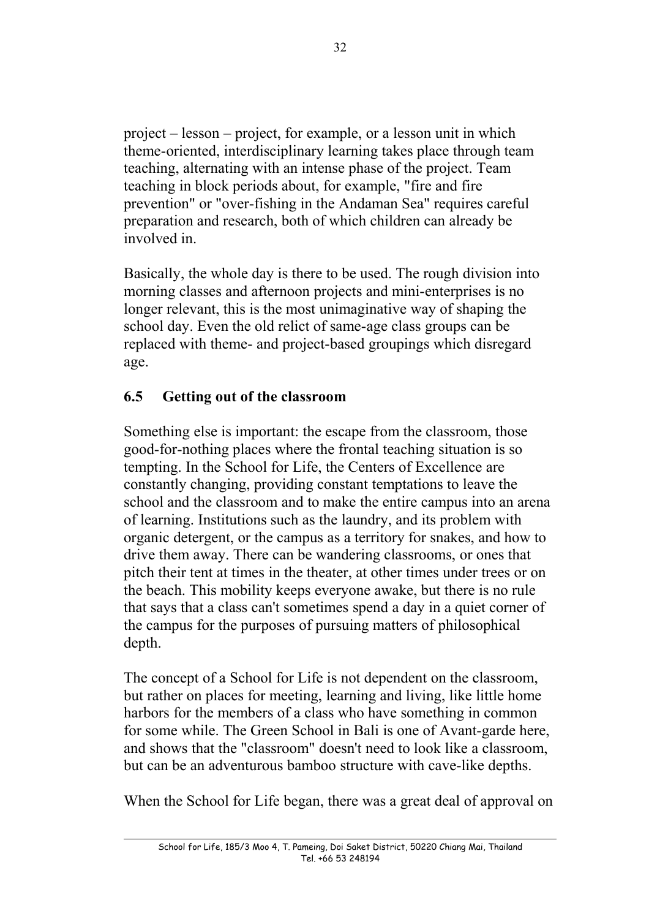project – lesson – project, for example, or a lesson unit in which theme-oriented, interdisciplinary learning takes place through team teaching, alternating with an intense phase of the project. Team teaching in block periods about, for example, "fire and fire prevention" or "over-fishing in the Andaman Sea" requires careful preparation and research, both of which children can already be involved in.

Basically, the whole day is there to be used. The rough division into morning classes and afternoon projects and mini-enterprises is no longer relevant, this is the most unimaginative way of shaping the school day. Even the old relict of same-age class groups can be replaced with theme- and project-based groupings which disregard age.

## 6.5 Getting out of the classroom

Something else is important: the escape from the classroom, those good-for-nothing places where the frontal teaching situation is so tempting. In the School for Life, the Centers of Excellence are constantly changing, providing constant temptations to leave the school and the classroom and to make the entire campus into an arena of learning. Institutions such as the laundry, and its problem with organic detergent, or the campus as a territory for snakes, and how to drive them away. There can be wandering classrooms, or ones that pitch their tent at times in the theater, at other times under trees or on the beach. This mobility keeps everyone awake, but there is no rule that says that a class can't sometimes spend a day in a quiet corner of the campus for the purposes of pursuing matters of philosophical depth.

The concept of a School for Life is not dependent on the classroom, but rather on places for meeting, learning and living, like little home harbors for the members of a class who have something in common for some while. The Green School in Bali is one of Avant-garde here, and shows that the "classroom" doesn't need to look like a classroom, but can be an adventurous bamboo structure with cave-like depths.

When the School for Life began, there was a great deal of approval on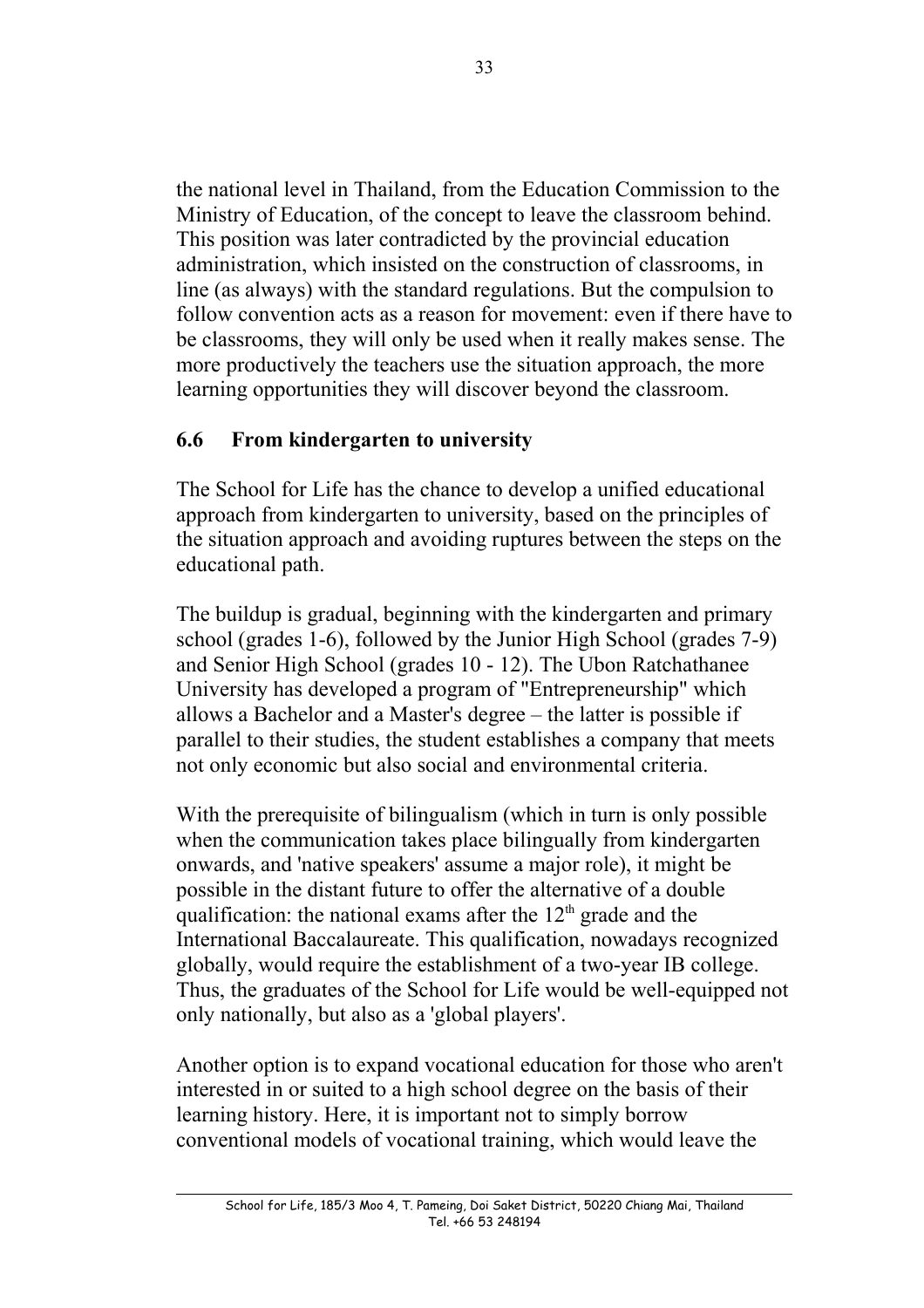the national level in Thailand, from the Education Commission to the Ministry of Education, of the concept to leave the classroom behind. This position was later contradicted by the provincial education administration, which insisted on the construction of classrooms, in line (as always) with the standard regulations. But the compulsion to follow convention acts as a reason for movement: even if there have to be classrooms, they will only be used when it really makes sense. The more productively the teachers use the situation approach, the more learning opportunities they will discover beyond the classroom.

## 6.6 From kindergarten to university

The School for Life has the chance to develop a unified educational approach from kindergarten to university, based on the principles of the situation approach and avoiding ruptures between the steps on the educational path.

The buildup is gradual, beginning with the kindergarten and primary school (grades 1-6), followed by the Junior High School (grades 7-9) and Senior High School (grades 10 - 12). The Ubon Ratchathanee University has developed a program of "Entrepreneurship" which allows a Bachelor and a Master's degree – the latter is possible if parallel to their studies, the student establishes a company that meets not only economic but also social and environmental criteria.

With the prerequisite of bilingualism (which in turn is only possible when the communication takes place bilingually from kindergarten onwards, and 'native speakers' assume a major role), it might be possible in the distant future to offer the alternative of a double qualification: the national exams after the 12th grade and the International Baccalaureate. This qualification, nowadays recognized globally, would require the establishment of a two-year IB college. Thus, the graduates of the School for Life would be well-equipped not only nationally, but also as a 'global players'.

Another option is to expand vocational education for those who aren't interested in or suited to a high school degree on the basis of their learning history. Here, it is important not to simply borrow conventional models of vocational training, which would leave the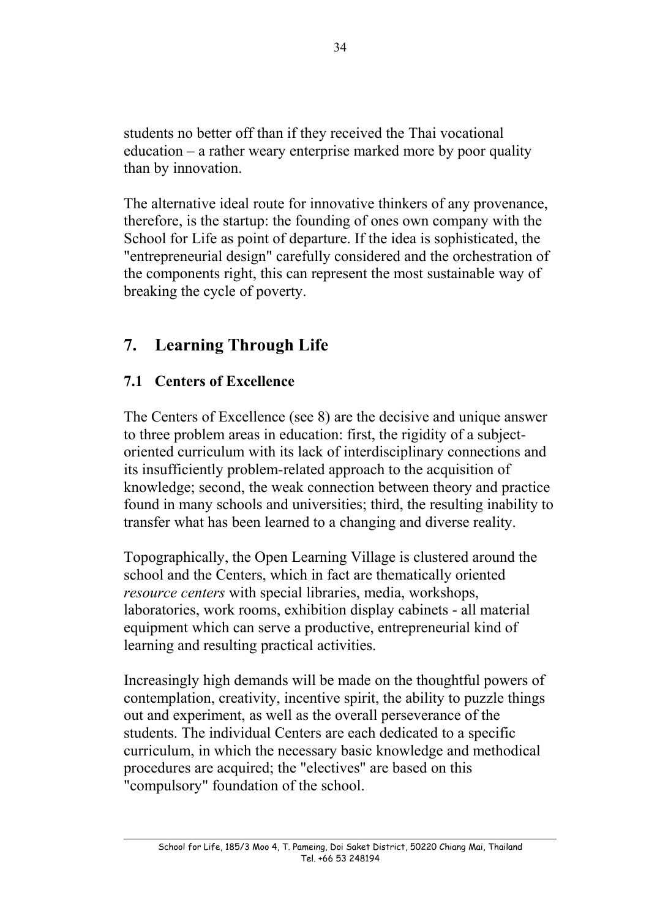students no better off than if they received the Thai vocational education – a rather weary enterprise marked more by poor quality than by innovation.

The alternative ideal route for innovative thinkers of any provenance, therefore, is the startup: the founding of ones own company with the School for Life as point of departure. If the idea is sophisticated, the "entrepreneurial design" carefully considered and the orchestration of the components right, this can represent the most sustainable way of breaking the cycle of poverty.

## 7. Learning Through Life

### 7.1 Centers of Excellence

The Centers of Excellence (see 8) are the decisive and unique answer to three problem areas in education: first, the rigidity of a subject-oriented curriculum with its lack of interdisciplinary connections and its insufficiently problem-related approach to the acquisition of knowledge; second, the weak connection between theory and practice found in many schools and universities; third, the resulting inability to transfer what has been learned to a changing and diverse reality.

Topographically, the Open Learning Village is clustered around the school and the Centers, which in fact are thematically oriented *resource centers* with special libraries, media, workshops, laboratories, work rooms, exhibition display cabinets - all material equipment which can serve a productive, entrepreneurial kind of learning and resulting practical activities.

Increasingly high demands will be made on the thoughtful powers of contemplation, creativity, incentive spirit, the ability to puzzle things out and experiment, as well as the overall perseverance of the students. The individual Centers are each dedicated to a specific curriculum, in which the necessary basic knowledge and methodical procedures are acquired; the "electives" are based on this "compulsory" foundation of the school.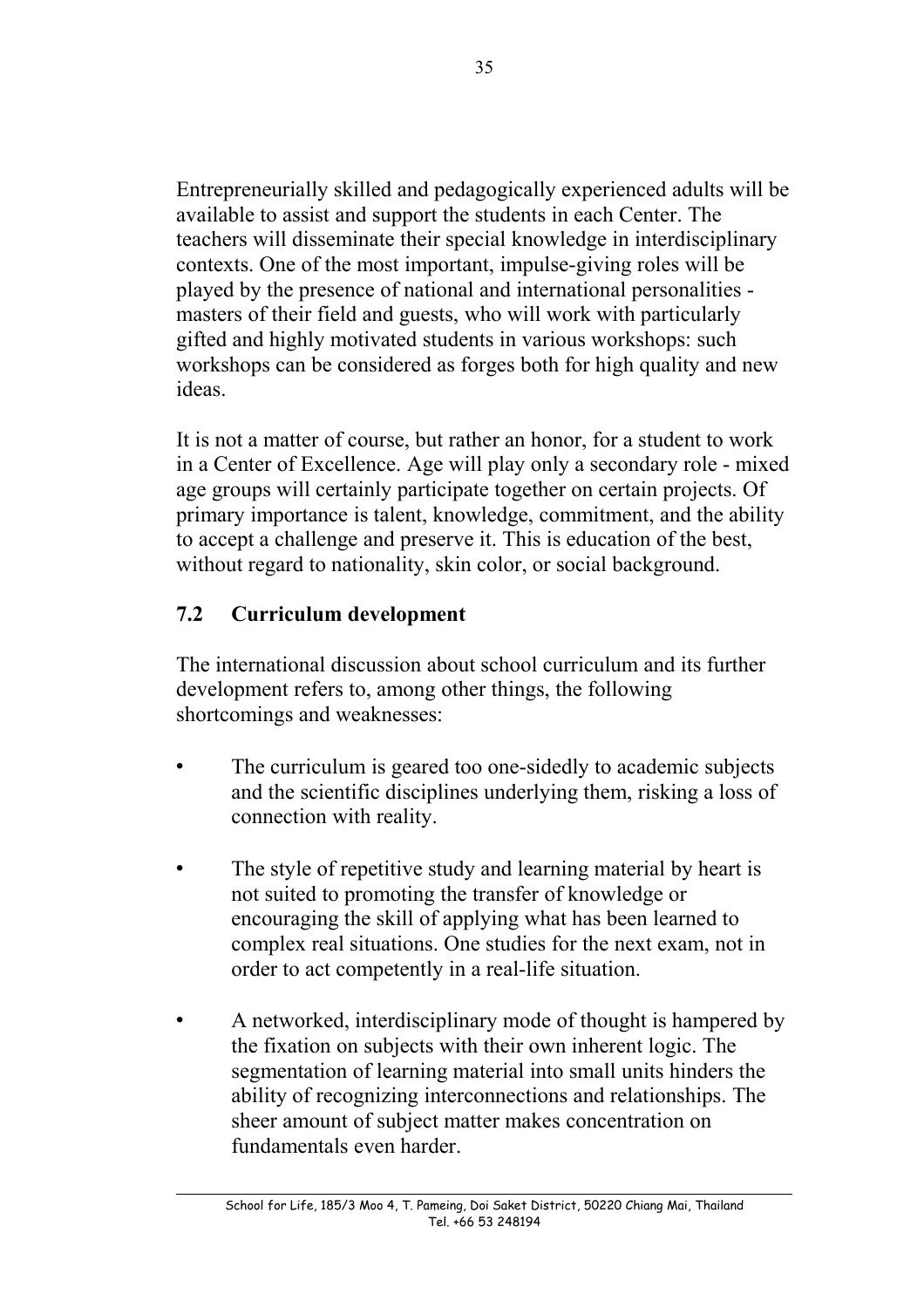Entrepreneurially skilled and pedagogically experienced adults will be available to assist and support the students in each Center. The teachers will disseminate their special knowledge in interdisciplinary contexts. One of the most important, impulse-giving roles will be played by the presence of national and international personalities - masters of their field and guests, who will work with particularly gifted and highly motivated students in various workshops: such workshops can be considered as forges both for high quality and new ideas.

It is not a matter of course, but rather an honor, for a student to work in a Center of Excellence. Age will play only a secondary role - mixed age groups will certainly participate together on certain projects. Of primary importance is talent, knowledge, commitment, and the ability to accept a challenge and preserve it. This is education of the best, without regard to nationality, skin color, or social background.

## 7.2 Curriculum development

The international discussion about school curriculum and its further development refers to, among other things, the following shortcomings and weaknesses:

- The curriculum is geared too one-sidedly to academic subjects and the scientific disciplines underlying them, risking a loss of connection with reality.

- The style of repetitive study and learning material by heart is not suited to promoting the transfer of knowledge or encouraging the skill of applying what has been learned to complex real situations. One studies for the next exam, not in order to act competently in a real-life situation.

- A networked, interdisciplinary mode of thought is hampered by the fixation on subjects with their own inherent logic. The segmentation of learning material into small units hinders the ability of recognizing interconnections and relationships. The sheer amount of subject matter makes concentration on fundamentals even harder.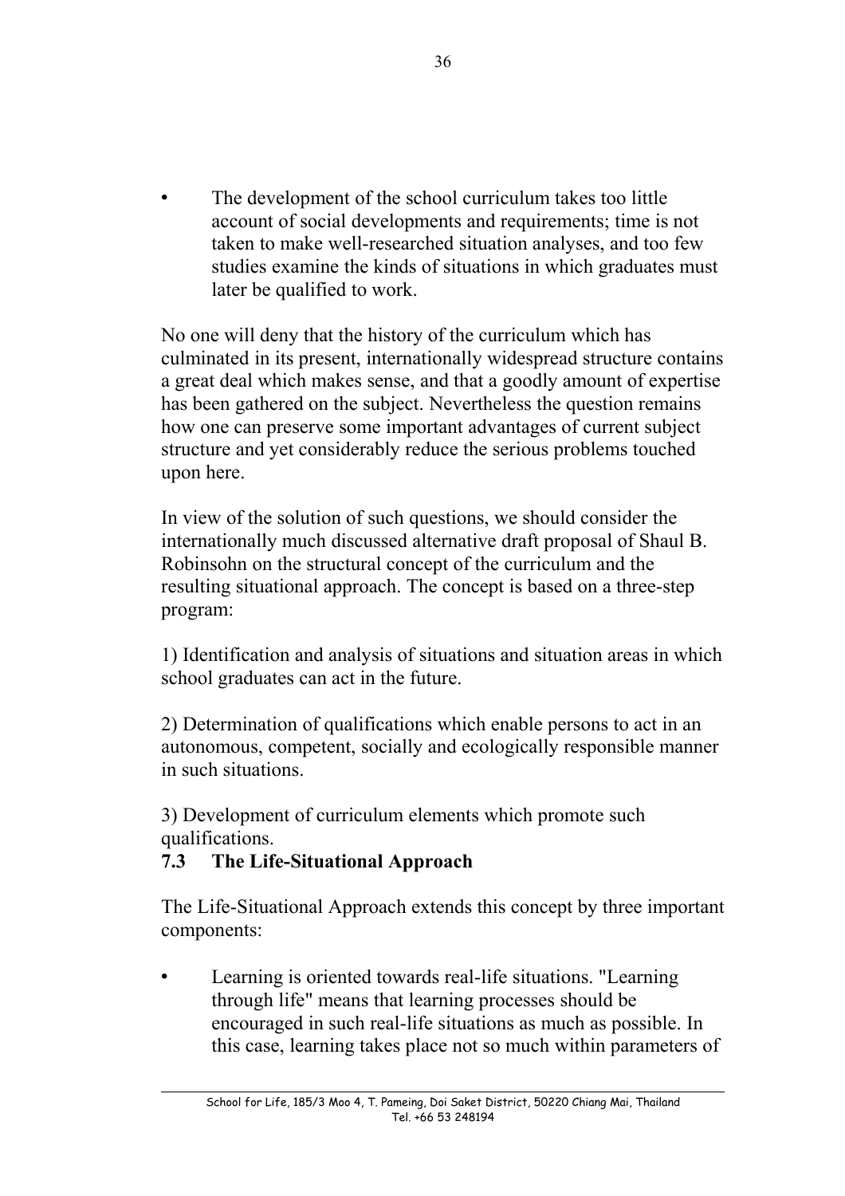- The development of the school curriculum takes too little account of social developments and requirements; time is not taken to make well-researched situation analyses, and too few studies examine the kinds of situations in which graduates must later be qualified to work.

No one will deny that the history of the curriculum which has culminated in its present, internationally widespread structure contains a great deal which makes sense, and that a goodly amount of expertise has been gathered on the subject. Nevertheless the question remains how one can preserve some important advantages of current subject structure and yet considerably reduce the serious problems touched upon here.

In view of the solution of such questions, we should consider the internationally much discussed alternative draft proposal of Shaul B. Robinsohn on the structural concept of the curriculum and the resulting situational approach. The concept is based on a three-step program:

1) Identification and analysis of situations and situation areas in which school graduates can act in the future.

2) Determination of qualifications which enable persons to act in an autonomous, competent, socially and ecologically responsible manner in such situations.

3) Development of curriculum elements which promote such qualifications.

### 7.3 The Life-Situational Approach

The Life-Situational Approach extends this concept by three important components:

- Learning is oriented towards real-life situations. "Learning through life" means that learning processes should be encouraged in such real-life situations as much as possible. In this case, learning takes place not so much within parameters of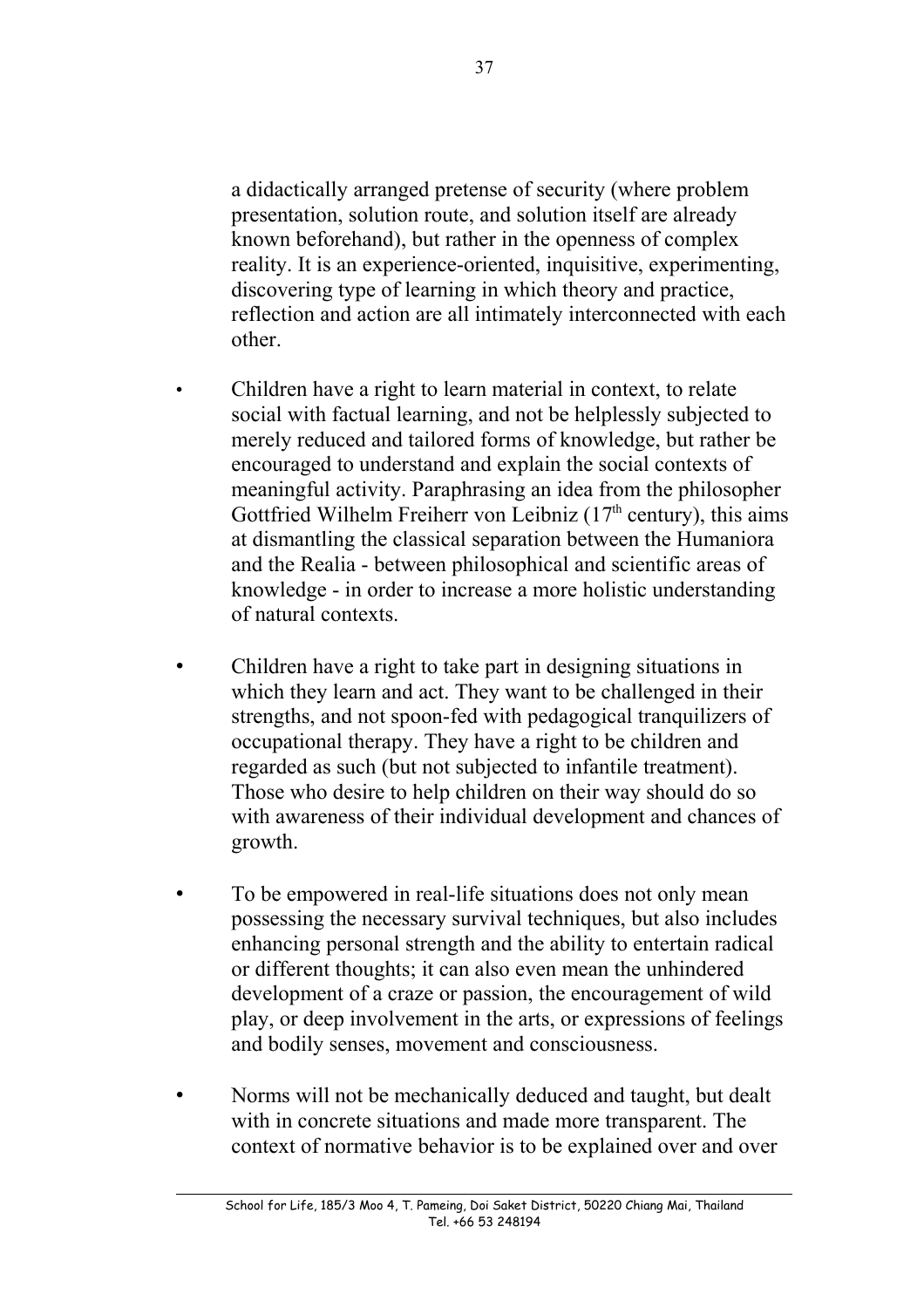a didactically arranged pretense of security (where problem presentation, solution route, and solution itself are already known beforehand), but rather in the openness of complex reality. It is an experience-oriented, inquisitive, experimenting, discovering type of learning in which theory and practice, reflection and action are all intimately interconnected with each other.

- Children have a right to learn material in context, to relate social with factual learning, and not be helplessly subjected to merely reduced and tailored forms of knowledge, but rather be encouraged to understand and explain the social contexts of meaningful activity. Paraphrasing an idea from the philosopher Gottfried Wilhelm Freiherr von Leibniz (17th century), this aims at dismantling the classical separation between the Humaniora and the Realia - between philosophical and scientific areas of knowledge - in order to increase a more holistic understanding of natural contexts.

- Children have a right to take part in designing situations in which they learn and act. They want to be challenged in their strengths, and not spoon-fed with pedagogical tranquilizers of occupational therapy. They have a right to be children and regarded as such (but not subjected to infantile treatment). Those who desire to help children on their way should do so with awareness of their individual development and chances of growth.

- To be empowered in real-life situations does not only mean possessing the necessary survival techniques, but also includes enhancing personal strength and the ability to entertain radical or different thoughts; it can also even mean the unhindered development of a craze or passion, the encouragement of wild play, or deep involvement in the arts, or expressions of feelings and bodily senses, movement and consciousness.

- Norms will not be mechanically deduced and taught, but dealt with in concrete situations and made more transparent. The context of normative behavior is to be explained over and over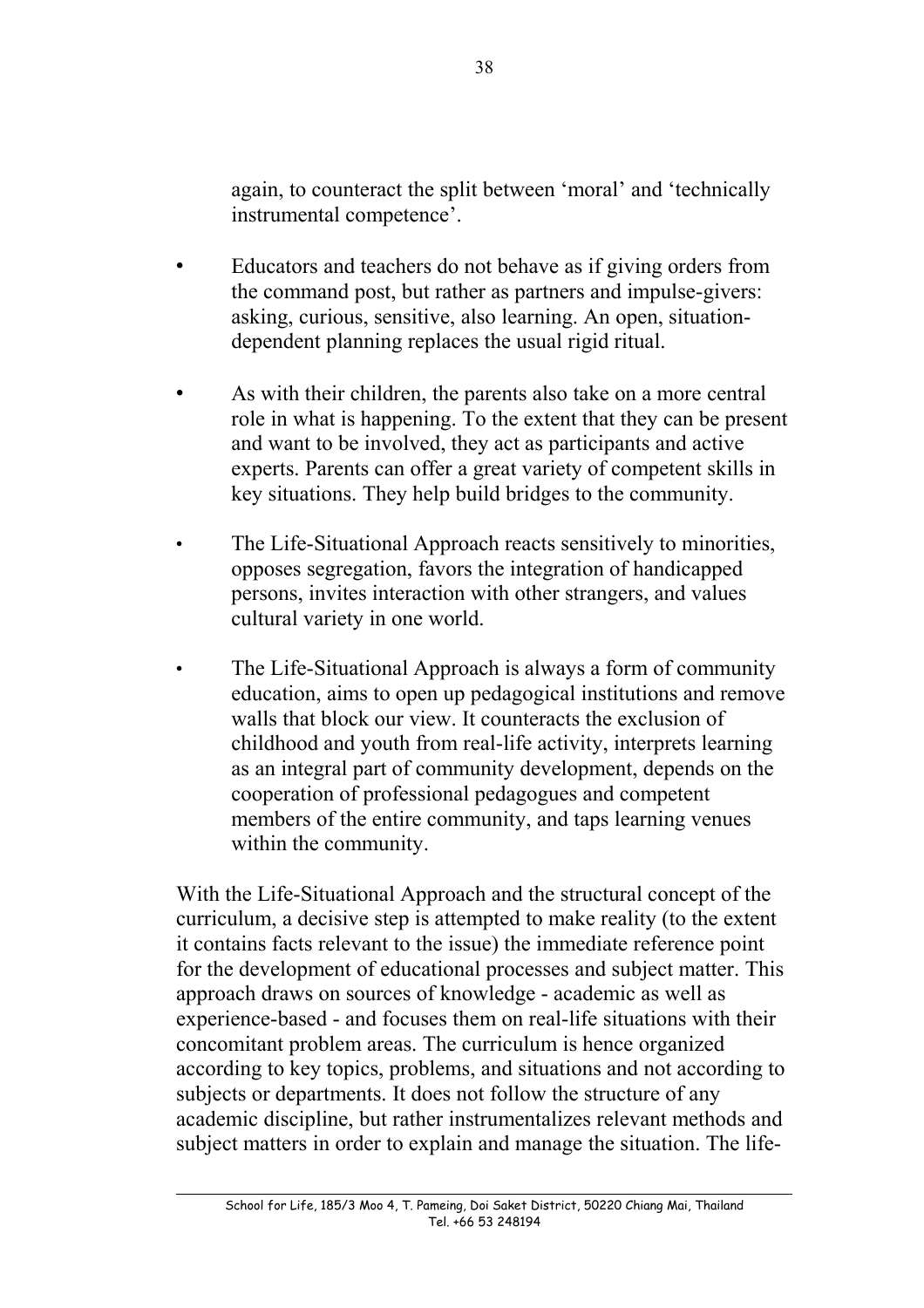again, to counteract the split between 'moral' and 'technically instrumental competence'.

- Educators and teachers do not behave as if giving orders from the command post, but rather as partners and impulse-givers: asking, curious, sensitive, also learning. An open, situation-dependent planning replaces the usual rigid ritual.

- As with their children, the parents also take on a more central role in what is happening. To the extent that they can be present and want to be involved, they act as participants and active experts. Parents can offer a great variety of competent skills in key situations. They help build bridges to the community.

- The Life-Situational Approach reacts sensitively to minorities, opposes segregation, favors the integration of handicapped persons, invites interaction with other strangers, and values cultural variety in one world.

- The Life-Situational Approach is always a form of community education, aims to open up pedagogical institutions and remove walls that block our view. It counteracts the exclusion of childhood and youth from real-life activity, interprets learning as an integral part of community development, depends on the cooperation of professional pedagogues and competent members of the entire community, and taps learning venues within the community.

With the Life-Situational Approach and the structural concept of the curriculum, a decisive step is attempted to make reality (to the extent it contains facts relevant to the issue) the immediate reference point for the development of educational processes and subject matter. This approach draws on sources of knowledge - academic as well as experience-based - and focuses them on real-life situations with their concomitant problem areas. The curriculum is hence organized according to key topics, problems, and situations and not according to subjects or departments. It does not follow the structure of any academic discipline, but rather instrumentalizes relevant methods and subject matters in order to explain and manage the situation. The life-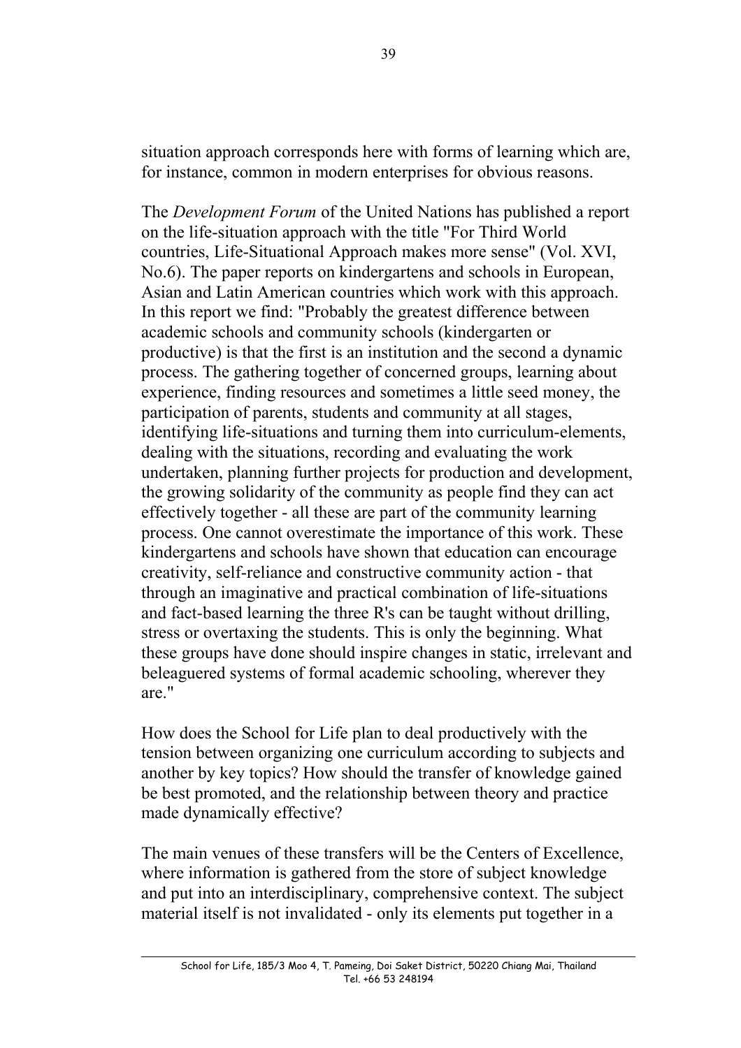situation approach corresponds here with forms of learning which are, for instance, common in modern enterprises for obvious reasons.

The *Development Forum* of the United Nations has published a report on the life-situation approach with the title "For Third World countries, Life-Situational Approach makes more sense" (Vol. XVI, No.6). The paper reports on kindergartens and schools in European, Asian and Latin American countries which work with this approach. In this report we find: "Probably the greatest difference between academic schools and community schools (kindergarten or productive) is that the first is an institution and the second a dynamic process. The gathering together of concerned groups, learning about experience, finding resources and sometimes a little seed money, the participation of parents, students and community at all stages, identifying life-situations and turning them into curriculum-elements, dealing with the situations, recording and evaluating the work undertaken, planning further projects for production and development, the growing solidarity of the community as people find they can act effectively together - all these are part of the community learning process. One cannot overestimate the importance of this work. These kindergartens and schools have shown that education can encourage creativity, self-reliance and constructive community action - that through an imaginative and practical combination of life-situations and fact-based learning the three R's can be taught without drilling, stress or overtaxing the students. This is only the beginning. What these groups have done should inspire changes in static, irrelevant and beleaguered systems of formal academic schooling, wherever they are."

How does the School for Life plan to deal productively with the tension between organizing one curriculum according to subjects and another by key topics? How should the transfer of knowledge gained be best promoted, and the relationship between theory and practice made dynamically effective?

The main venues of these transfers will be the Centers of Excellence, where information is gathered from the store of subject knowledge and put into an interdisciplinary, comprehensive context. The subject material itself is not invalidated - only its elements put together in a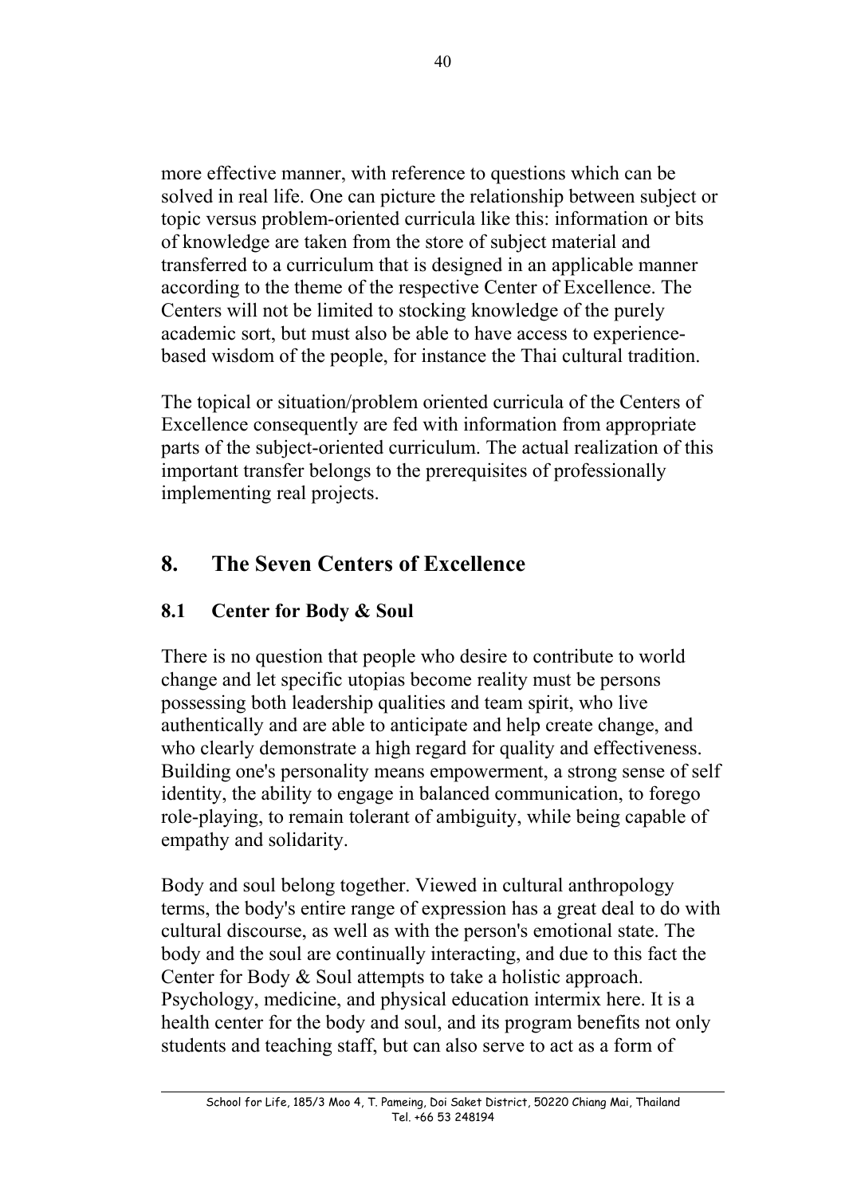more effective manner, with reference to questions which can be solved in real life. One can picture the relationship between subject or topic versus problem-oriented curricula like this: information or bits of knowledge are taken from the store of subject material and transferred to a curriculum that is designed in an applicable manner according to the theme of the respective Center of Excellence. The Centers will not be limited to stocking knowledge of the purely academic sort, but must also be able to have access to experience-based wisdom of the people, for instance the Thai cultural tradition.

The topical or situation/problem oriented curricula of the Centers of Excellence consequently are fed with information from appropriate parts of the subject-oriented curriculum. The actual realization of this important transfer belongs to the prerequisites of professionally implementing real projects.

## 8. The Seven Centers of Excellence

### 8.1 Center for Body & Soul

There is no question that people who desire to contribute to world change and let specific utopias become reality must be persons possessing both leadership qualities and team spirit, who live authentically and are able to anticipate and help create change, and who clearly demonstrate a high regard for quality and effectiveness. Building one's personality means empowerment, a strong sense of self identity, the ability to engage in balanced communication, to forego role-playing, to remain tolerant of ambiguity, while being capable of empathy and solidarity.

Body and soul belong together. Viewed in cultural anthropology terms, the body's entire range of expression has a great deal to do with cultural discourse, as well as with the person's emotional state. The body and the soul are continually interacting, and due to this fact the Center for Body & Soul attempts to take a holistic approach. Psychology, medicine, and physical education intermix here. It is a health center for the body and soul, and its program benefits not only students and teaching staff, but can also serve to act as a form of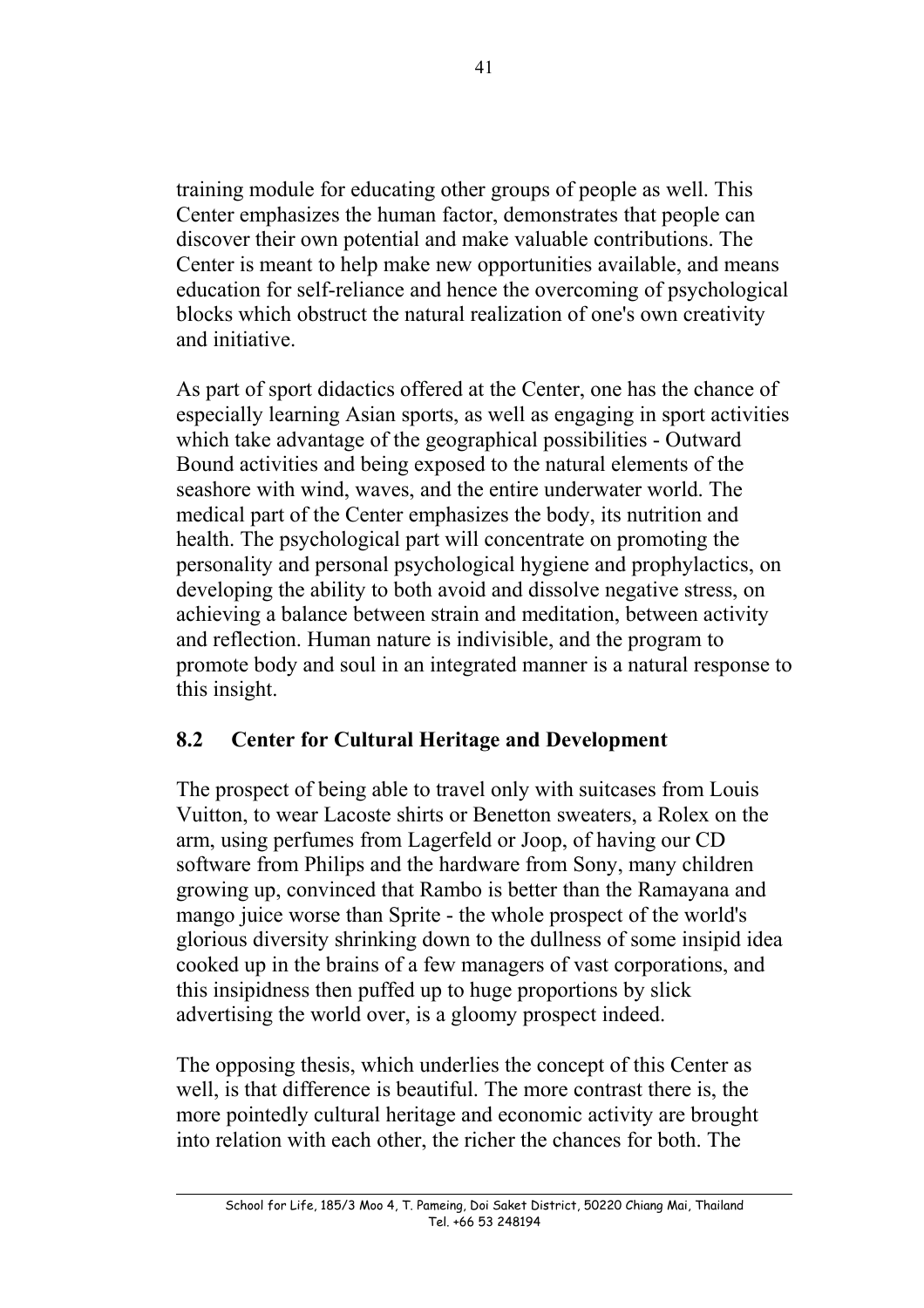training module for educating other groups of people as well. This Center emphasizes the human factor, demonstrates that people can discover their own potential and make valuable contributions. The Center is meant to help make new opportunities available, and means education for self-reliance and hence the overcoming of psychological blocks which obstruct the natural realization of one's own creativity and initiative.

As part of sport didactics offered at the Center, one has the chance of especially learning Asian sports, as well as engaging in sport activities which take advantage of the geographical possibilities - Outward Bound activities and being exposed to the natural elements of the seashore with wind, waves, and the entire underwater world. The medical part of the Center emphasizes the body, its nutrition and health. The psychological part will concentrate on promoting the personality and personal psychological hygiene and prophylactics, on developing the ability to both avoid and dissolve negative stress, on achieving a balance between strain and meditation, between activity and reflection. Human nature is indivisible, and the program to promote body and soul in an integrated manner is a natural response to this insight.

## 8.2 Center for Cultural Heritage and Development

The prospect of being able to travel only with suitcases from Louis Vuitton, to wear Lacoste shirts or Benetton sweaters, a Rolex on the arm, using perfumes from Lagerfeld or Joop, of having our CD software from Philips and the hardware from Sony, many children growing up, convinced that Rambo is better than the Ramayana and mango juice worse than Sprite - the whole prospect of the world's glorious diversity shrinking down to the dullness of some insipid idea cooked up in the brains of a few managers of vast corporations, and this insipidness then puffed up to huge proportions by slick advertising the world over, is a gloomy prospect indeed.

The opposing thesis, which underlies the concept of this Center as well, is that difference is beautiful. The more contrast there is, the more pointedly cultural heritage and economic activity are brought into relation with each other, the richer the chances for both. The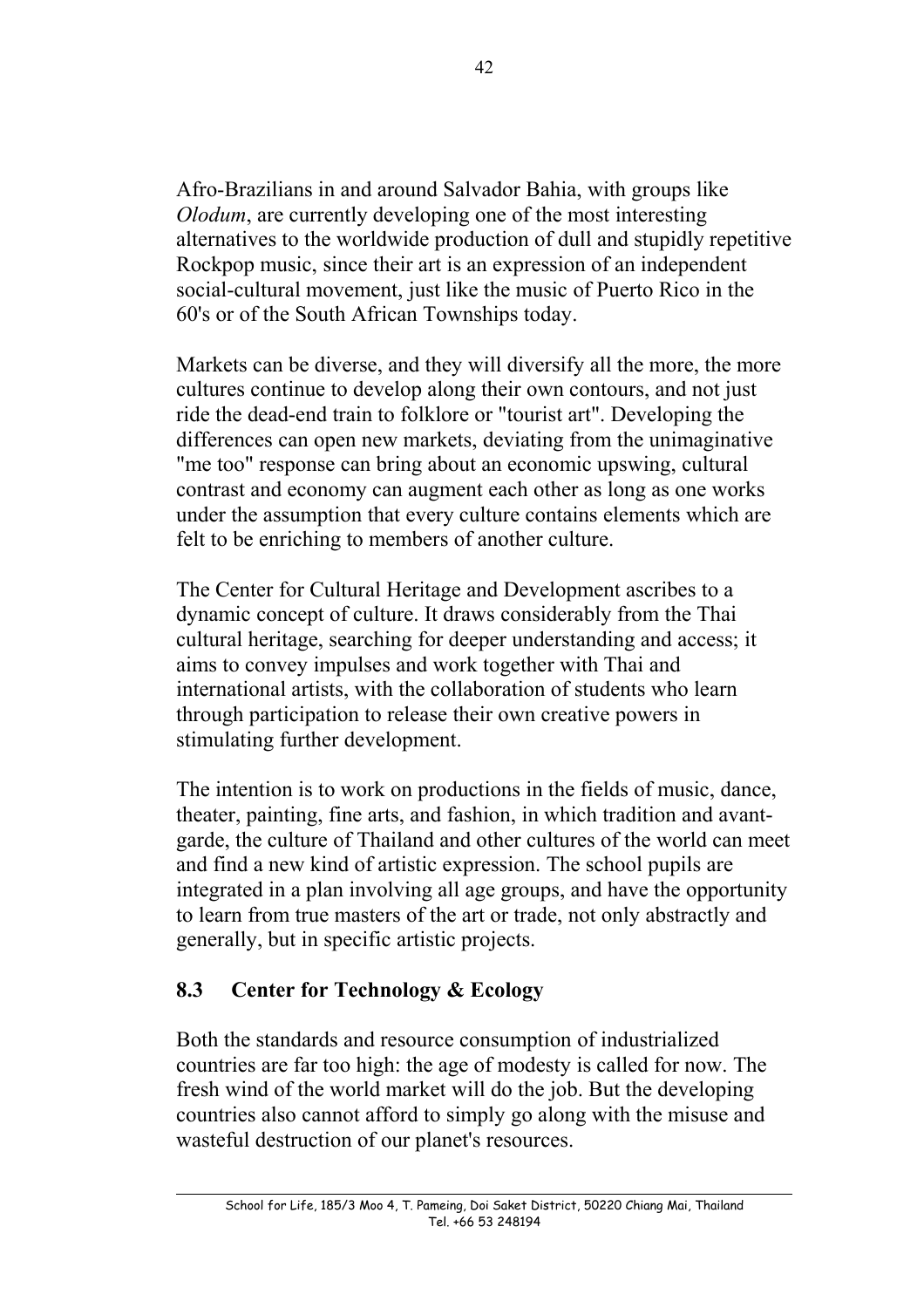Afro-Brazilians in and around Salvador Bahia, with groups like *Olodum*, are currently developing one of the most interesting alternatives to the worldwide production of dull and stupidly repetitive Rockpop music, since their art is an expression of an independent social-cultural movement, just like the music of Puerto Rico in the 60's or of the South African Townships today.

Markets can be diverse, and they will diversify all the more, the more cultures continue to develop along their own contours, and not just ride the dead-end train to folklore or "tourist art". Developing the differences can open new markets, deviating from the unimaginative "me too" response can bring about an economic upswing, cultural contrast and economy can augment each other as long as one works under the assumption that every culture contains elements which are felt to be enriching to members of another culture.

The Center for Cultural Heritage and Development ascribes to a dynamic concept of culture. It draws considerably from the Thai cultural heritage, searching for deeper understanding and access; it aims to convey impulses and work together with Thai and international artists, with the collaboration of students who learn through participation to release their own creative powers in stimulating further development.

The intention is to work on productions in the fields of music, dance, theater, painting, fine arts, and fashion, in which tradition and avant-garde, the culture of Thailand and other cultures of the world can meet and find a new kind of artistic expression. The school pupils are integrated in a plan involving all age groups, and have the opportunity to learn from true masters of the art or trade, not only abstractly and generally, but in specific artistic projects.

### 8.3 Center for Technology & Ecology

Both the standards and resource consumption of industrialized countries are far too high: the age of modesty is called for now. The fresh wind of the world market will do the job. But the developing countries also cannot afford to simply go along with the misuse and wasteful destruction of our planet's resources.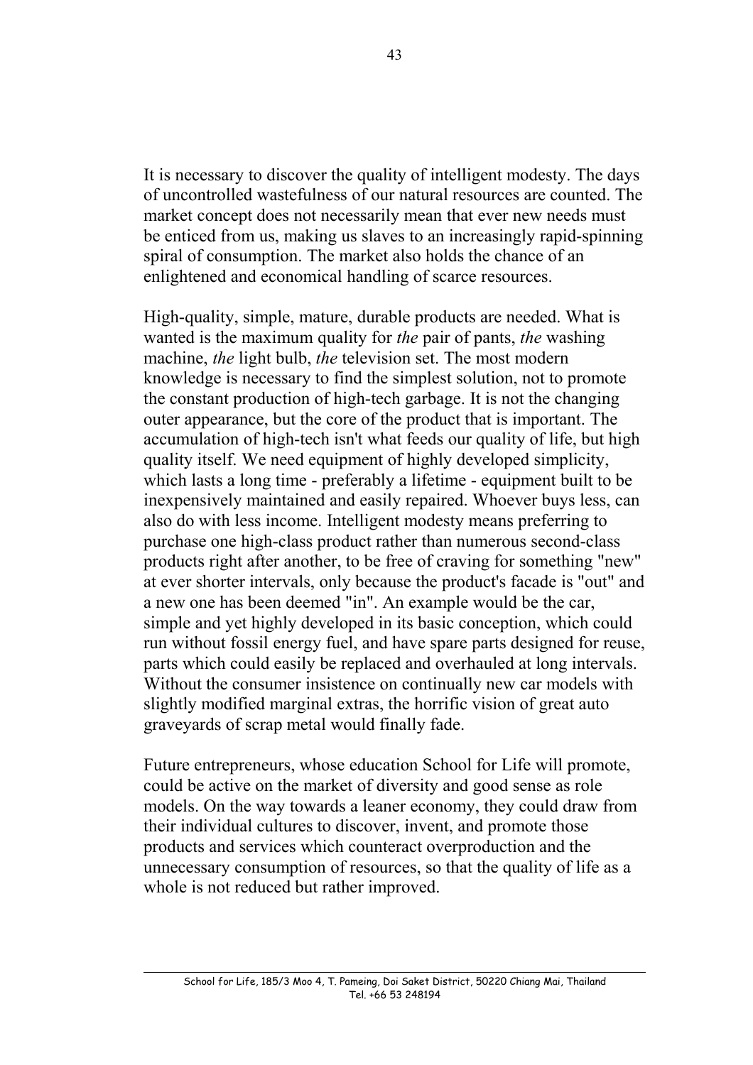It is necessary to discover the quality of intelligent modesty. The days of uncontrolled wastefulness of our natural resources are counted. The market concept does not necessarily mean that ever new needs must be enticed from us, making us slaves to an increasingly rapid-spinning spiral of consumption. The market also holds the chance of an enlightened and economical handling of scarce resources.

High-quality, simple, mature, durable products are needed. What is wanted is the maximum quality for *the* pair of pants, *the* washing machine, *the* light bulb, *the* television set. The most modern knowledge is necessary to find the simplest solution, not to promote the constant production of high-tech garbage. It is not the changing outer appearance, but the core of the product that is important. The accumulation of high-tech isn't what feeds our quality of life, but high quality itself. We need equipment of highly developed simplicity, which lasts a long time - preferably a lifetime - equipment built to be inexpensively maintained and easily repaired. Whoever buys less, can also do with less income. Intelligent modesty means preferring to purchase one high-class product rather than numerous second-class products right after another, to be free of craving for something "new" at ever shorter intervals, only because the product's facade is "out" and a new one has been deemed "in". An example would be the car, simple and yet highly developed in its basic conception, which could run without fossil energy fuel, and have spare parts designed for reuse, parts which could easily be replaced and overhauled at long intervals. Without the consumer insistence on continually new car models with slightly modified marginal extras, the horrific vision of great auto graveyards of scrap metal would finally fade.

Future entrepreneurs, whose education School for Life will promote, could be active on the market of diversity and good sense as role models. On the way towards a leaner economy, they could draw from their individual cultures to discover, invent, and promote those products and services which counteract overproduction and the unnecessary consumption of resources, so that the quality of life as a whole is not reduced but rather improved.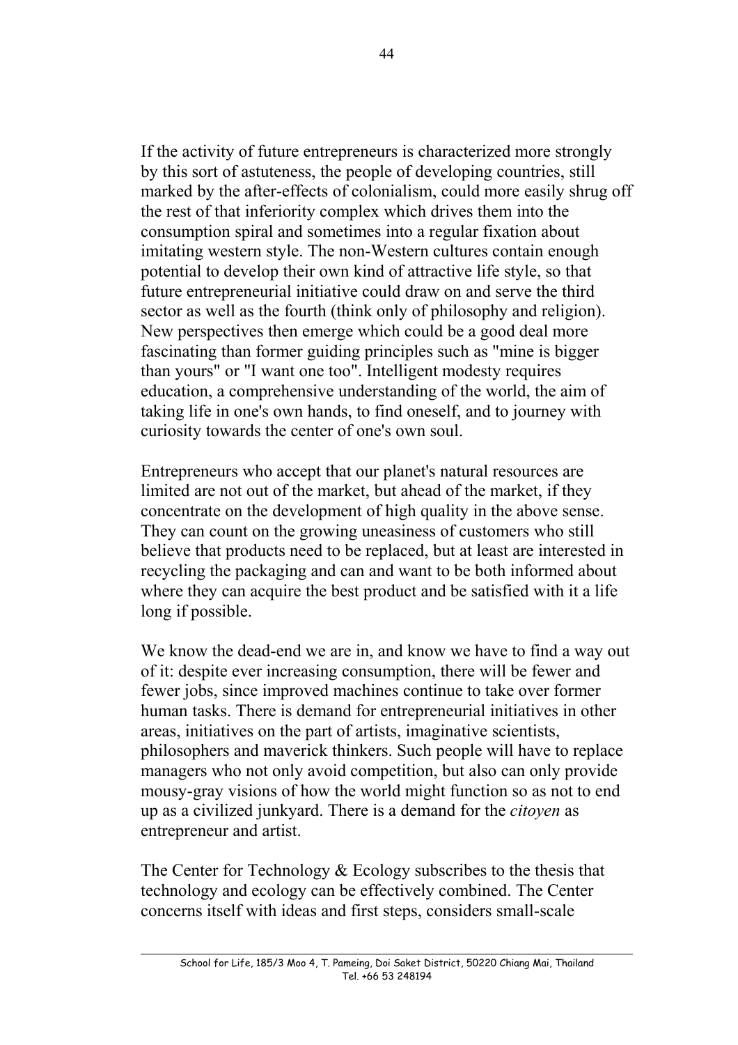If the activity of future entrepreneurs is characterized more strongly by this sort of astuteness, the people of developing countries, still marked by the after-effects of colonialism, could more easily shrug off the rest of that inferiority complex which drives them into the consumption spiral and sometimes into a regular fixation about imitating western style. The non-Western cultures contain enough potential to develop their own kind of attractive life style, so that future entrepreneurial initiative could draw on and serve the third sector as well as the fourth (think only of philosophy and religion). New perspectives then emerge which could be a good deal more fascinating than former guiding principles such as "mine is bigger than yours" or "I want one too". Intelligent modesty requires education, a comprehensive understanding of the world, the aim of taking life in one's own hands, to find oneself, and to journey with curiosity towards the center of one's own soul.

Entrepreneurs who accept that our planet's natural resources are limited are not out of the market, but ahead of the market, if they concentrate on the development of high quality in the above sense. They can count on the growing uneasiness of customers who still believe that products need to be replaced, but at least are interested in recycling the packaging and can and want to be both informed about where they can acquire the best product and be satisfied with it a life long if possible.

We know the dead-end we are in, and know we have to find a way out of it: despite ever increasing consumption, there will be fewer and fewer jobs, since improved machines continue to take over former human tasks. There is demand for entrepreneurial initiatives in other areas, initiatives on the part of artists, imaginative scientists, philosophers and maverick thinkers. Such people will have to replace managers who not only avoid competition, but also can only provide mousy-gray visions of how the world might function so as not to end up as a civilized junkyard. There is a demand for the *citoyen* as entrepreneur and artist.

The Center for Technology & Ecology subscribes to the thesis that technology and ecology can be effectively combined. The Center concerns itself with ideas and first steps, considers small-scale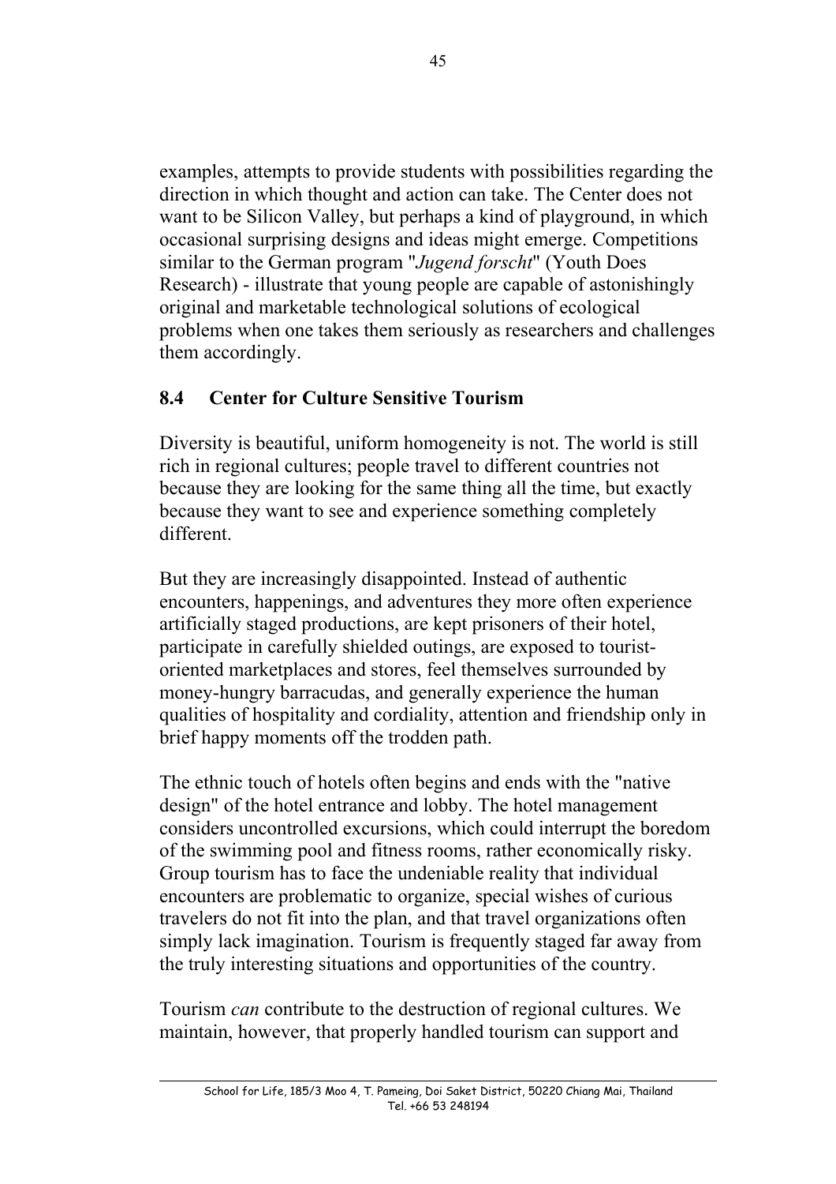examples, attempts to provide students with possibilities regarding the direction in which thought and action can take. The Center does not want to be Silicon Valley, but perhaps a kind of playground, in which occasional surprising designs and ideas might emerge. Competitions similar to the German program "*Jugend forscht*" (Youth Does Research) - illustrate that young people are capable of astonishingly original and marketable technological solutions of ecological problems when one takes them seriously as researchers and challenges them accordingly.

### 8.4 Center for Culture Sensitive Tourism

Diversity is beautiful, uniform homogeneity is not. The world is still rich in regional cultures; people travel to different countries not because they are looking for the same thing all the time, but exactly because they want to see and experience something completely different.

But they are increasingly disappointed. Instead of authentic encounters, happenings, and adventures they more often experience artificially staged productions, are kept prisoners of their hotel, participate in carefully shielded outings, are exposed to tourist-oriented marketplaces and stores, feel themselves surrounded by money-hungry barracudas, and generally experience the human qualities of hospitality and cordiality, attention and friendship only in brief happy moments off the trodden path.

The ethnic touch of hotels often begins and ends with the "native design" of the hotel entrance and lobby. The hotel management considers uncontrolled excursions, which could interrupt the boredom of the swimming pool and fitness rooms, rather economically risky. Group tourism has to face the undeniable reality that individual encounters are problematic to organize, special wishes of curious travelers do not fit into the plan, and that travel organizations often simply lack imagination. Tourism is frequently staged far away from the truly interesting situations and opportunities of the country.

Tourism *can* contribute to the destruction of regional cultures. We maintain, however, that properly handled tourism can support and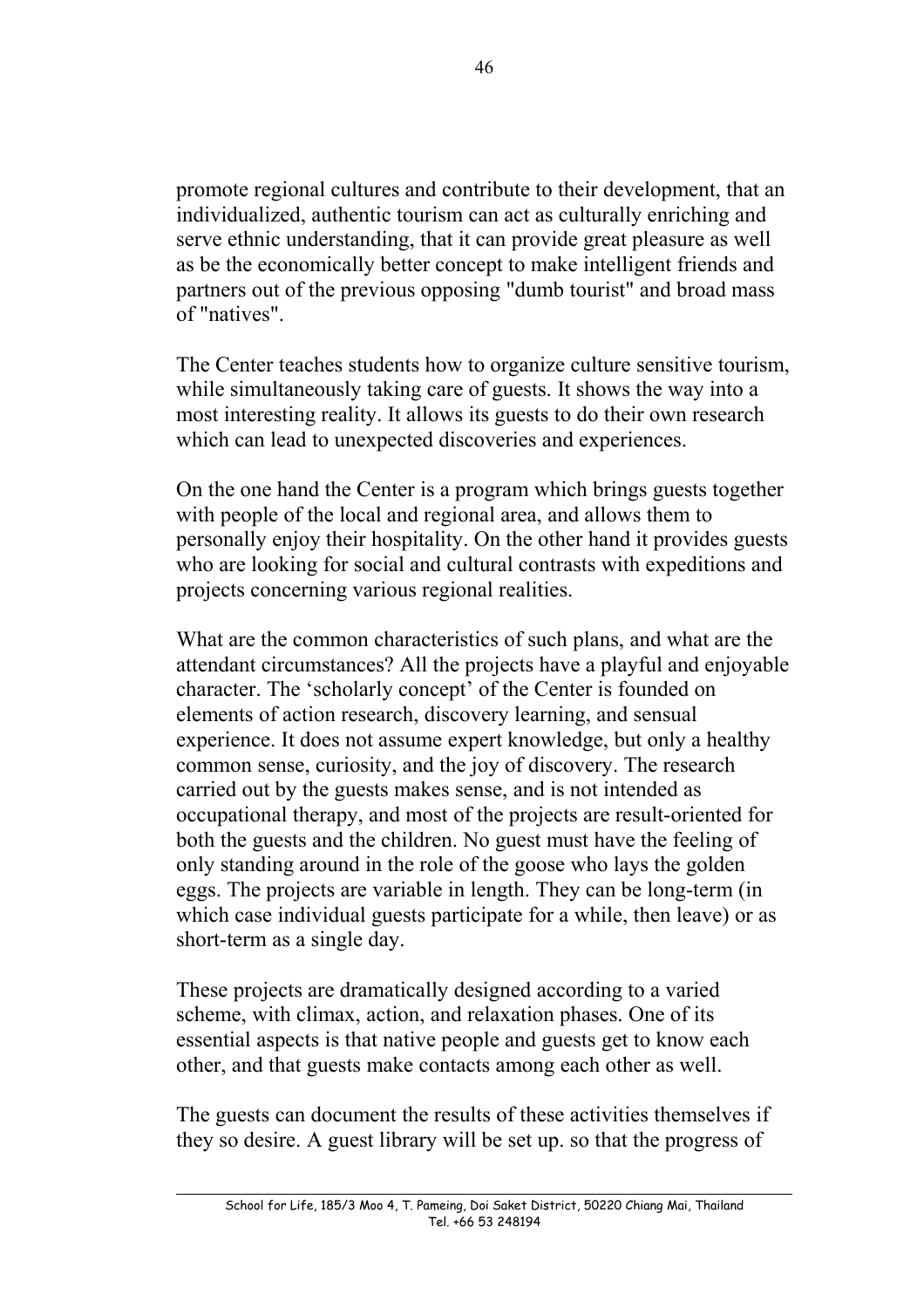promote regional cultures and contribute to their development, that an individualized, authentic tourism can act as culturally enriching and serve ethnic understanding, that it can provide great pleasure as well as be the economically better concept to make intelligent friends and partners out of the previous opposing "dumb tourist" and broad mass of "natives".

The Center teaches students how to organize culture sensitive tourism, while simultaneously taking care of guests. It shows the way into a most interesting reality. It allows its guests to do their own research which can lead to unexpected discoveries and experiences.

On the one hand the Center is a program which brings guests together with people of the local and regional area, and allows them to personally enjoy their hospitality. On the other hand it provides guests who are looking for social and cultural contrasts with expeditions and projects concerning various regional realities.

What are the common characteristics of such plans, and what are the attendant circumstances? All the projects have a playful and enjoyable character. The 'scholarly concept' of the Center is founded on elements of action research, discovery learning, and sensual experience. It does not assume expert knowledge, but only a healthy common sense, curiosity, and the joy of discovery. The research carried out by the guests makes sense, and is not intended as occupational therapy, and most of the projects are result-oriented for both the guests and the children. No guest must have the feeling of only standing around in the role of the goose who lays the golden eggs. The projects are variable in length. They can be long-term (in which case individual guests participate for a while, then leave) or as short-term as a single day.

These projects are dramatically designed according to a varied scheme, with climax, action, and relaxation phases. One of its essential aspects is that native people and guests get to know each other, and that guests make contacts among each other as well.

The guests can document the results of these activities themselves if they so desire. A guest library will be set up. so that the progress of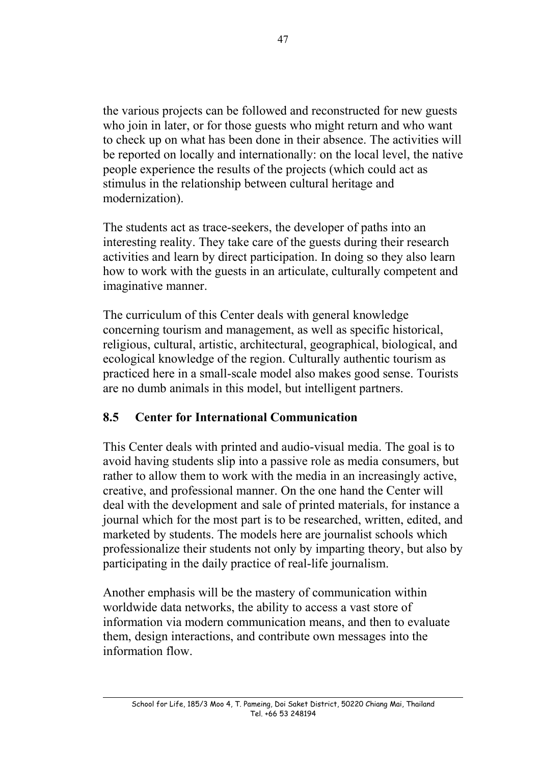the various projects can be followed and reconstructed for new guests who join in later, or for those guests who might return and who want to check up on what has been done in their absence. The activities will be reported on locally and internationally: on the local level, the native people experience the results of the projects (which could act as stimulus in the relationship between cultural heritage and modernization).

The students act as trace-seekers, the developer of paths into an interesting reality. They take care of the guests during their research activities and learn by direct participation. In doing so they also learn how to work with the guests in an articulate, culturally competent and imaginative manner.

The curriculum of this Center deals with general knowledge concerning tourism and management, as well as specific historical, religious, cultural, artistic, architectural, geographical, biological, and ecological knowledge of the region. Culturally authentic tourism as practiced here in a small-scale model also makes good sense. Tourists are no dumb animals in this model, but intelligent partners.

## 8.5 Center for International Communication

This Center deals with printed and audio-visual media. The goal is to avoid having students slip into a passive role as media consumers, but rather to allow them to work with the media in an increasingly active, creative, and professional manner. On the one hand the Center will deal with the development and sale of printed materials, for instance a journal which for the most part is to be researched, written, edited, and marketed by students. The models here are journalist schools which professionalize their students not only by imparting theory, but also by participating in the daily practice of real-life journalism.

Another emphasis will be the mastery of communication within worldwide data networks, the ability to access a vast store of information via modern communication means, and then to evaluate them, design interactions, and contribute own messages into the information flow.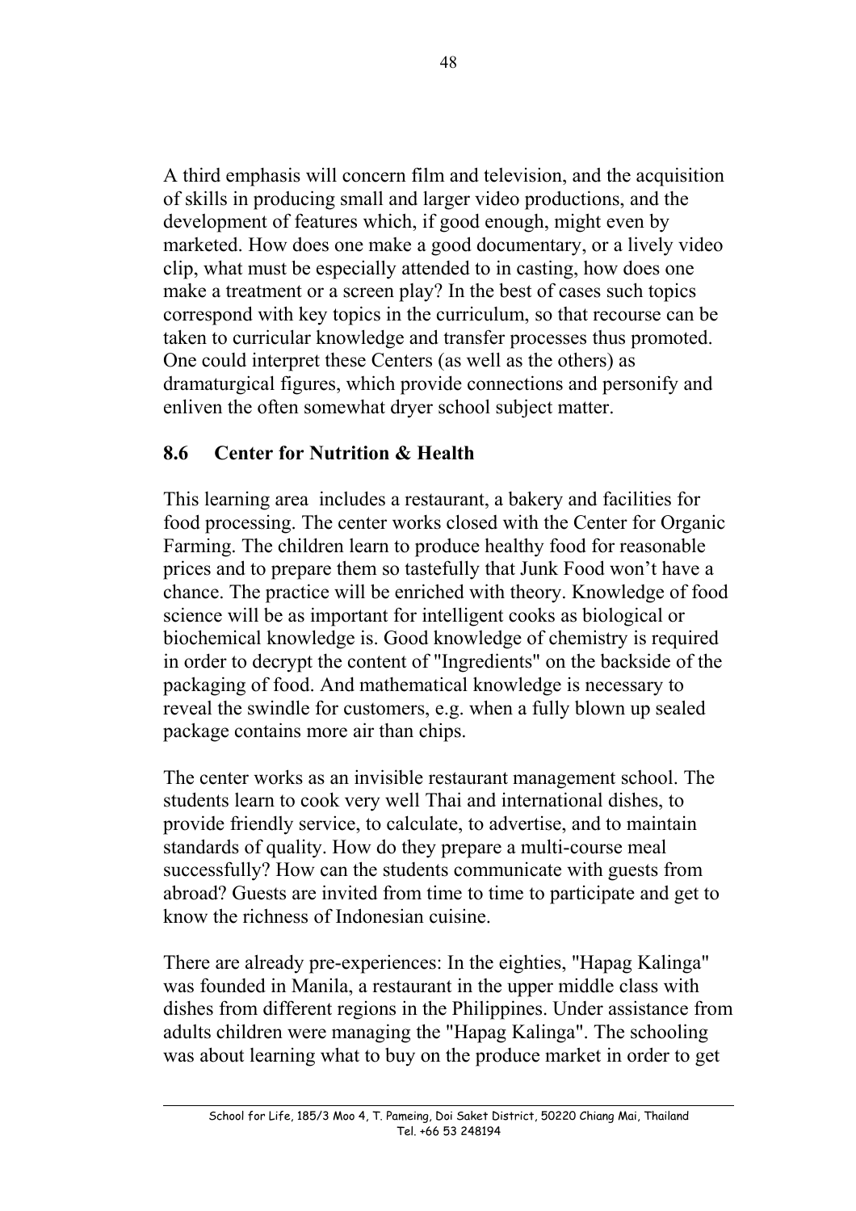A third emphasis will concern film and television, and the acquisition of skills in producing small and larger video productions, and the development of features which, if good enough, might even by marketed. How does one make a good documentary, or a lively video clip, what must be especially attended to in casting, how does one make a treatment or a screen play? In the best of cases such topics correspond with key topics in the curriculum, so that recourse can be taken to curricular knowledge and transfer processes thus promoted. One could interpret these Centers (as well as the others) as dramaturgical figures, which provide connections and personify and enliven the often somewhat dryer school subject matter.

## 8.6 Center for Nutrition & Health

This learning area includes a restaurant, a bakery and facilities for food processing. The center works closed with the Center for Organic Farming. The children learn to produce healthy food for reasonable prices and to prepare them so tastefully that Junk Food won't have a chance. The practice will be enriched with theory. Knowledge of food science will be as important for intelligent cooks as biological or biochemical knowledge is. Good knowledge of chemistry is required in order to decrypt the content of "Ingredients" on the backside of the packaging of food. And mathematical knowledge is necessary to reveal the swindle for customers, e.g. when a fully blown up sealed package contains more air than chips.

The center works as an invisible restaurant management school. The students learn to cook very well Thai and international dishes, to provide friendly service, to calculate, to advertise, and to maintain standards of quality. How do they prepare a multi-course meal successfully? How can the students communicate with guests from abroad? Guests are invited from time to time to participate and get to know the richness of Indonesian cuisine.

There are already pre-experiences: In the eighties, "Hapag Kalinga" was founded in Manila, a restaurant in the upper middle class with dishes from different regions in the Philippines. Under assistance from adults children were managing the "Hapag Kalinga". The schooling was about learning what to buy on the produce market in order to get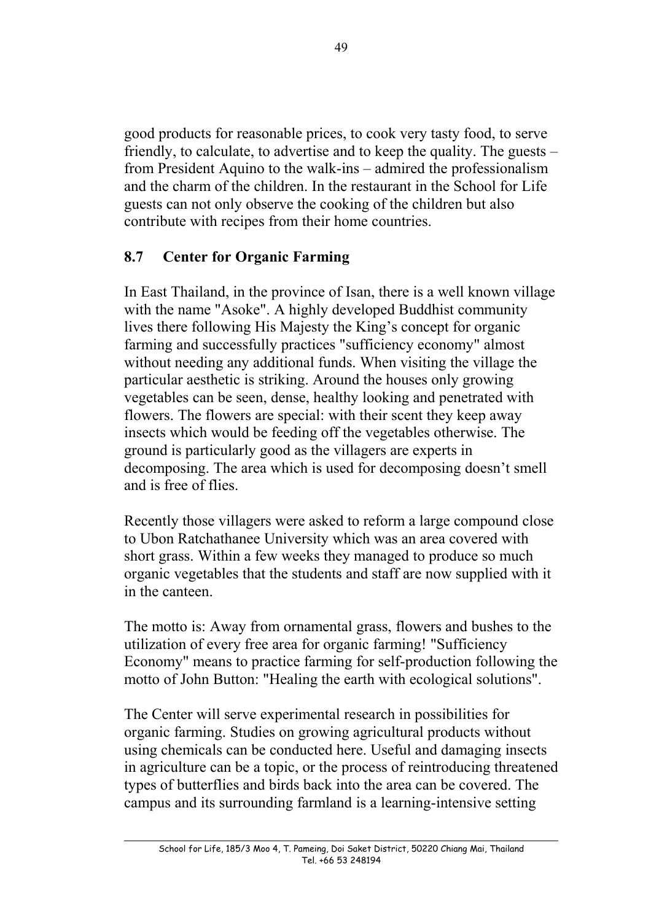good products for reasonable prices, to cook very tasty food, to serve friendly, to calculate, to advertise and to keep the quality. The guests – from President Aquino to the walk-ins – admired the professionalism and the charm of the children. In the restaurant in the School for Life guests can not only observe the cooking of the children but also contribute with recipes from their home countries.

## 8.7 Center for Organic Farming

In East Thailand, in the province of Isan, there is a well known village with the name "Asoke". A highly developed Buddhist community lives there following His Majesty the King's concept for organic farming and successfully practices "sufficiency economy" almost without needing any additional funds. When visiting the village the particular aesthetic is striking. Around the houses only growing vegetables can be seen, dense, healthy looking and penetrated with flowers. The flowers are special: with their scent they keep away insects which would be feeding off the vegetables otherwise. The ground is particularly good as the villagers are experts in decomposing. The area which is used for decomposing doesn't smell and is free of flies.

Recently those villagers were asked to reform a large compound close to Ubon Ratchathanee University which was an area covered with short grass. Within a few weeks they managed to produce so much organic vegetables that the students and staff are now supplied with it in the canteen.

The motto is: Away from ornamental grass, flowers and bushes to the utilization of every free area for organic farming! "Sufficiency Economy" means to practice farming for self-production following the motto of John Button: "Healing the earth with ecological solutions".

The Center will serve experimental research in possibilities for organic farming. Studies on growing agricultural products without using chemicals can be conducted here. Useful and damaging insects in agriculture can be a topic, or the process of reintroducing threatened types of butterflies and birds back into the area can be covered. The campus and its surrounding farmland is a learning-intensive setting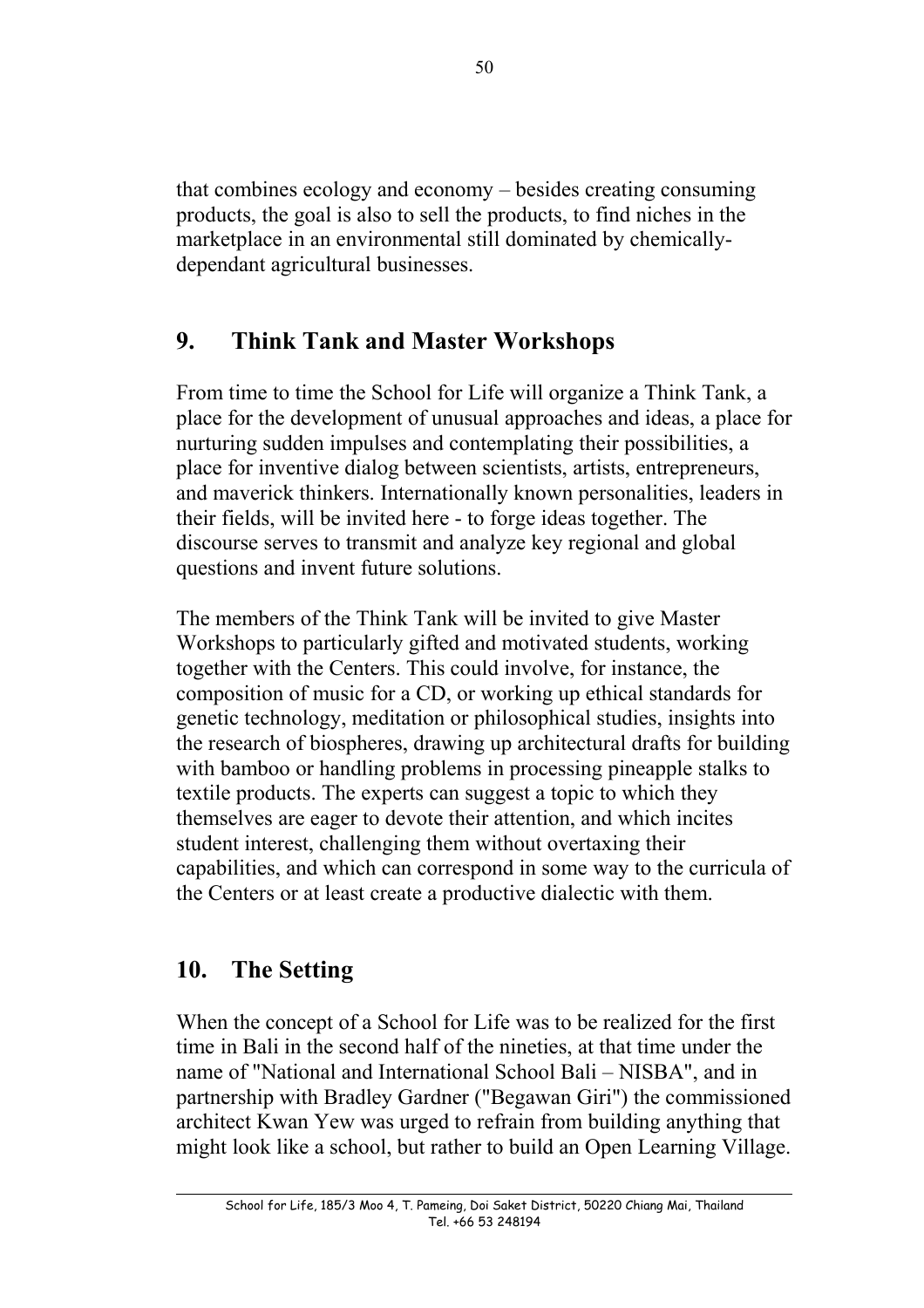that combines ecology and economy – besides creating consuming products, the goal is also to sell the products, to find niches in the marketplace in an environmental still dominated by chemically-dependant agricultural businesses.

## 9. Think Tank and Master Workshops

From time to time the School for Life will organize a Think Tank, a place for the development of unusual approaches and ideas, a place for nurturing sudden impulses and contemplating their possibilities, a place for inventive dialog between scientists, artists, entrepreneurs, and maverick thinkers. Internationally known personalities, leaders in their fields, will be invited here - to forge ideas together. The discourse serves to transmit and analyze key regional and global questions and invent future solutions.

The members of the Think Tank will be invited to give Master Workshops to particularly gifted and motivated students, working together with the Centers. This could involve, for instance, the composition of music for a CD, or working up ethical standards for genetic technology, meditation or philosophical studies, insights into the research of biospheres, drawing up architectural drafts for building with bamboo or handling problems in processing pineapple stalks to textile products. The experts can suggest a topic to which they themselves are eager to devote their attention, and which incites student interest, challenging them without overtaxing their capabilities, and which can correspond in some way to the curricula of the Centers or at least create a productive dialectic with them.

## 10. The Setting

When the concept of a School for Life was to be realized for the first time in Bali in the second half of the nineties, at that time under the name of "National and International School Bali – NISBA", and in partnership with Bradley Gardner ("Begawan Giri") the commissioned architect Kwan Yew was urged to refrain from building anything that might look like a school, but rather to build an Open Learning Village.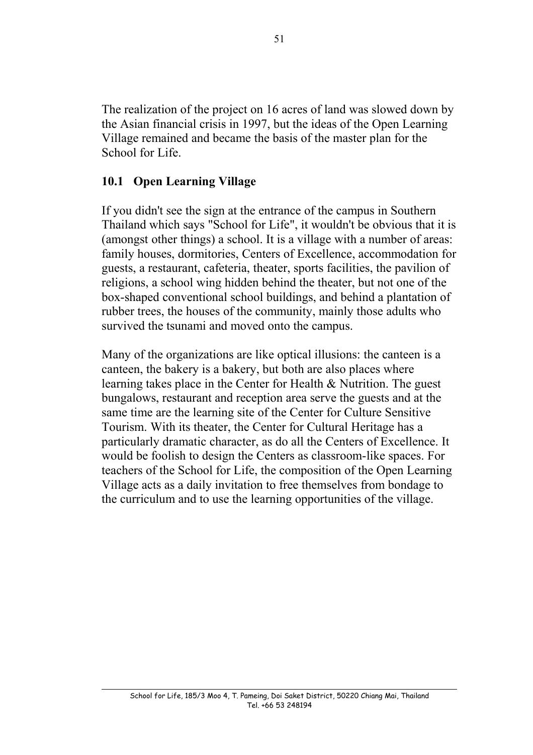The realization of the project on 16 acres of land was slowed down by the Asian financial crisis in 1997, but the ideas of the Open Learning Village remained and became the basis of the master plan for the School for Life.

## 10.1 Open Learning Village

If you didn't see the sign at the entrance of the campus in Southern Thailand which says "School for Life", it wouldn't be obvious that it is (amongst other things) a school. It is a village with a number of areas: family houses, dormitories, Centers of Excellence, accommodation for guests, a restaurant, cafeteria, theater, sports facilities, the pavilion of religions, a school wing hidden behind the theater, but not one of the box-shaped conventional school buildings, and behind a plantation of rubber trees, the houses of the community, mainly those adults who survived the tsunami and moved onto the campus.

Many of the organizations are like optical illusions: the canteen is a canteen, the bakery is a bakery, but both are also places where learning takes place in the Center for Health & Nutrition. The guest bungalows, restaurant and reception area serve the guests and at the same time are the learning site of the Center for Culture Sensitive Tourism. With its theater, the Center for Cultural Heritage has a particularly dramatic character, as do all the Centers of Excellence. It would be foolish to design the Centers as classroom-like spaces. For teachers of the School for Life, the composition of the Open Learning Village acts as a daily invitation to free themselves from bondage to the curriculum and to use the learning opportunities of the village.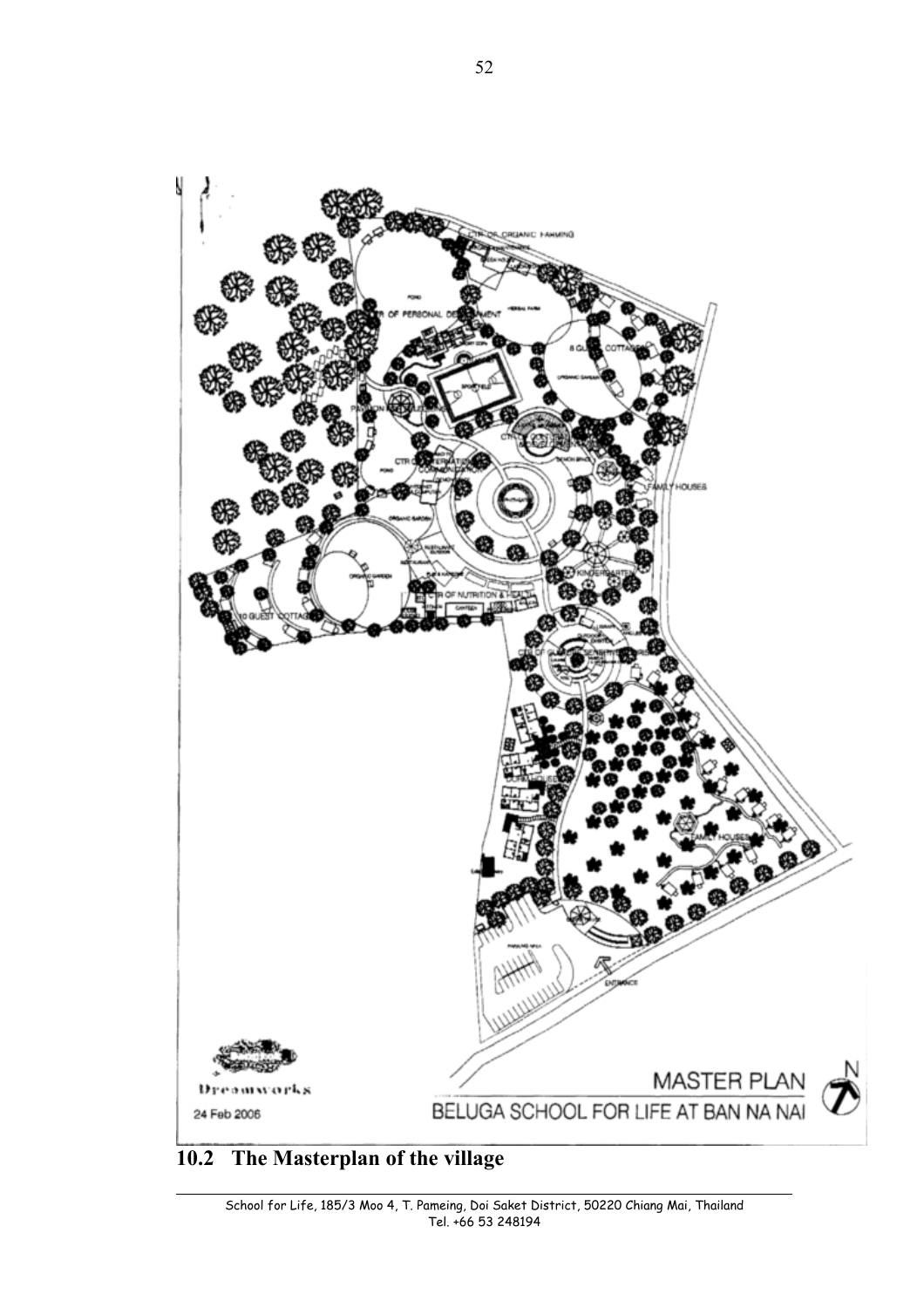## 10.2 The Masterplan of the village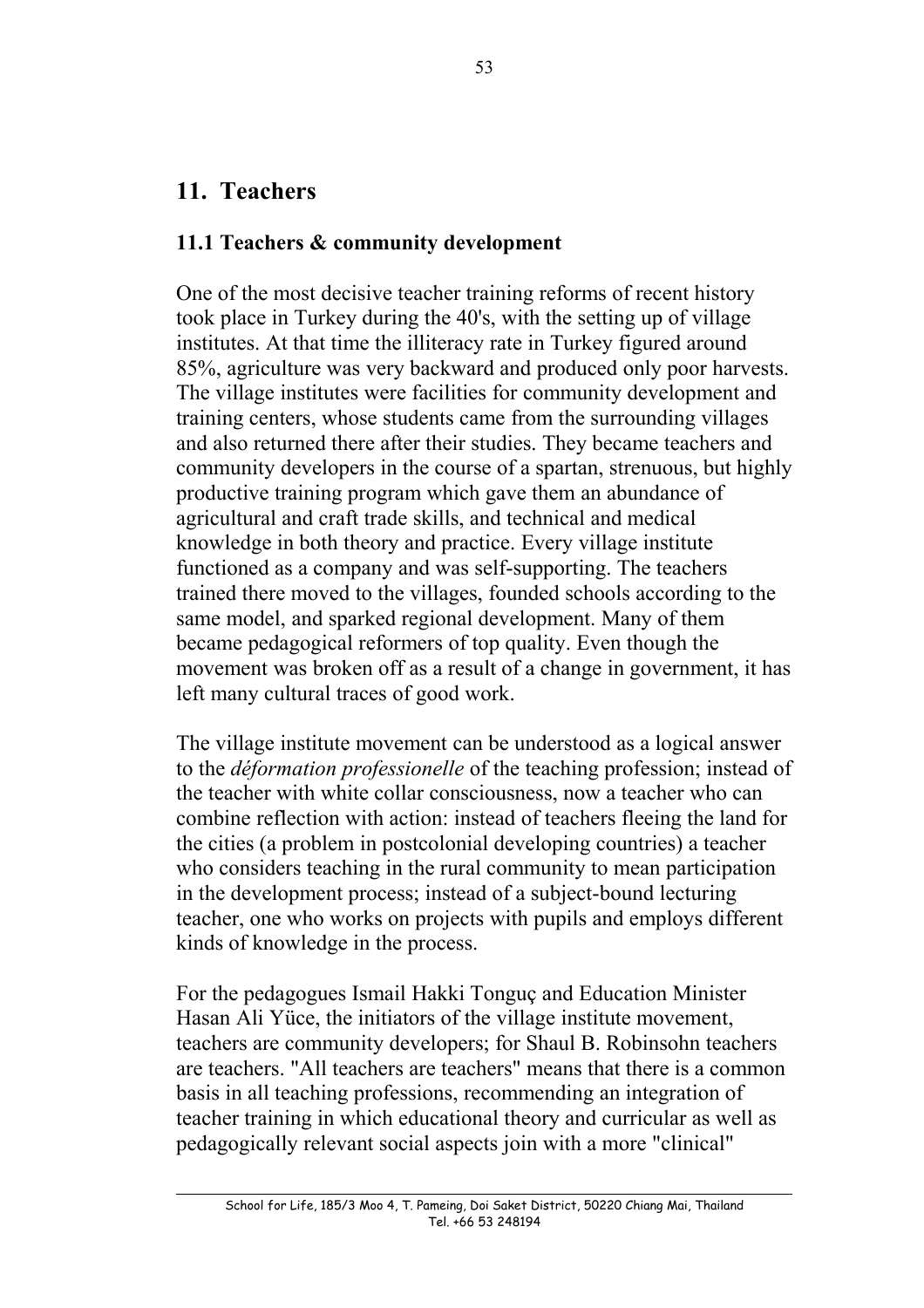## 11. Teachers

### 11.1 Teachers & community development

One of the most decisive teacher training reforms of recent history took place in Turkey during the 40's, with the setting up of village institutes. At that time the illiteracy rate in Turkey figured around 85%, agriculture was very backward and produced only poor harvests. The village institutes were facilities for community development and training centers, whose students came from the surrounding villages and also returned there after their studies. They became teachers and community developers in the course of a spartan, strenuous, but highly productive training program which gave them an abundance of agricultural and craft trade skills, and technical and medical knowledge in both theory and practice. Every village institute functioned as a company and was self-supporting. The teachers trained there moved to the villages, founded schools according to the same model, and sparked regional development. Many of them became pedagogical reformers of top quality. Even though the movement was broken off as a result of a change in government, it has left many cultural traces of good work.

The village institute movement can be understood as a logical answer to the *déformation professionelle* of the teaching profession; instead of the teacher with white collar consciousness, now a teacher who can combine reflection with action: instead of teachers fleeing the land for the cities (a problem in postcolonial developing countries) a teacher who considers teaching in the rural community to mean participation in the development process; instead of a subject-bound lecturing teacher, one who works on projects with pupils and employs different kinds of knowledge in the process.

For the pedagogues Ismail Hakki Tonguç and Education Minister Hasan Ali Yüce, the initiators of the village institute movement, teachers are community developers; for Shaul B. Robinsohn teachers are teachers. "All teachers are teachers" means that there is a common basis in all teaching professions, recommending an integration of teacher training in which educational theory and curricular as well as pedagogically relevant social aspects join with a more "clinical"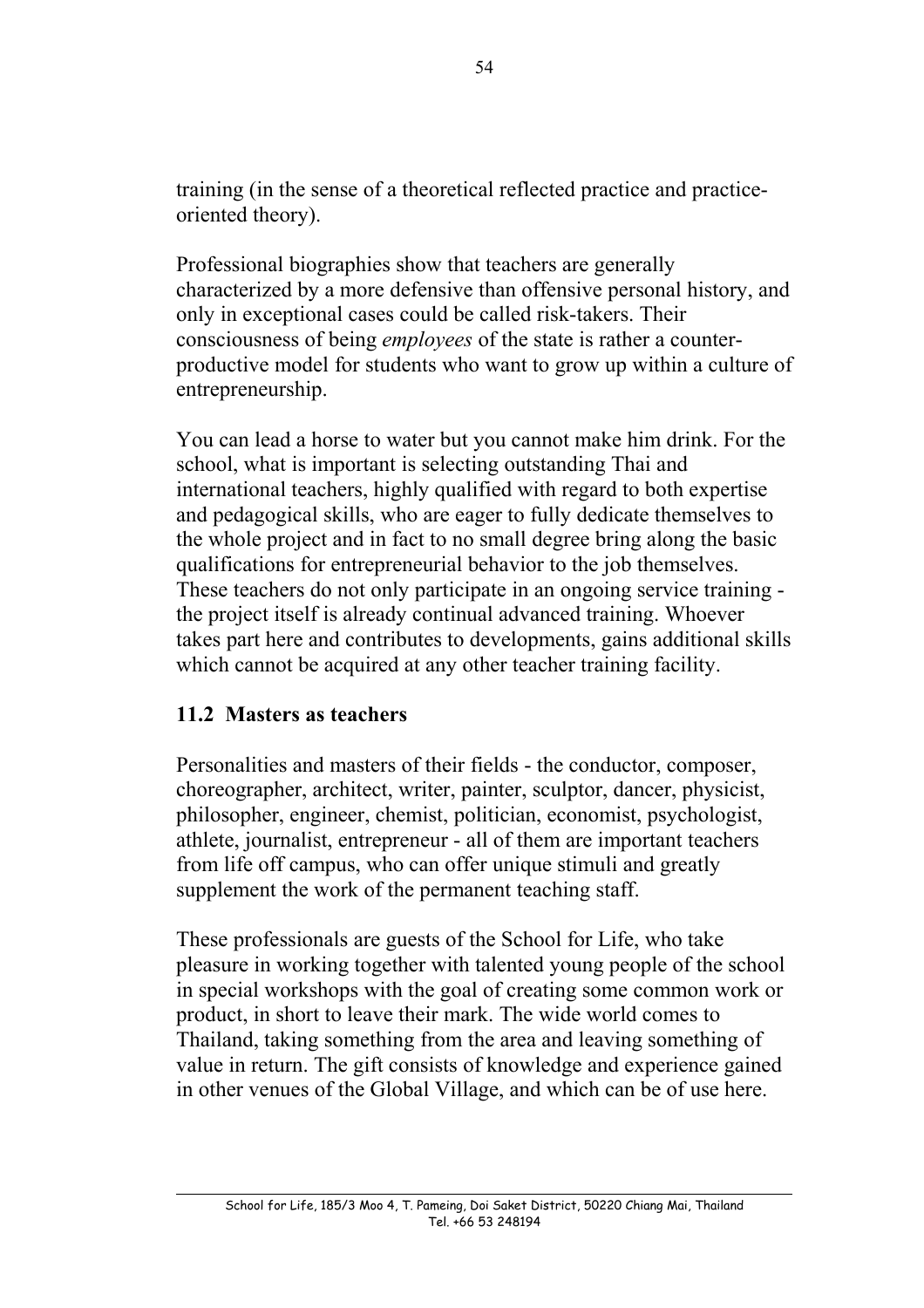training (in the sense of a theoretical reflected practice and practice-oriented theory).

Professional biographies show that teachers are generally characterized by a more defensive than offensive personal history, and only in exceptional cases could be called risk-takers. Their consciousness of being *employees* of the state is rather a counter-productive model for students who want to grow up within a culture of entrepreneurship.

You can lead a horse to water but you cannot make him drink. For the school, what is important is selecting outstanding Thai and international teachers, highly qualified with regard to both expertise and pedagogical skills, who are eager to fully dedicate themselves to the whole project and in fact to no small degree bring along the basic qualifications for entrepreneurial behavior to the job themselves. These teachers do not only participate in an ongoing service training - the project itself is already continual advanced training. Whoever takes part here and contributes to developments, gains additional skills which cannot be acquired at any other teacher training facility.

### 11.2 Masters as teachers

Personalities and masters of their fields - the conductor, composer, choreographer, architect, writer, painter, sculptor, dancer, physicist, philosopher, engineer, chemist, politician, economist, psychologist, athlete, journalist, entrepreneur - all of them are important teachers from life off campus, who can offer unique stimuli and greatly supplement the work of the permanent teaching staff.

These professionals are guests of the School for Life, who take pleasure in working together with talented young people of the school in special workshops with the goal of creating some common work or product, in short to leave their mark. The wide world comes to Thailand, taking something from the area and leaving something of value in return. The gift consists of knowledge and experience gained in other venues of the Global Village, and which can be of use here.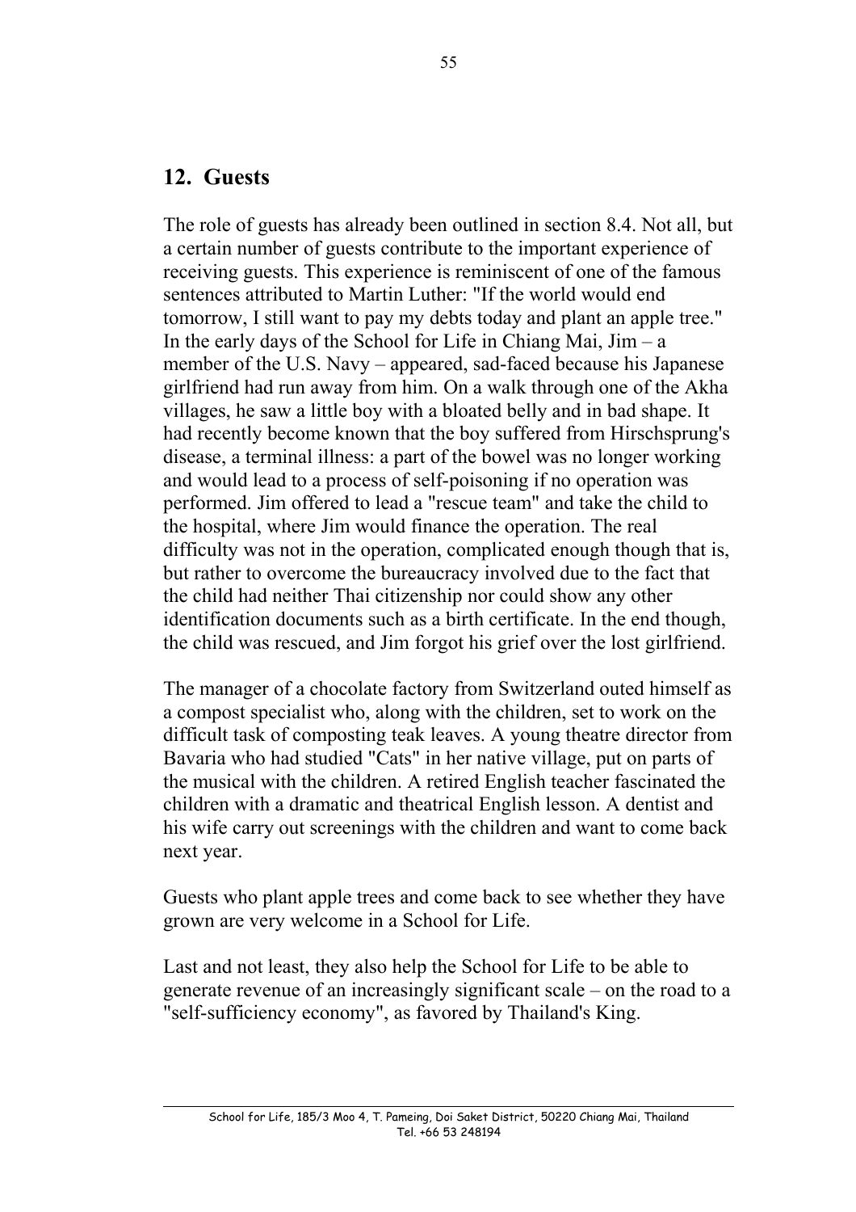## 12. Guests

The role of guests has already been outlined in section 8.4. Not all, but a certain number of guests contribute to the important experience of receiving guests. This experience is reminiscent of one of the famous sentences attributed to Martin Luther: "If the world would end tomorrow, I still want to pay my debts today and plant an apple tree." In the early days of the School for Life in Chiang Mai, Jim – a member of the U.S. Navy – appeared, sad-faced because his Japanese girlfriend had run away from him. On a walk through one of the Akha villages, he saw a little boy with a bloated belly and in bad shape. It had recently become known that the boy suffered from Hirschsprung's disease, a terminal illness: a part of the bowel was no longer working and would lead to a process of self-poisoning if no operation was performed. Jim offered to lead a "rescue team" and take the child to the hospital, where Jim would finance the operation. The real difficulty was not in the operation, complicated enough though that is, but rather to overcome the bureaucracy involved due to the fact that the child had neither Thai citizenship nor could show any other identification documents such as a birth certificate. In the end though, the child was rescued, and Jim forgot his grief over the lost girlfriend.

The manager of a chocolate factory from Switzerland outed himself as a compost specialist who, along with the children, set to work on the difficult task of composting teak leaves. A young theatre director from Bavaria who had studied "Cats" in her native village, put on parts of the musical with the children. A retired English teacher fascinated the children with a dramatic and theatrical English lesson. A dentist and his wife carry out screenings with the children and want to come back next year.

Guests who plant apple trees and come back to see whether they have grown are very welcome in a School for Life.

Last and not least, they also help the School for Life to be able to generate revenue of an increasingly significant scale – on the road to a "self-sufficiency economy", as favored by Thailand's King.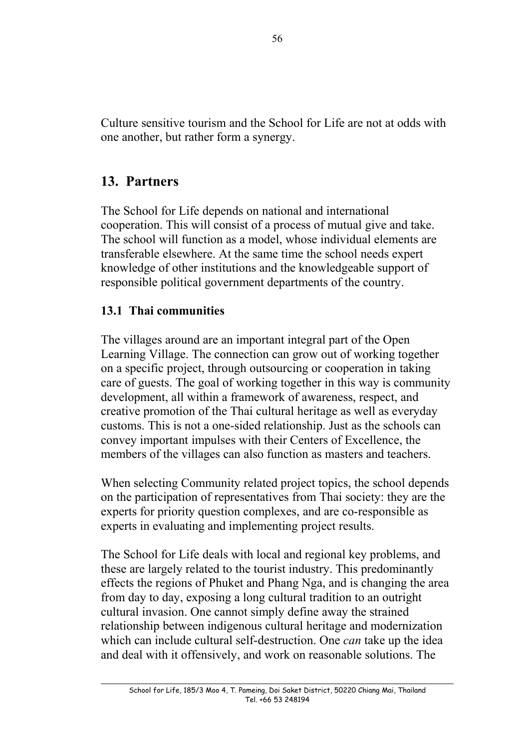Culture sensitive tourism and the School for Life are not at odds with one another, but rather form a synergy.

## 13. Partners

The School for Life depends on national and international cooperation. This will consist of a process of mutual give and take. The school will function as a model, whose individual elements are transferable elsewhere. At the same time the school needs expert knowledge of other institutions and the knowledgeable support of responsible political government departments of the country.

### 13.1 Thai communities

The villages around are an important integral part of the Open Learning Village. The connection can grow out of working together on a specific project, through outsourcing or cooperation in taking care of guests. The goal of working together in this way is community development, all within a framework of awareness, respect, and creative promotion of the Thai cultural heritage as well as everyday customs. This is not a one-sided relationship. Just as the schools can convey important impulses with their Centers of Excellence, the members of the villages can also function as masters and teachers.

When selecting Community related project topics, the school depends on the participation of representatives from Thai society: they are the experts for priority question complexes, and are co-responsible as experts in evaluating and implementing project results.

The School for Life deals with local and regional key problems, and these are largely related to the tourist industry. This predominantly effects the regions of Phuket and Phang Nga, and is changing the area from day to day, exposing a long cultural tradition to an outright cultural invasion. One cannot simply define away the strained relationship between indigenous cultural heritage and modernization which can include cultural self-destruction. One *can* take up the idea and deal with it offensively, and work on reasonable solutions. The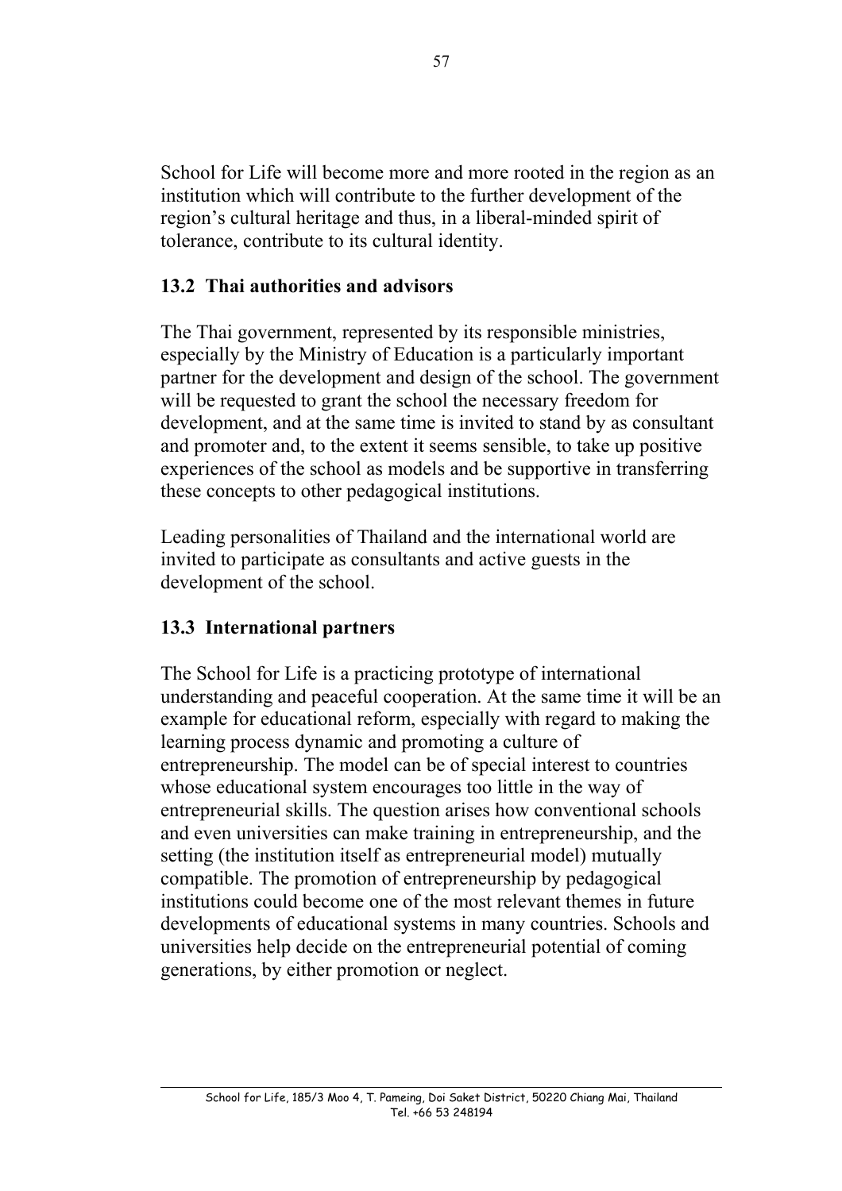School for Life will become more and more rooted in the region as an institution which will contribute to the further development of the region's cultural heritage and thus, in a liberal-minded spirit of tolerance, contribute to its cultural identity.

### 13.2 Thai authorities and advisors

The Thai government, represented by its responsible ministries, especially by the Ministry of Education is a particularly important partner for the development and design of the school. The government will be requested to grant the school the necessary freedom for development, and at the same time is invited to stand by as consultant and promoter and, to the extent it seems sensible, to take up positive experiences of the school as models and be supportive in transferring these concepts to other pedagogical institutions.

Leading personalities of Thailand and the international world are invited to participate as consultants and active guests in the development of the school.

### 13.3 International partners

The School for Life is a practicing prototype of international understanding and peaceful cooperation. At the same time it will be an example for educational reform, especially with regard to making the learning process dynamic and promoting a culture of entrepreneurship. The model can be of special interest to countries whose educational system encourages too little in the way of entrepreneurial skills. The question arises how conventional schools and even universities can make training in entrepreneurship, and the setting (the institution itself as entrepreneurial model) mutually compatible. The promotion of entrepreneurship by pedagogical institutions could become one of the most relevant themes in future developments of educational systems in many countries. Schools and universities help decide on the entrepreneurial potential of coming generations, by either promotion or neglect.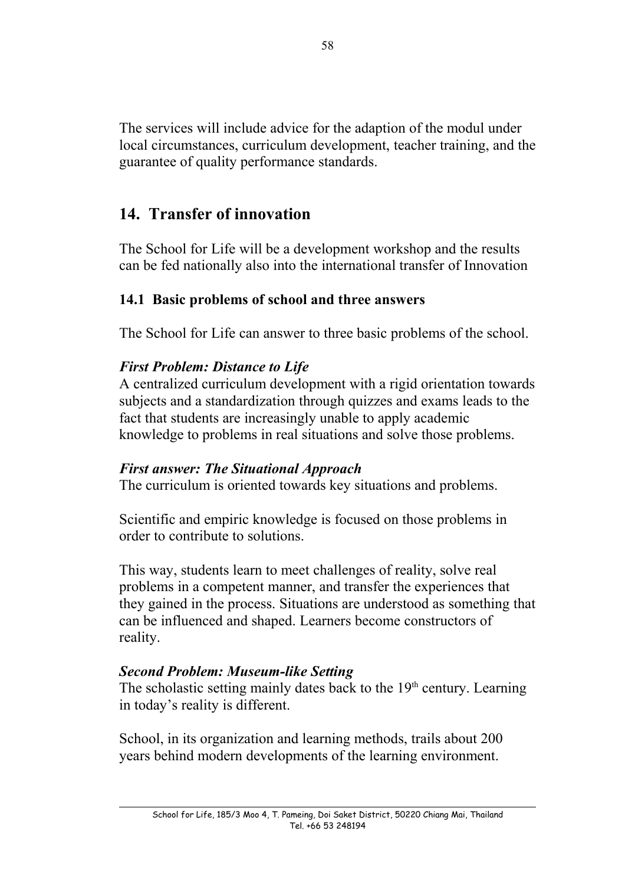The services will include advice for the adaption of the modul under local circumstances, curriculum development, teacher training, and the guarantee of quality performance standards.

## 14. Transfer of innovation

The School for Life will be a development workshop and the results can be fed nationally also into the international transfer of Innovation

### 14.1 Basic problems of school and three answers

The School for Life can answer to three basic problems of the school.

***First Problem: Distance to Life***

A centralized curriculum development with a rigid orientation towards subjects and a standardization through quizzes and exams leads to the fact that students are increasingly unable to apply academic knowledge to problems in real situations and solve those problems.

***First answer: The Situational Approach***

The curriculum is oriented towards key situations and problems.

Scientific and empiric knowledge is focused on those problems in order to contribute to solutions.

This way, students learn to meet challenges of reality, solve real problems in a competent manner, and transfer the experiences that they gained in the process. Situations are understood as something that can be influenced and shaped. Learners become constructors of reality.

***Second Problem: Museum-like Setting***

The scholastic setting mainly dates back to the 19th century. Learning in today's reality is different.

School, in its organization and learning methods, trails about 200 years behind modern developments of the learning environment.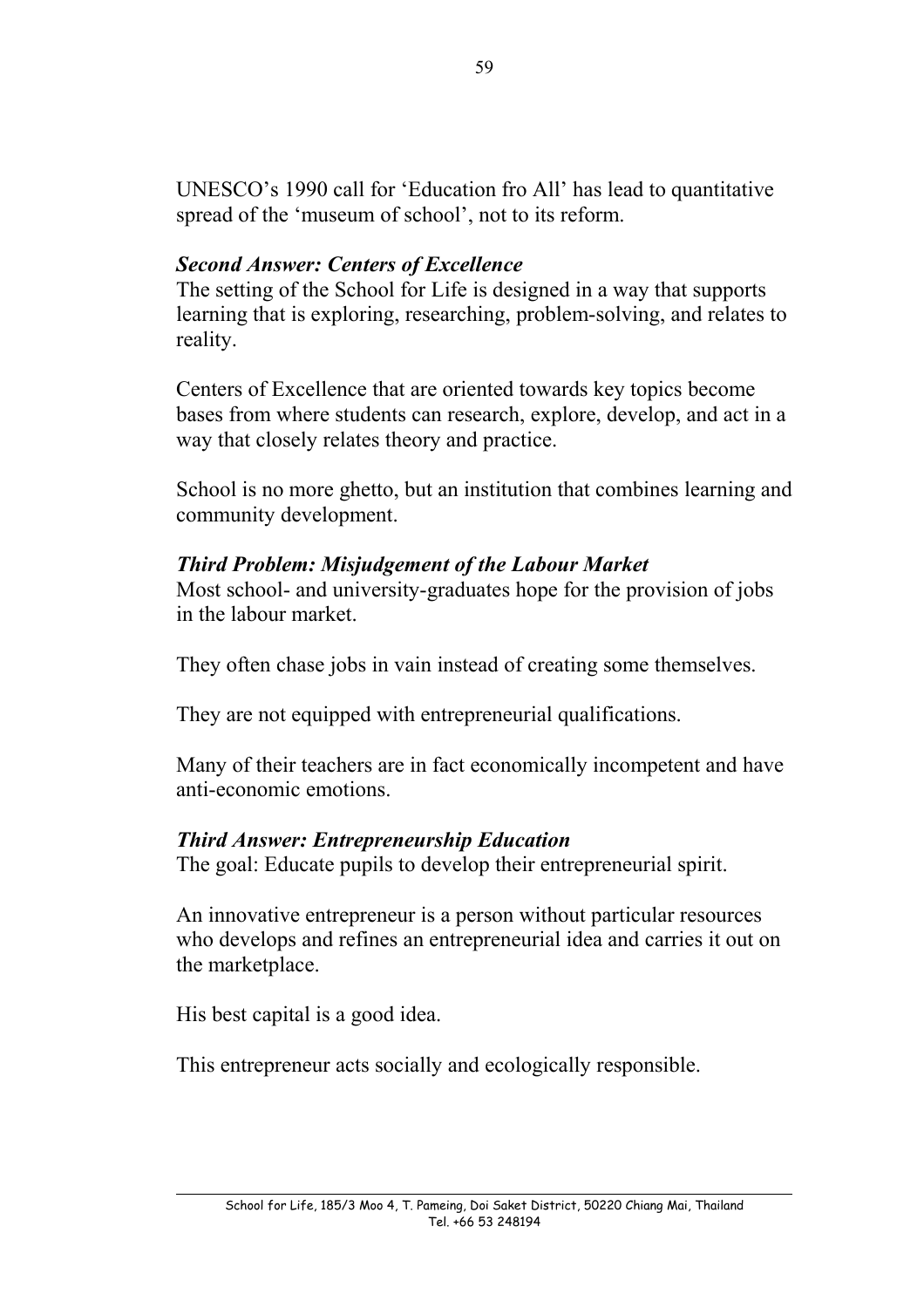UNESCO's 1990 call for 'Education fro All' has lead to quantitative spread of the 'museum of school', not to its reform.

### *Second Answer: Centers of Excellence*

The setting of the School for Life is designed in a way that supports learning that is exploring, researching, problem-solving, and relates to reality.

Centers of Excellence that are oriented towards key topics become bases from where students can research, explore, develop, and act in a way that closely relates theory and practice.

School is no more ghetto, but an institution that combines learning and community development.

### *Third Problem: Misjudgement of the Labour Market*

Most school- and university-graduates hope for the provision of jobs in the labour market.

They often chase jobs in vain instead of creating some themselves.

They are not equipped with entrepreneurial qualifications.

Many of their teachers are in fact economically incompetent and have anti-economic emotions.

### *Third Answer: Entrepreneurship Education*

The goal: Educate pupils to develop their entrepreneurial spirit.

An innovative entrepreneur is a person without particular resources who develops and refines an entrepreneurial idea and carries it out on the marketplace.

His best capital is a good idea.

This entrepreneur acts socially and ecologically responsible.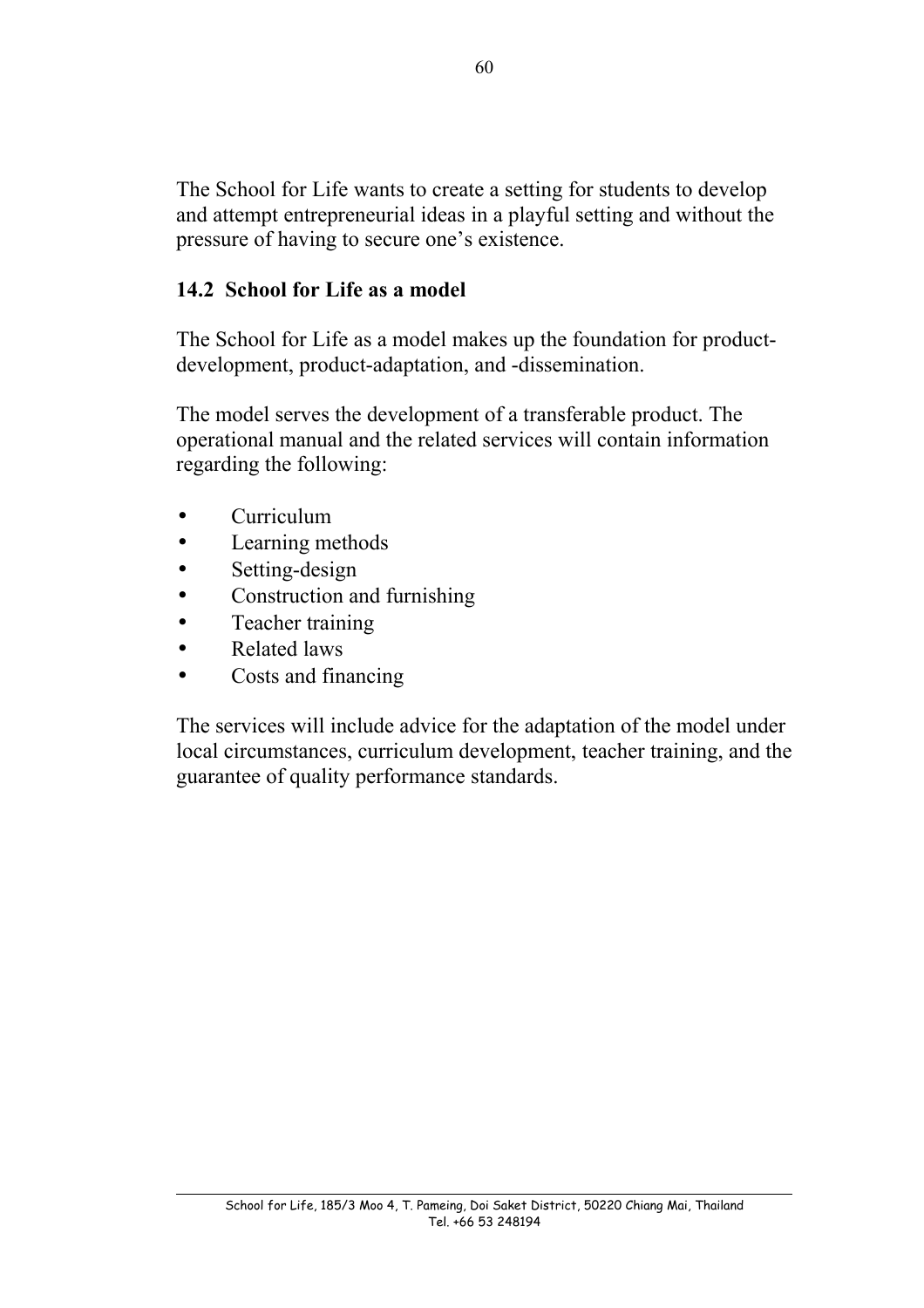The School for Life wants to create a setting for students to develop and attempt entrepreneurial ideas in a playful setting and without the pressure of having to secure one's existence.

### 14.2 School for Life as a model

The School for Life as a model makes up the foundation for product-development, product-adaptation, and -dissemination.

The model serves the development of a transferable product. The operational manual and the related services will contain information regarding the following:

- Curriculum
- Learning methods
- Setting-design
- Construction and furnishing
- Teacher training
- Related laws
- Costs and financing

The services will include advice for the adaptation of the model under local circumstances, curriculum development, teacher training, and the guarantee of quality performance standards.